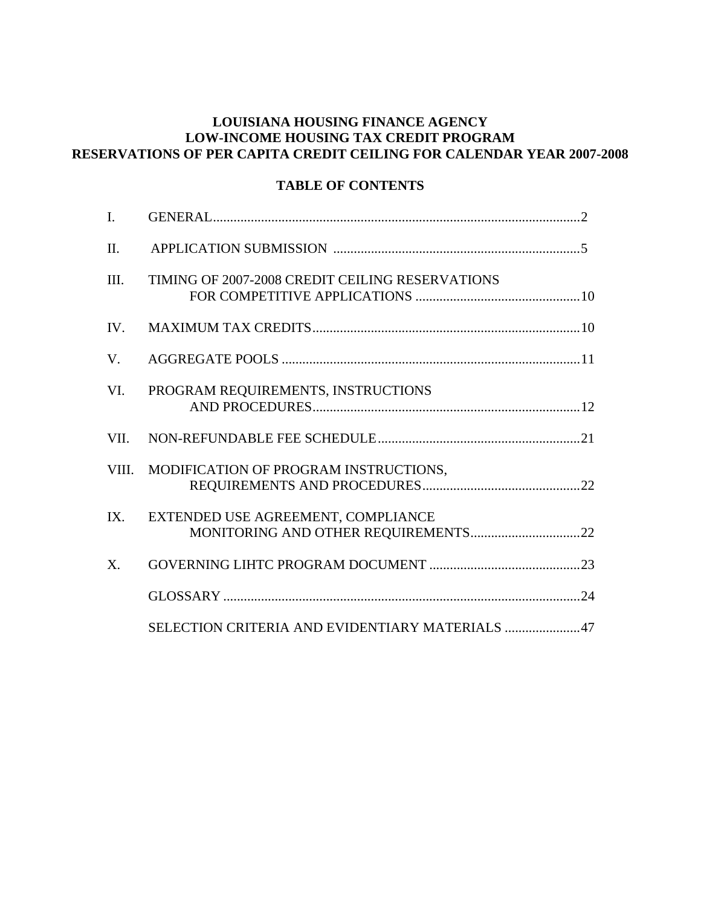# LOUISIANA HOUSING FINANCE AGENCY
# LOW-INCOME HOUSING TAX CREDIT PROGRAM
# RESERVATIONS OF PER CAPITA CREDIT CEILING FOR CALENDAR YEAR 2007-2008

## TABLE OF CONTENTS

| | | |
|---|---|---|
| I. | GENERAL | 2 |
| II. | APPLICATION SUBMISSION | 5 |
| III. | TIMING OF 2007-2008 CREDIT CEILING RESERVATIONS FOR COMPETITIVE APPLICATIONS | 10 |
| IV. | MAXIMUM TAX CREDITS | 10 |
| V. | AGGREGATE POOLS | 11 |
| VI. | PROGRAM REQUIREMENTS, INSTRUCTIONS AND PROCEDURES | 12 |
| VII. | NON-REFUNDABLE FEE SCHEDULE | 21 |
| VIII. | MODIFICATION OF PROGRAM INSTRUCTIONS, REQUIREMENTS AND PROCEDURES | 22 |
| IX. | EXTENDED USE AGREEMENT, COMPLIANCE MONITORING AND OTHER REQUIREMENTS | 22 |
| X. | GOVERNING LIHTC PROGRAM DOCUMENT | 23 |
| | GLOSSARY | 24 |
| | SELECTION CRITERIA AND EVIDENTIARY MATERIALS | 47 |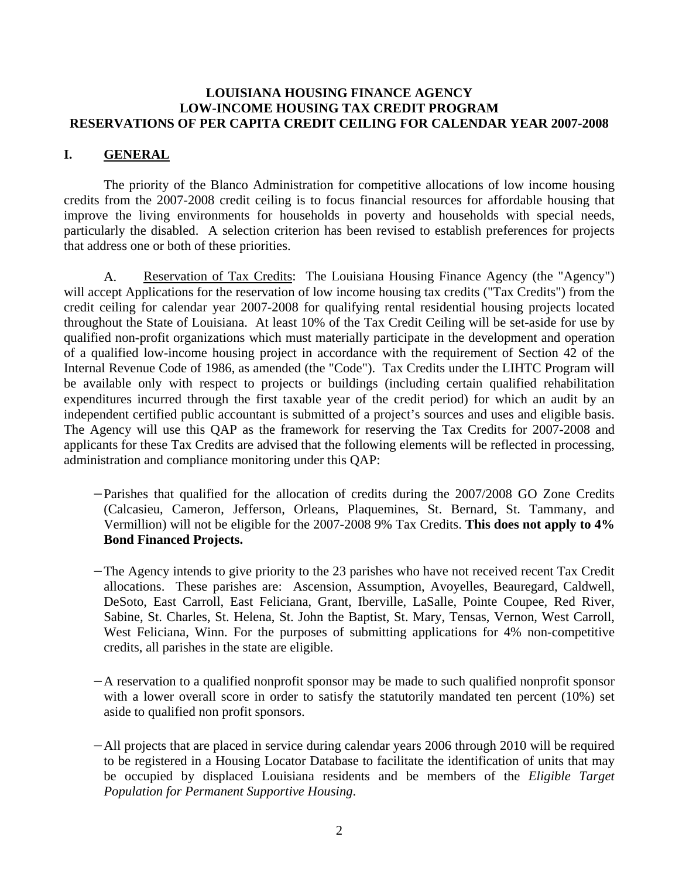**LOUISIANA HOUSING FINANCE AGENCY**
**LOW-INCOME HOUSING TAX CREDIT PROGRAM**
**RESERVATIONS OF PER CAPITA CREDIT CEILING FOR CALENDAR YEAR 2007-2008**

## I. GENERAL

The priority of the Blanco Administration for competitive allocations of low income housing credits from the 2007-2008 credit ceiling is to focus financial resources for affordable housing that improve the living environments for households in poverty and households with special needs, particularly the disabled. A selection criterion has been revised to establish preferences for projects that address one or both of these priorities.

A. Reservation of Tax Credits: The Louisiana Housing Finance Agency (the "Agency") will accept Applications for the reservation of low income housing tax credits ("Tax Credits") from the credit ceiling for calendar year 2007-2008 for qualifying rental residential housing projects located throughout the State of Louisiana. At least 10% of the Tax Credit Ceiling will be set-aside for use by qualified non-profit organizations which must materially participate in the development and operation of a qualified low-income housing project in accordance with the requirement of Section 42 of the Internal Revenue Code of 1986, as amended (the "Code"). Tax Credits under the LIHTC Program will be available only with respect to projects or buildings (including certain qualified rehabilitation expenditures incurred through the first taxable year of the credit period) for which an audit by an independent certified public accountant is submitted of a project's sources and uses and eligible basis. The Agency will use this QAP as the framework for reserving the Tax Credits for 2007-2008 and applicants for these Tax Credits are advised that the following elements will be reflected in processing, administration and compliance monitoring under this QAP:

- Parishes that qualified for the allocation of credits during the 2007/2008 GO Zone Credits (Calcasieu, Cameron, Jefferson, Orleans, Plaquemines, St. Bernard, St. Tammany, and Vermillion) will not be eligible for the 2007-2008 9% Tax Credits. **This does not apply to 4% Bond Financed Projects.**

- The Agency intends to give priority to the 23 parishes who have not received recent Tax Credit allocations. These parishes are: Ascension, Assumption, Avoyelles, Beauregard, Caldwell, DeSoto, East Carroll, East Feliciana, Grant, Iberville, LaSalle, Pointe Coupee, Red River, Sabine, St. Charles, St. Helena, St. John the Baptist, St. Mary, Tensas, Vernon, West Carroll, West Feliciana, Winn. For the purposes of submitting applications for 4% non-competitive credits, all parishes in the state are eligible.

- A reservation to a qualified nonprofit sponsor may be made to such qualified nonprofit sponsor with a lower overall score in order to satisfy the statutorily mandated ten percent (10%) set aside to qualified non profit sponsors.

- All projects that are placed in service during calendar years 2006 through 2010 will be required to be registered in a Housing Locator Database to facilitate the identification of units that may be occupied by displaced Louisiana residents and be members of the *Eligible Target Population for Permanent Supportive Housing*.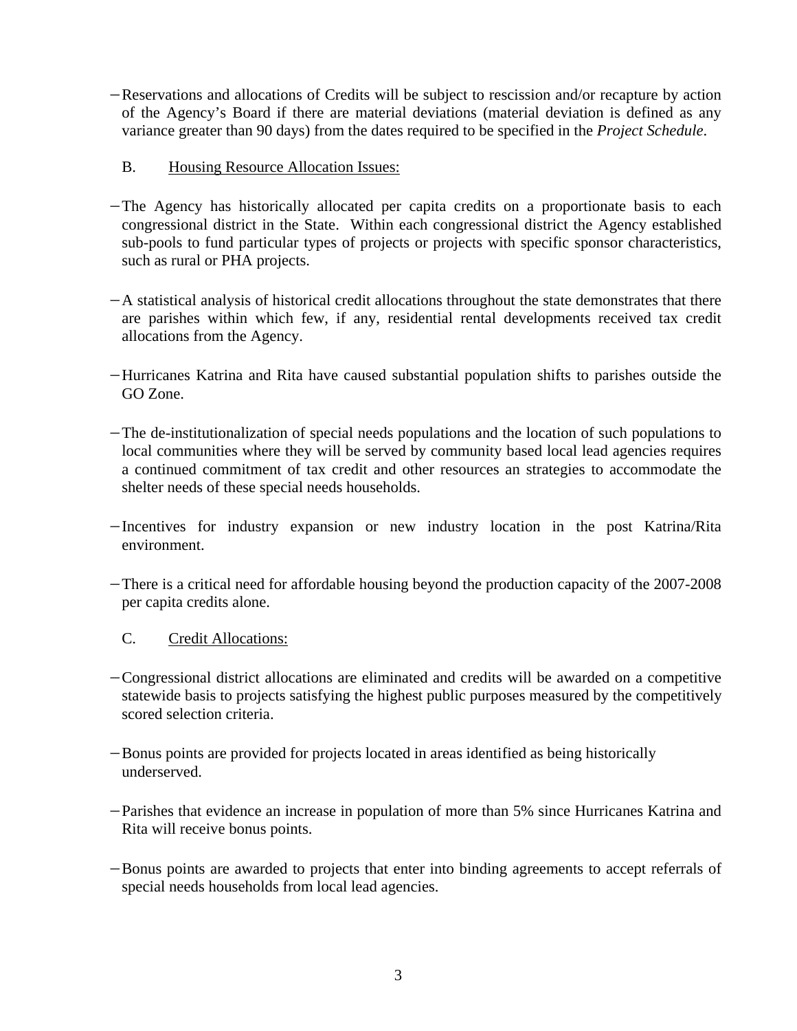− Reservations and allocations of Credits will be subject to rescission and/or recapture by action of the Agency's Board if there are material deviations (material deviation is defined as any variance greater than 90 days) from the dates required to be specified in the *Project Schedule*.

B. <u>Housing Resource Allocation Issues:</u>

− The Agency has historically allocated per capita credits on a proportionate basis to each congressional district in the State. Within each congressional district the Agency established sub-pools to fund particular types of projects or projects with specific sponsor characteristics, such as rural or PHA projects.

− A statistical analysis of historical credit allocations throughout the state demonstrates that there are parishes within which few, if any, residential rental developments received tax credit allocations from the Agency.

− Hurricanes Katrina and Rita have caused substantial population shifts to parishes outside the GO Zone.

− The de-institutionalization of special needs populations and the location of such populations to local communities where they will be served by community based local lead agencies requires a continued commitment of tax credit and other resources an strategies to accommodate the shelter needs of these special needs households.

− Incentives for industry expansion or new industry location in the post Katrina/Rita environment.

− There is a critical need for affordable housing beyond the production capacity of the 2007-2008 per capita credits alone.

C. <u>Credit Allocations:</u>

− Congressional district allocations are eliminated and credits will be awarded on a competitive statewide basis to projects satisfying the highest public purposes measured by the competitively scored selection criteria.

− Bonus points are provided for projects located in areas identified as being historically underserved.

− Parishes that evidence an increase in population of more than 5% since Hurricanes Katrina and Rita will receive bonus points.

− Bonus points are awarded to projects that enter into binding agreements to accept referrals of special needs households from local lead agencies.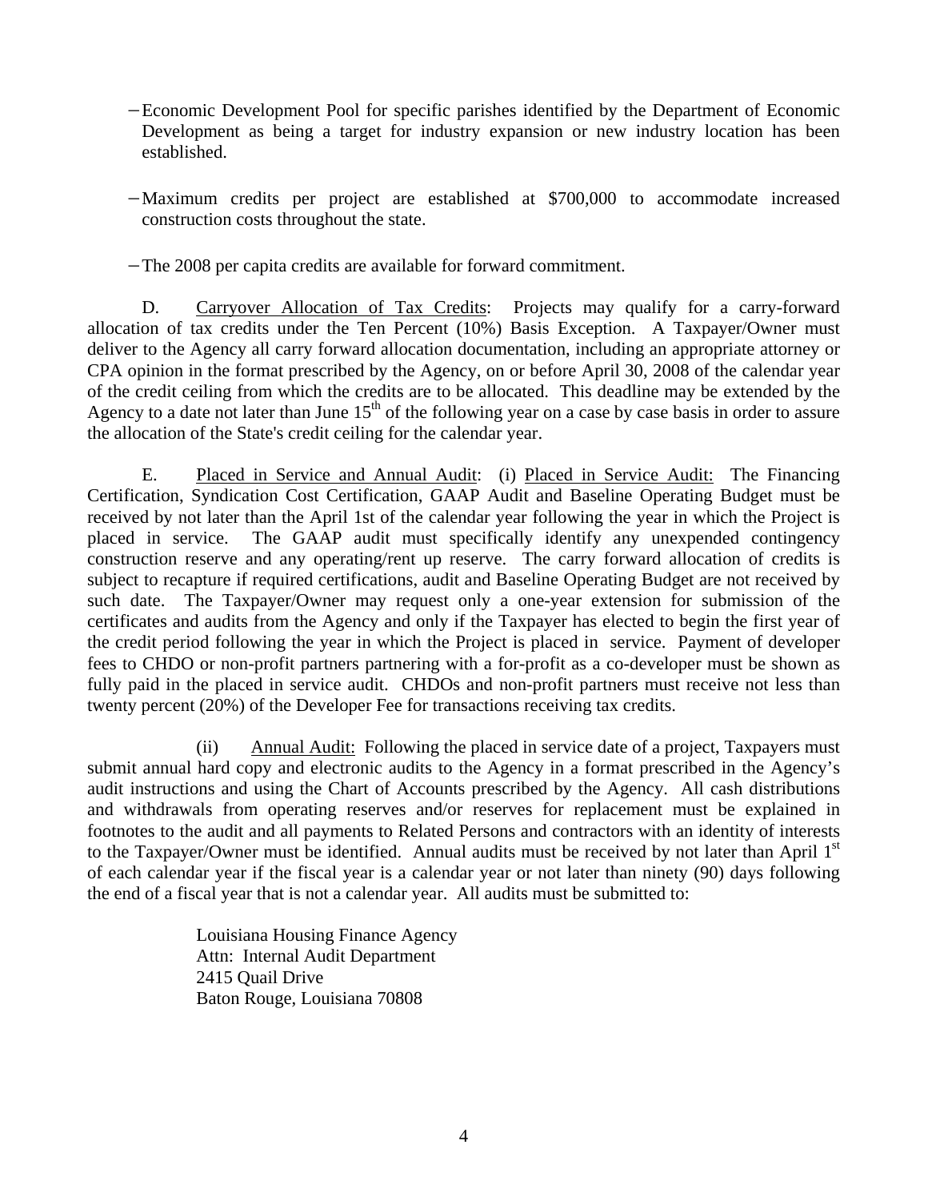- Economic Development Pool for specific parishes identified by the Department of Economic Development as being a target for industry expansion or new industry location has been established.

- Maximum credits per project are established at $700,000 to accommodate increased construction costs throughout the state.

- The 2008 per capita credits are available for forward commitment.

D. Carryover Allocation of Tax Credits: Projects may qualify for a carry-forward allocation of tax credits under the Ten Percent (10%) Basis Exception. A Taxpayer/Owner must deliver to the Agency all carry forward allocation documentation, including an appropriate attorney or CPA opinion in the format prescribed by the Agency, on or before April 30, 2008 of the calendar year of the credit ceiling from which the credits are to be allocated. This deadline may be extended by the Agency to a date not later than June 15th of the following year on a case by case basis in order to assure the allocation of the State's credit ceiling for the calendar year.

E. Placed in Service and Annual Audit: (i) Placed in Service Audit: The Financing Certification, Syndication Cost Certification, GAAP Audit and Baseline Operating Budget must be received by not later than the April 1st of the calendar year following the year in which the Project is placed in service. The GAAP audit must specifically identify any unexpended contingency construction reserve and any operating/rent up reserve. The carry forward allocation of credits is subject to recapture if required certifications, audit and Baseline Operating Budget are not received by such date. The Taxpayer/Owner may request only a one-year extension for submission of the certificates and audits from the Agency and only if the Taxpayer has elected to begin the first year of the credit period following the year in which the Project is placed in service. Payment of developer fees to CHDO or non-profit partners partnering with a for-profit as a co-developer must be shown as fully paid in the placed in service audit. CHDOs and non-profit partners must receive not less than twenty percent (20%) of the Developer Fee for transactions receiving tax credits.

(ii) Annual Audit: Following the placed in service date of a project, Taxpayers must submit annual hard copy and electronic audits to the Agency in a format prescribed in the Agency's audit instructions and using the Chart of Accounts prescribed by the Agency. All cash distributions and withdrawals from operating reserves and/or reserves for replacement must be explained in footnotes to the audit and all payments to Related Persons and contractors with an identity of interests to the Taxpayer/Owner must be identified. Annual audits must be received by not later than April 1st of each calendar year if the fiscal year is a calendar year or not later than ninety (90) days following the end of a fiscal year that is not a calendar year. All audits must be submitted to:

Louisiana Housing Finance Agency
Attn: Internal Audit Department
2415 Quail Drive
Baton Rouge, Louisiana 70808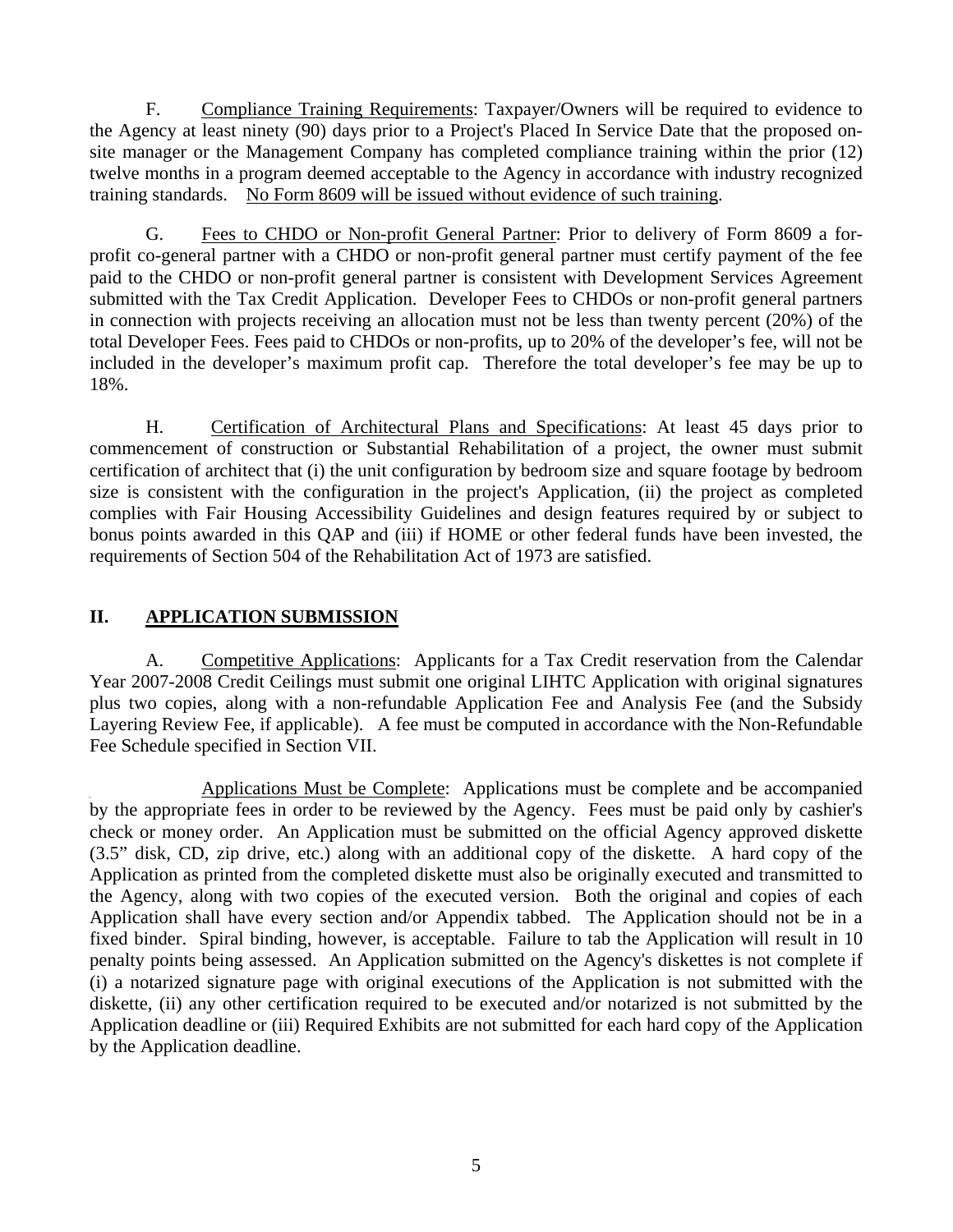F. Compliance Training Requirements: Taxpayer/Owners will be required to evidence to the Agency at least ninety (90) days prior to a Project's Placed In Service Date that the proposed on-site manager or the Management Company has completed compliance training within the prior (12) twelve months in a program deemed acceptable to the Agency in accordance with industry recognized training standards. No Form 8609 will be issued without evidence of such training.

G. Fees to CHDO or Non-profit General Partner: Prior to delivery of Form 8609 a for-profit co-general partner with a CHDO or non-profit general partner must certify payment of the fee paid to the CHDO or non-profit general partner is consistent with Development Services Agreement submitted with the Tax Credit Application. Developer Fees to CHDOs or non-profit general partners in connection with projects receiving an allocation must not be less than twenty percent (20%) of the total Developer Fees. Fees paid to CHDOs or non-profits, up to 20% of the developer's fee, will not be included in the developer's maximum profit cap. Therefore the total developer's fee may be up to 18%.

H. Certification of Architectural Plans and Specifications: At least 45 days prior to commencement of construction or Substantial Rehabilitation of a project, the owner must submit certification of architect that (i) the unit configuration by bedroom size and square footage by bedroom size is consistent with the configuration in the project's Application, (ii) the project as completed complies with Fair Housing Accessibility Guidelines and design features required by or subject to bonus points awarded in this QAP and (iii) if HOME or other federal funds have been invested, the requirements of Section 504 of the Rehabilitation Act of 1973 are satisfied.

## II. APPLICATION SUBMISSION

A. Competitive Applications: Applicants for a Tax Credit reservation from the Calendar Year 2007-2008 Credit Ceilings must submit one original LIHTC Application with original signatures plus two copies, along with a non-refundable Application Fee and Analysis Fee (and the Subsidy Layering Review Fee, if applicable). A fee must be computed in accordance with the Non-Refundable Fee Schedule specified in Section VII.

Applications Must be Complete: Applications must be complete and be accompanied by the appropriate fees in order to be reviewed by the Agency. Fees must be paid only by cashier's check or money order. An Application must be submitted on the official Agency approved diskette (3.5" disk, CD, zip drive, etc.) along with an additional copy of the diskette. A hard copy of the Application as printed from the completed diskette must also be originally executed and transmitted to the Agency, along with two copies of the executed version. Both the original and copies of each Application shall have every section and/or Appendix tabbed. The Application should not be in a fixed binder. Spiral binding, however, is acceptable. Failure to tab the Application will result in 10 penalty points being assessed. An Application submitted on the Agency's diskettes is not complete if (i) a notarized signature page with original executions of the Application is not submitted with the diskette, (ii) any other certification required to be executed and/or notarized is not submitted by the Application deadline or (iii) Required Exhibits are not submitted for each hard copy of the Application by the Application deadline.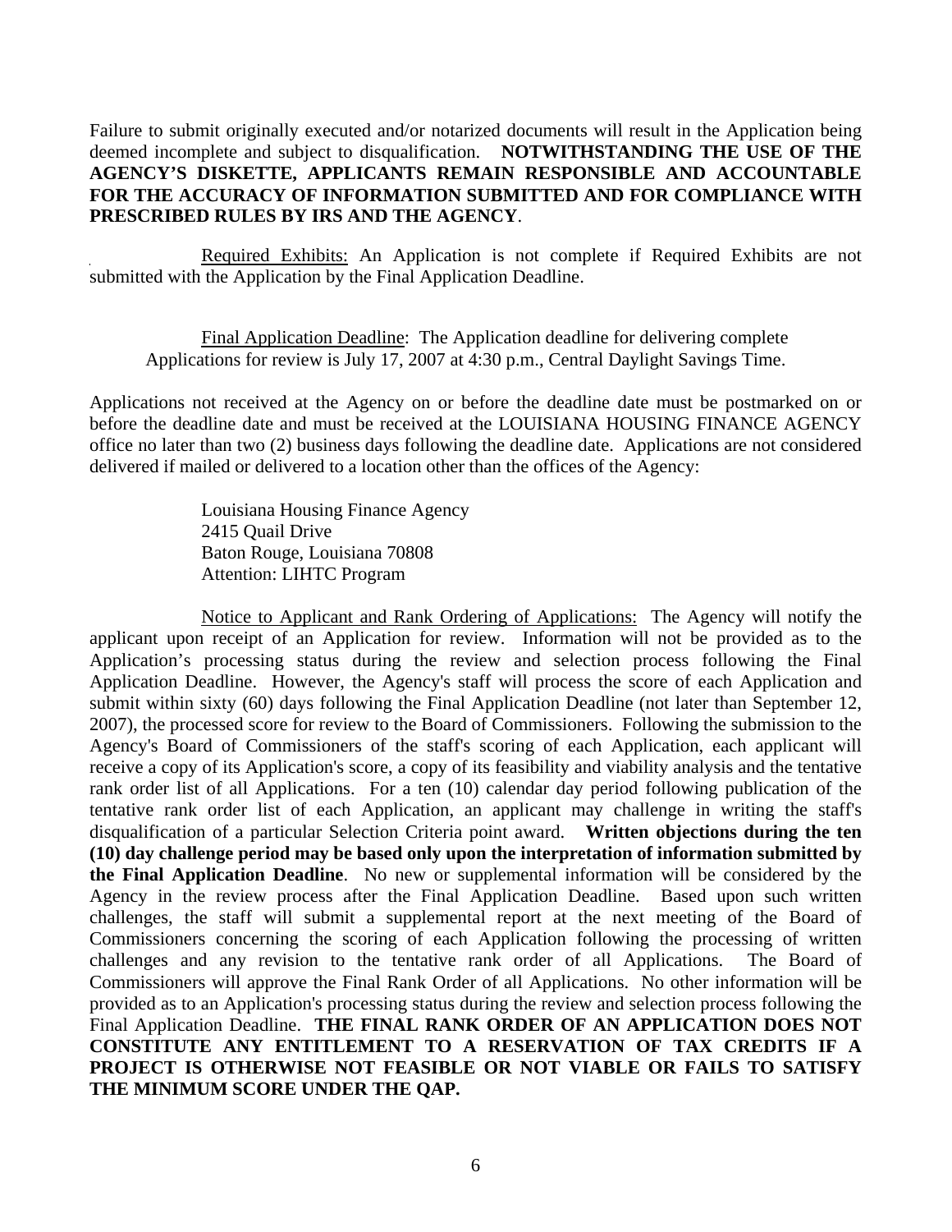Failure to submit originally executed and/or notarized documents will result in the Application being deemed incomplete and subject to disqualification. **NOTWITHSTANDING THE USE OF THE AGENCY'S DISKETTE, APPLICANTS REMAIN RESPONSIBLE AND ACCOUNTABLE FOR THE ACCURACY OF INFORMATION SUBMITTED AND FOR COMPLIANCE WITH PRESCRIBED RULES BY IRS AND THE AGENCY**.

<u>Required Exhibits:</u> An Application is not complete if Required Exhibits are not submitted with the Application by the Final Application Deadline.

<u>Final Application Deadline</u>: The Application deadline for delivering complete Applications for review is July 17, 2007 at 4:30 p.m., Central Daylight Savings Time.

Applications not received at the Agency on or before the deadline date must be postmarked on or before the deadline date and must be received at the LOUISIANA HOUSING FINANCE AGENCY office no later than two (2) business days following the deadline date. Applications are not considered delivered if mailed or delivered to a location other than the offices of the Agency:

Louisiana Housing Finance Agency
2415 Quail Drive
Baton Rouge, Louisiana 70808
Attention: LIHTC Program

<u>Notice to Applicant and Rank Ordering of Applications:</u> The Agency will notify the applicant upon receipt of an Application for review. Information will not be provided as to the Application's processing status during the review and selection process following the Final Application Deadline. However, the Agency's staff will process the score of each Application and submit within sixty (60) days following the Final Application Deadline (not later than September 12, 2007), the processed score for review to the Board of Commissioners. Following the submission to the Agency's Board of Commissioners of the staff's scoring of each Application, each applicant will receive a copy of its Application's score, a copy of its feasibility and viability analysis and the tentative rank order list of all Applications. For a ten (10) calendar day period following publication of the tentative rank order list of each Application, an applicant may challenge in writing the staff's disqualification of a particular Selection Criteria point award. **Written objections during the ten (10) day challenge period may be based only upon the interpretation of information submitted by the Final Application Deadline**. No new or supplemental information will be considered by the Agency in the review process after the Final Application Deadline. Based upon such written challenges, the staff will submit a supplemental report at the next meeting of the Board of Commissioners concerning the scoring of each Application following the processing of written challenges and any revision to the tentative rank order of all Applications. The Board of Commissioners will approve the Final Rank Order of all Applications. No other information will be provided as to an Application's processing status during the review and selection process following the Final Application Deadline. **THE FINAL RANK ORDER OF AN APPLICATION DOES NOT CONSTITUTE ANY ENTITLEMENT TO A RESERVATION OF TAX CREDITS IF A PROJECT IS OTHERWISE NOT FEASIBLE OR NOT VIABLE OR FAILS TO SATISFY THE MINIMUM SCORE UNDER THE QAP.**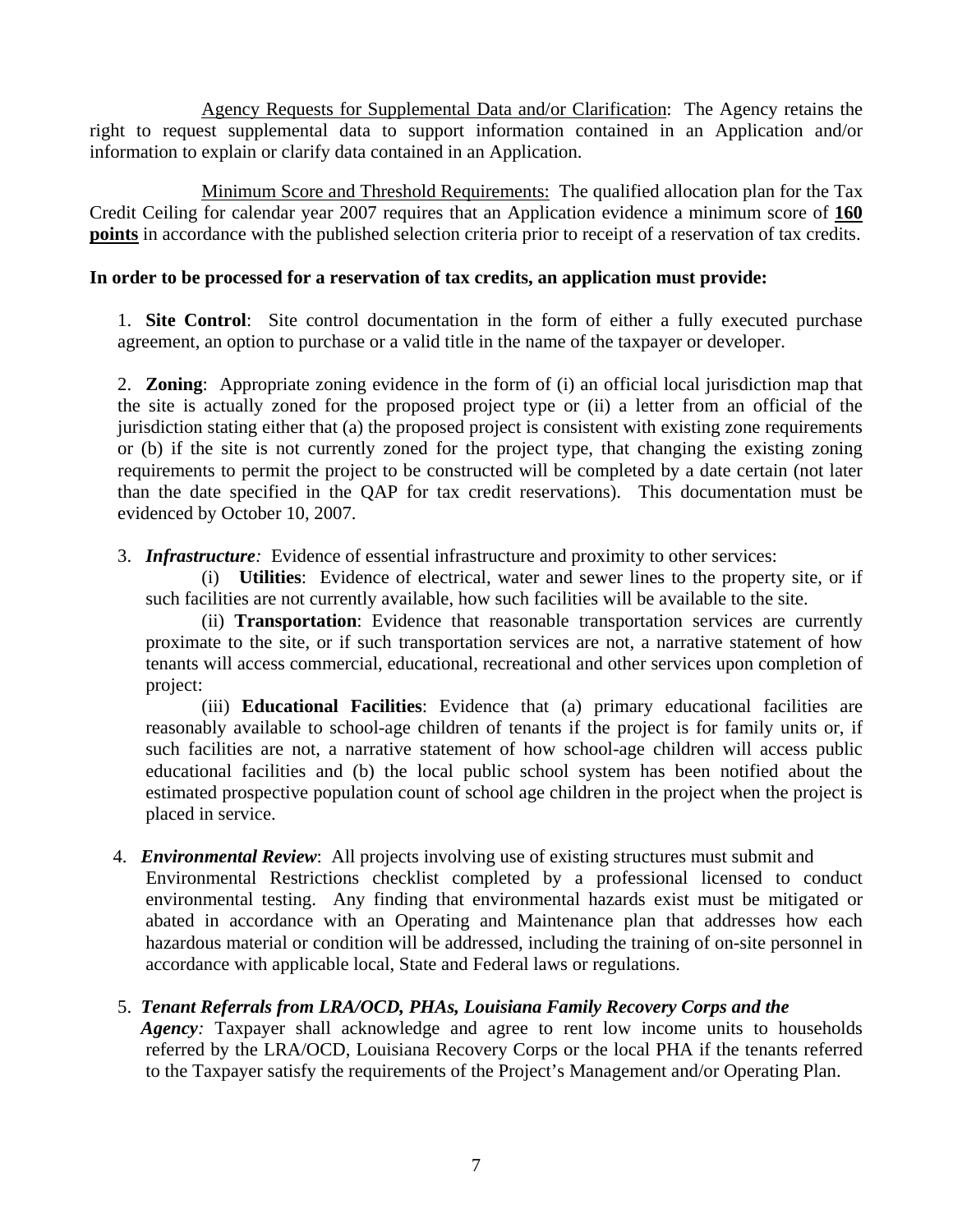<u>Agency Requests for Supplemental Data and/or Clarification</u>: The Agency retains the right to request supplemental data to support information contained in an Application and/or information to explain or clarify data contained in an Application.

<u>Minimum Score and Threshold Requirements:</u> The qualified allocation plan for the Tax Credit Ceiling for calendar year 2007 requires that an Application evidence a minimum score of **<u>160 points</u>** in accordance with the published selection criteria prior to receipt of a reservation of tax credits.

**In order to be processed for a reservation of tax credits, an application must provide:**

1. **Site Control**: Site control documentation in the form of either a fully executed purchase agreement, an option to purchase or a valid title in the name of the taxpayer or developer.

2. **Zoning**: Appropriate zoning evidence in the form of (i) an official local jurisdiction map that the site is actually zoned for the proposed project type or (ii) a letter from an official of the jurisdiction stating either that (a) the proposed project is consistent with existing zone requirements or (b) if the site is not currently zoned for the project type, that changing the existing zoning requirements to permit the project to be constructed will be completed by a date certain (not later than the date specified in the QAP for tax credit reservations). This documentation must be evidenced by October 10, 2007.

3. ***Infrastructure:*** Evidence of essential infrastructure and proximity to other services:

   (i) **Utilities**: Evidence of electrical, water and sewer lines to the property site, or if such facilities are not currently available, how such facilities will be available to the site.

   (ii) **Transportation**: Evidence that reasonable transportation services are currently proximate to the site, or if such transportation services are not, a narrative statement of how tenants will access commercial, educational, recreational and other services upon completion of project:

   (iii) **Educational Facilities**: Evidence that (a) primary educational facilities are reasonably available to school-age children of tenants if the project is for family units or, if such facilities are not, a narrative statement of how school-age children will access public educational facilities and (b) the local public school system has been notified about the estimated prospective population count of school age children in the project when the project is placed in service.

4. ***Environmental Review***: All projects involving use of existing structures must submit and Environmental Restrictions checklist completed by a professional licensed to conduct environmental testing. Any finding that environmental hazards exist must be mitigated or abated in accordance with an Operating and Maintenance plan that addresses how each hazardous material or condition will be addressed, including the training of on-site personnel in accordance with applicable local, State and Federal laws or regulations.

5. ***Tenant Referrals from LRA/OCD, PHAs, Louisiana Family Recovery Corps and the Agency:*** Taxpayer shall acknowledge and agree to rent low income units to households referred by the LRA/OCD, Louisiana Recovery Corps or the local PHA if the tenants referred to the Taxpayer satisfy the requirements of the Project's Management and/or Operating Plan.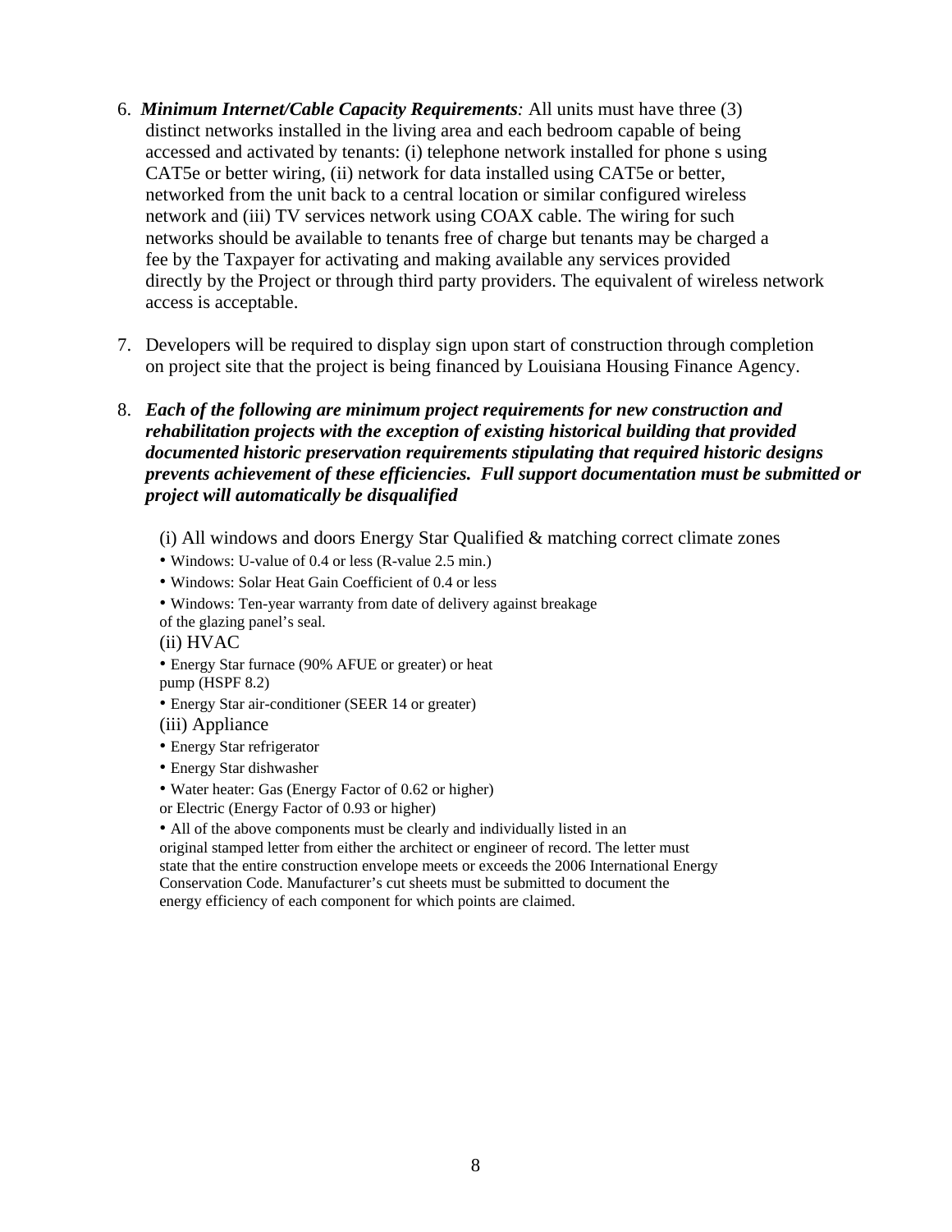6. ***Minimum Internet/Cable Capacity Requirements:*** All units must have three (3) distinct networks installed in the living area and each bedroom capable of being accessed and activated by tenants: (i) telephone network installed for phone s using CAT5e or better wiring, (ii) network for data installed using CAT5e or better, networked from the unit back to a central location or similar configured wireless network and (iii) TV services network using COAX cable. The wiring for such networks should be available to tenants free of charge but tenants may be charged a fee by the Taxpayer for activating and making available any services provided directly by the Project or through third party providers. The equivalent of wireless network access is acceptable.

7. Developers will be required to display sign upon start of construction through completion on project site that the project is being financed by Louisiana Housing Finance Agency.

8. ***Each of the following are minimum project requirements for new construction and rehabilitation projects with the exception of existing historical building that provided documented historic preservation requirements stipulating that required historic designs prevents achievement of these efficiencies. Full support documentation must be submitted or project will automatically be disqualified***

   (i) All windows and doors Energy Star Qualified & matching correct climate zones
   - Windows: U-value of 0.4 or less (R-value 2.5 min.)
   - Windows: Solar Heat Gain Coefficient of 0.4 or less
   - Windows: Ten-year warranty from date of delivery against breakage of the glazing panel's seal.

   (ii) HVAC
   - Energy Star furnace (90% AFUE or greater) or heat pump (HSPF 8.2)
   - Energy Star air-conditioner (SEER 14 or greater)

   (iii) Appliance
   - Energy Star refrigerator
   - Energy Star dishwasher
   - Water heater: Gas (Energy Factor of 0.62 or higher) or Electric (Energy Factor of 0.93 or higher)
   - All of the above components must be clearly and individually listed in an original stamped letter from either the architect or engineer of record. The letter must state that the entire construction envelope meets or exceeds the 2006 International Energy Conservation Code. Manufacturer's cut sheets must be submitted to document the energy efficiency of each component for which points are claimed.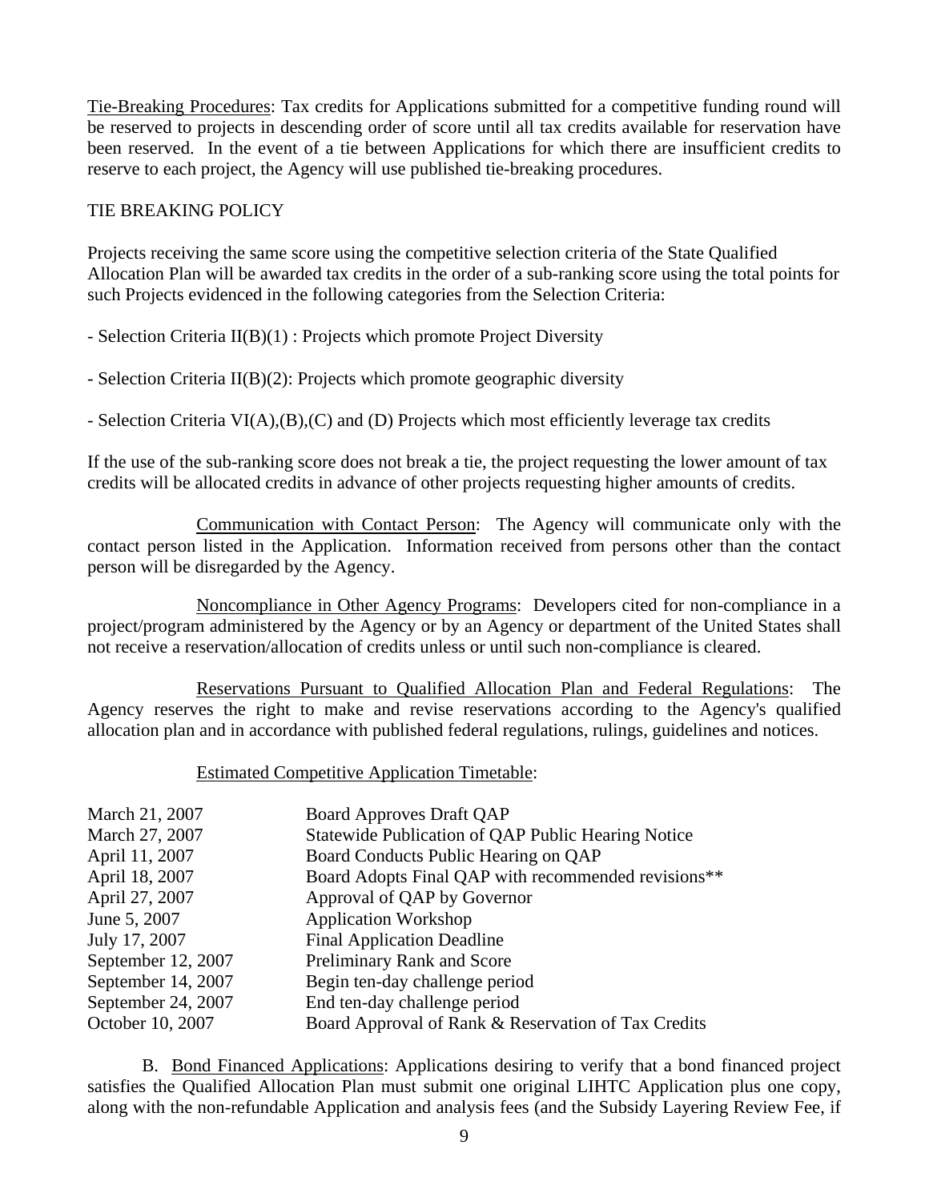Tie-Breaking Procedures: Tax credits for Applications submitted for a competitive funding round will be reserved to projects in descending order of score until all tax credits available for reservation have been reserved. In the event of a tie between Applications for which there are insufficient credits to reserve to each project, the Agency will use published tie-breaking procedures.

TIE BREAKING POLICY

Projects receiving the same score using the competitive selection criteria of the State Qualified Allocation Plan will be awarded tax credits in the order of a sub-ranking score using the total points for such Projects evidenced in the following categories from the Selection Criteria:

- Selection Criteria II(B)(1) : Projects which promote Project Diversity

- Selection Criteria II(B)(2): Projects which promote geographic diversity

- Selection Criteria VI(A),(B),(C) and (D) Projects which most efficiently leverage tax credits

If the use of the sub-ranking score does not break a tie, the project requesting the lower amount of tax credits will be allocated credits in advance of other projects requesting higher amounts of credits.

Communication with Contact Person: The Agency will communicate only with the contact person listed in the Application. Information received from persons other than the contact person will be disregarded by the Agency.

Noncompliance in Other Agency Programs: Developers cited for non-compliance in a project/program administered by the Agency or by an Agency or department of the United States shall not receive a reservation/allocation of credits unless or until such non-compliance is cleared.

Reservations Pursuant to Qualified Allocation Plan and Federal Regulations: The Agency reserves the right to make and revise reservations according to the Agency's qualified allocation plan and in accordance with published federal regulations, rulings, guidelines and notices.

Estimated Competitive Application Timetable:

| | |
|---|---|
| March 21, 2007 | Board Approves Draft QAP |
| March 27, 2007 | Statewide Publication of QAP Public Hearing Notice |
| April 11, 2007 | Board Conducts Public Hearing on QAP |
| April 18, 2007 | Board Adopts Final QAP with recommended revisions** |
| April 27, 2007 | Approval of QAP by Governor |
| June 5, 2007 | Application Workshop |
| July 17, 2007 | Final Application Deadline |
| September 12, 2007 | Preliminary Rank and Score |
| September 14, 2007 | Begin ten-day challenge period |
| September 24, 2007 | End ten-day challenge period |
| October 10, 2007 | Board Approval of Rank & Reservation of Tax Credits |

B. Bond Financed Applications: Applications desiring to verify that a bond financed project satisfies the Qualified Allocation Plan must submit one original LIHTC Application plus one copy, along with the non-refundable Application and analysis fees (and the Subsidy Layering Review Fee, if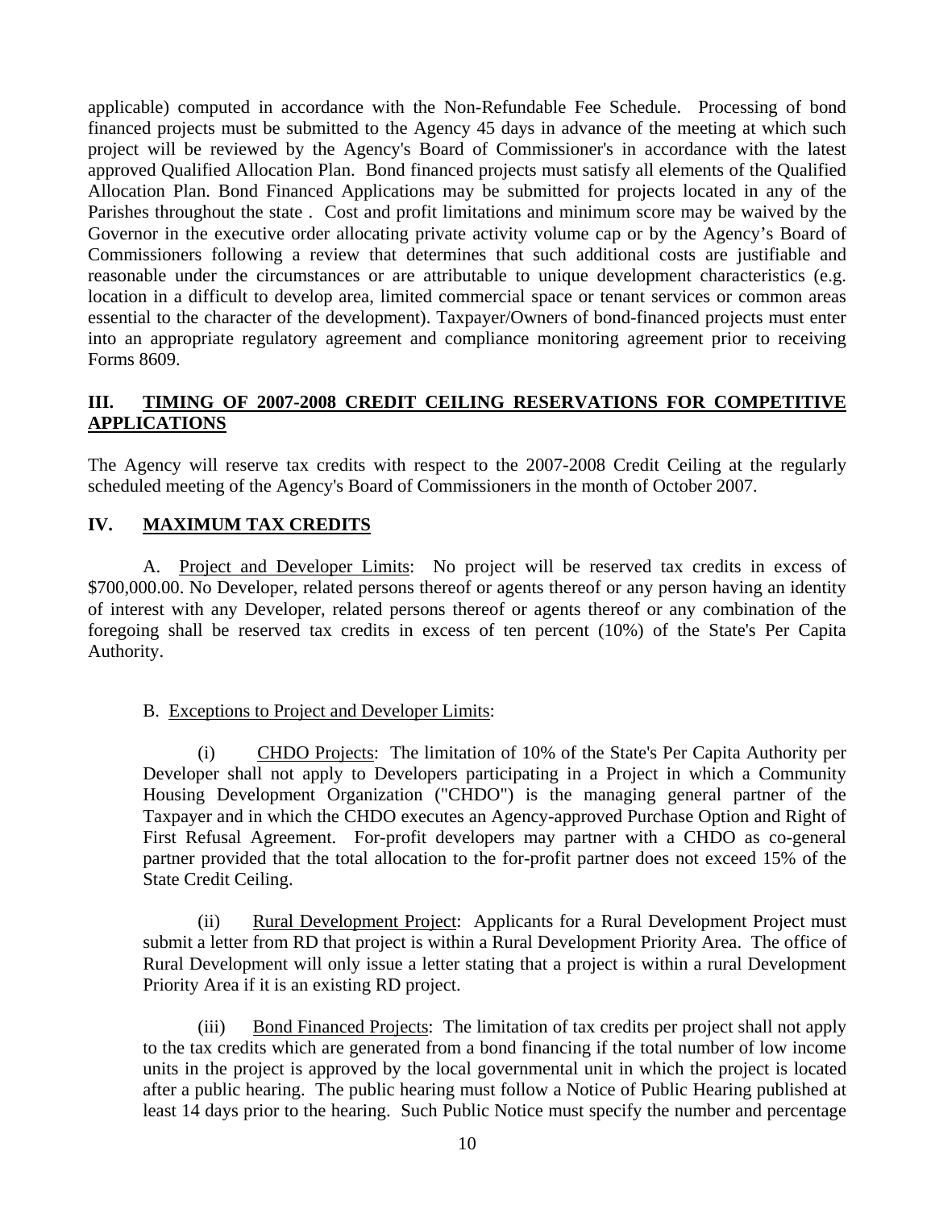applicable) computed in accordance with the Non-Refundable Fee Schedule. Processing of bond financed projects must be submitted to the Agency 45 days in advance of the meeting at which such project will be reviewed by the Agency's Board of Commissioner's in accordance with the latest approved Qualified Allocation Plan. Bond financed projects must satisfy all elements of the Qualified Allocation Plan. Bond Financed Applications may be submitted for projects located in any of the Parishes throughout the state . Cost and profit limitations and minimum score may be waived by the Governor in the executive order allocating private activity volume cap or by the Agency's Board of Commissioners following a review that determines that such additional costs are justifiable and reasonable under the circumstances or are attributable to unique development characteristics (e.g. location in a difficult to develop area, limited commercial space or tenant services or common areas essential to the character of the development). Taxpayer/Owners of bond-financed projects must enter into an appropriate regulatory agreement and compliance monitoring agreement prior to receiving Forms 8609.

## III. TIMING OF 2007-2008 CREDIT CEILING RESERVATIONS FOR COMPETITIVE APPLICATIONS

The Agency will reserve tax credits with respect to the 2007-2008 Credit Ceiling at the regularly scheduled meeting of the Agency's Board of Commissioners in the month of October 2007.

## IV. MAXIMUM TAX CREDITS

A. Project and Developer Limits: No project will be reserved tax credits in excess of \$700,000.00. No Developer, related persons thereof or agents thereof or any person having an identity of interest with any Developer, related persons thereof or agents thereof or any combination of the foregoing shall be reserved tax credits in excess of ten percent (10%) of the State's Per Capita Authority.

B. Exceptions to Project and Developer Limits:

(i) CHDO Projects: The limitation of 10% of the State's Per Capita Authority per Developer shall not apply to Developers participating in a Project in which a Community Housing Development Organization ("CHDO") is the managing general partner of the Taxpayer and in which the CHDO executes an Agency-approved Purchase Option and Right of First Refusal Agreement. For-profit developers may partner with a CHDO as co-general partner provided that the total allocation to the for-profit partner does not exceed 15% of the State Credit Ceiling.

(ii) Rural Development Project: Applicants for a Rural Development Project must submit a letter from RD that project is within a Rural Development Priority Area. The office of Rural Development will only issue a letter stating that a project is within a rural Development Priority Area if it is an existing RD project.

(iii) Bond Financed Projects: The limitation of tax credits per project shall not apply to the tax credits which are generated from a bond financing if the total number of low income units in the project is approved by the local governmental unit in which the project is located after a public hearing. The public hearing must follow a Notice of Public Hearing published at least 14 days prior to the hearing. Such Public Notice must specify the number and percentage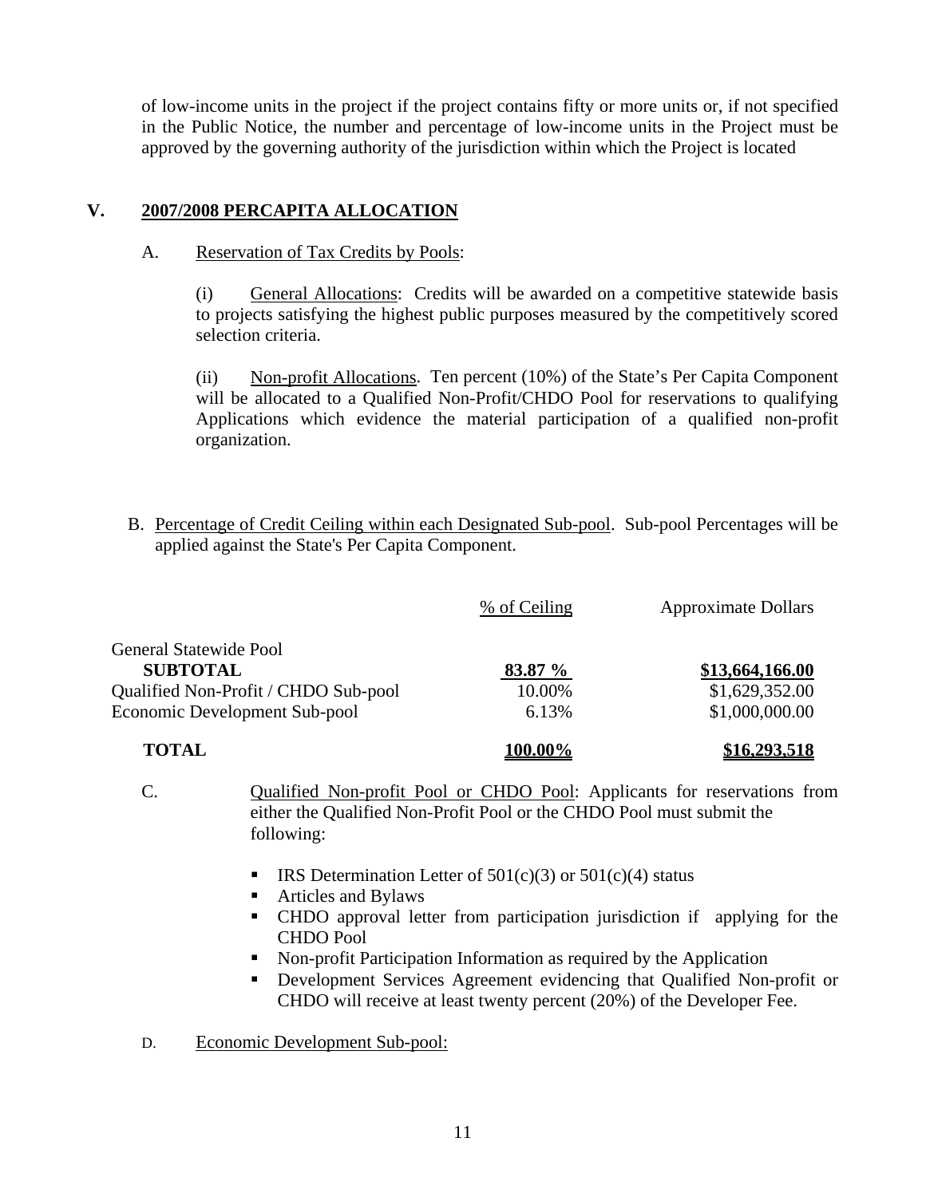of low-income units in the project if the project contains fifty or more units or, if not specified in the Public Notice, the number and percentage of low-income units in the Project must be approved by the governing authority of the jurisdiction within which the Project is located

## V. 2007/2008 PERCAPITA ALLOCATION

A. Reservation of Tax Credits by Pools:

(i) General Allocations: Credits will be awarded on a competitive statewide basis to projects satisfying the highest public purposes measured by the competitively scored selection criteria.

(ii) Non-profit Allocations. Ten percent (10%) of the State's Per Capita Component will be allocated to a Qualified Non-Profit/CHDO Pool for reservations to qualifying Applications which evidence the material participation of a qualified non-profit organization.

B. Percentage of Credit Ceiling within each Designated Sub-pool. Sub-pool Percentages will be applied against the State's Per Capita Component.

| | % of Ceiling | Approximate Dollars |
|---|---|---|
| General Statewide Pool | | |
| **SUBTOTAL** | **83.87 %** | **$13,664,166.00** |
| Qualified Non-Profit / CHDO Sub-pool | 10.00% | $1,629,352.00 |
| Economic Development Sub-pool | 6.13% | $1,000,000.00 |
| **TOTAL** | **100.00%** | **$16,293,518** |

C. Qualified Non-profit Pool or CHDO Pool: Applicants for reservations from either the Qualified Non-Profit Pool or the CHDO Pool must submit the following:

- IRS Determination Letter of 501(c)(3) or 501(c)(4) status
- Articles and Bylaws
- CHDO approval letter from participation jurisdiction if applying for the CHDO Pool
- Non-profit Participation Information as required by the Application
- Development Services Agreement evidencing that Qualified Non-profit or CHDO will receive at least twenty percent (20%) of the Developer Fee.

D. Economic Development Sub-pool: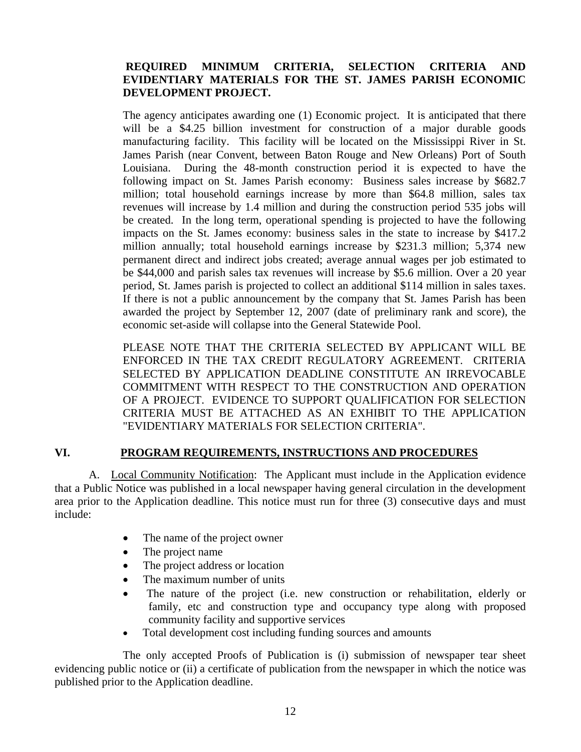**REQUIRED MINIMUM CRITERIA, SELECTION CRITERIA AND EVIDENTIARY MATERIALS FOR THE ST. JAMES PARISH ECONOMIC DEVELOPMENT PROJECT.**

The agency anticipates awarding one (1) Economic project. It is anticipated that there will be a $4.25 billion investment for construction of a major durable goods manufacturing facility. This facility will be located on the Mississippi River in St. James Parish (near Convent, between Baton Rouge and New Orleans) Port of South Louisiana. During the 48-month construction period it is expected to have the following impact on St. James Parish economy: Business sales increase by $682.7 million; total household earnings increase by more than $64.8 million, sales tax revenues will increase by 1.4 million and during the construction period 535 jobs will be created. In the long term, operational spending is projected to have the following impacts on the St. James economy: business sales in the state to increase by $417.2 million annually; total household earnings increase by $231.3 million; 5,374 new permanent direct and indirect jobs created; average annual wages per job estimated to be $44,000 and parish sales tax revenues will increase by $5.6 million. Over a 20 year period, St. James parish is projected to collect an additional $114 million in sales taxes. If there is not a public announcement by the company that St. James Parish has been awarded the project by September 12, 2007 (date of preliminary rank and score), the economic set-aside will collapse into the General Statewide Pool.

PLEASE NOTE THAT THE CRITERIA SELECTED BY APPLICANT WILL BE ENFORCED IN THE TAX CREDIT REGULATORY AGREEMENT. CRITERIA SELECTED BY APPLICATION DEADLINE CONSTITUTE AN IRREVOCABLE COMMITMENT WITH RESPECT TO THE CONSTRUCTION AND OPERATION OF A PROJECT. EVIDENCE TO SUPPORT QUALIFICATION FOR SELECTION CRITERIA MUST BE ATTACHED AS AN EXHIBIT TO THE APPLICATION "EVIDENTIARY MATERIALS FOR SELECTION CRITERIA".

## VI. PROGRAM REQUIREMENTS, INSTRUCTIONS AND PROCEDURES

A. Local Community Notification: The Applicant must include in the Application evidence that a Public Notice was published in a local newspaper having general circulation in the development area prior to the Application deadline. This notice must run for three (3) consecutive days and must include:

- The name of the project owner
- The project name
- The project address or location
- The maximum number of units
- The nature of the project (i.e. new construction or rehabilitation, elderly or family, etc and construction type and occupancy type along with proposed community facility and supportive services
- Total development cost including funding sources and amounts

The only accepted Proofs of Publication is (i) submission of newspaper tear sheet evidencing public notice or (ii) a certificate of publication from the newspaper in which the notice was published prior to the Application deadline.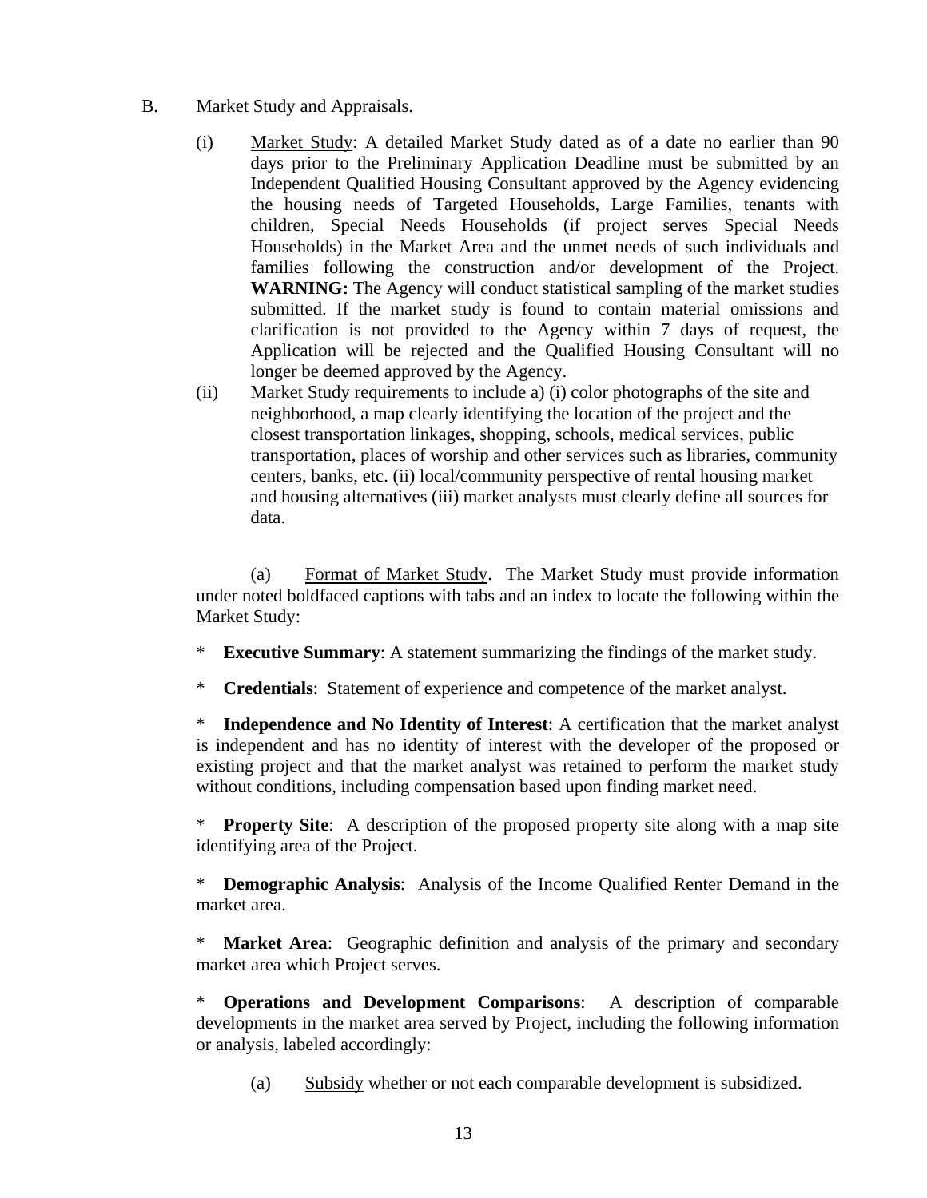B. Market Study and Appraisals.

(i) Market Study: A detailed Market Study dated as of a date no earlier than 90 days prior to the Preliminary Application Deadline must be submitted by an Independent Qualified Housing Consultant approved by the Agency evidencing the housing needs of Targeted Households, Large Families, tenants with children, Special Needs Households (if project serves Special Needs Households) in the Market Area and the unmet needs of such individuals and families following the construction and/or development of the Project. **WARNING:** The Agency will conduct statistical sampling of the market studies submitted. If the market study is found to contain material omissions and clarification is not provided to the Agency within 7 days of request, the Application will be rejected and the Qualified Housing Consultant will no longer be deemed approved by the Agency.

(ii) Market Study requirements to include a) (i) color photographs of the site and neighborhood, a map clearly identifying the location of the project and the closest transportation linkages, shopping, schools, medical services, public transportation, places of worship and other services such as libraries, community centers, banks, etc. (ii) local/community perspective of rental housing market and housing alternatives (iii) market analysts must clearly define all sources for data.

(a) Format of Market Study. The Market Study must provide information under noted boldfaced captions with tabs and an index to locate the following within the Market Study:

* **Executive Summary**: A statement summarizing the findings of the market study.

* **Credentials**: Statement of experience and competence of the market analyst.

* **Independence and No Identity of Interest**: A certification that the market analyst is independent and has no identity of interest with the developer of the proposed or existing project and that the market analyst was retained to perform the market study without conditions, including compensation based upon finding market need.

* **Property Site**: A description of the proposed property site along with a map site identifying area of the Project.

* **Demographic Analysis**: Analysis of the Income Qualified Renter Demand in the market area.

* **Market Area**: Geographic definition and analysis of the primary and secondary market area which Project serves.

* **Operations and Development Comparisons**: A description of comparable developments in the market area served by Project, including the following information or analysis, labeled accordingly:

(a) Subsidy whether or not each comparable development is subsidized.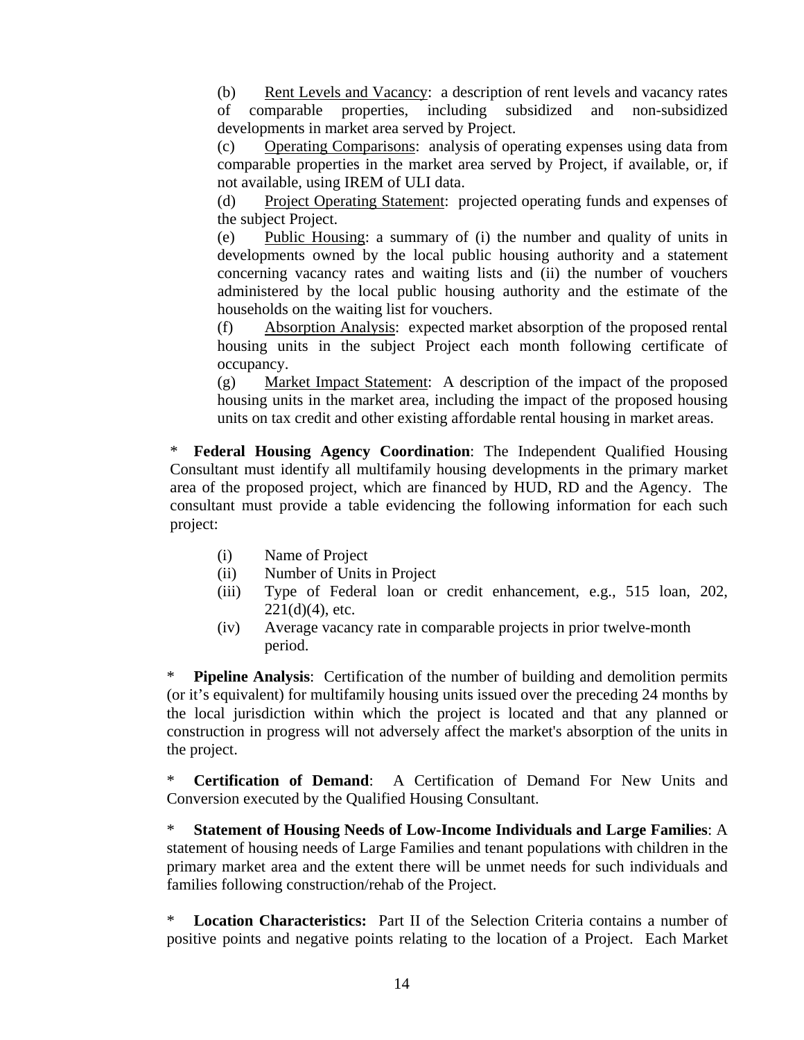(b) Rent Levels and Vacancy: a description of rent levels and vacancy rates of comparable properties, including subsidized and non-subsidized developments in market area served by Project.

(c) Operating Comparisons: analysis of operating expenses using data from comparable properties in the market area served by Project, if available, or, if not available, using IREM of ULI data.

(d) Project Operating Statement: projected operating funds and expenses of the subject Project.

(e) Public Housing: a summary of (i) the number and quality of units in developments owned by the local public housing authority and a statement concerning vacancy rates and waiting lists and (ii) the number of vouchers administered by the local public housing authority and the estimate of the households on the waiting list for vouchers.

(f) Absorption Analysis: expected market absorption of the proposed rental housing units in the subject Project each month following certificate of occupancy.

(g) Market Impact Statement: A description of the impact of the proposed housing units in the market area, including the impact of the proposed housing units on tax credit and other existing affordable rental housing in market areas.

\* **Federal Housing Agency Coordination**: The Independent Qualified Housing Consultant must identify all multifamily housing developments in the primary market area of the proposed project, which are financed by HUD, RD and the Agency. The consultant must provide a table evidencing the following information for each such project:

(i) Name of Project
(ii) Number of Units in Project
(iii) Type of Federal loan or credit enhancement, e.g., 515 loan, 202, 221(d)(4), etc.
(iv) Average vacancy rate in comparable projects in prior twelve-month period.

\* **Pipeline Analysis**: Certification of the number of building and demolition permits (or it's equivalent) for multifamily housing units issued over the preceding 24 months by the local jurisdiction within which the project is located and that any planned or construction in progress will not adversely affect the market's absorption of the units in the project.

\* **Certification of Demand**: A Certification of Demand For New Units and Conversion executed by the Qualified Housing Consultant.

\* **Statement of Housing Needs of Low-Income Individuals and Large Families**: A statement of housing needs of Large Families and tenant populations with children in the primary market area and the extent there will be unmet needs for such individuals and families following construction/rehab of the Project.

\* **Location Characteristics:** Part II of the Selection Criteria contains a number of positive points and negative points relating to the location of a Project. Each Market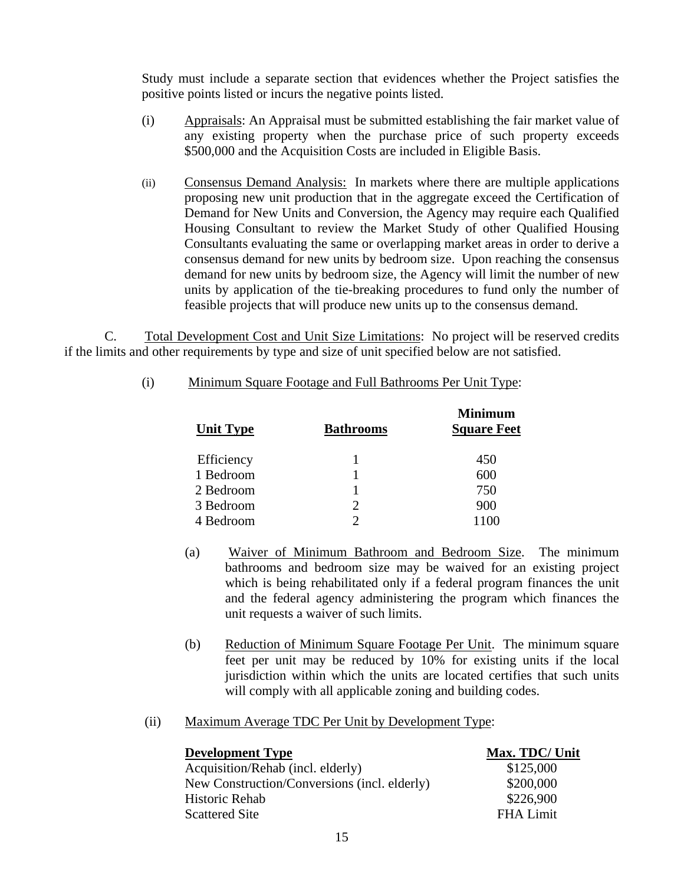Study must include a separate section that evidences whether the Project satisfies the positive points listed or incurs the negative points listed.

(i) Appraisals: An Appraisal must be submitted establishing the fair market value of any existing property when the purchase price of such property exceeds $500,000 and the Acquisition Costs are included in Eligible Basis.

(ii) Consensus Demand Analysis: In markets where there are multiple applications proposing new unit production that in the aggregate exceed the Certification of Demand for New Units and Conversion, the Agency may require each Qualified Housing Consultant to review the Market Study of other Qualified Housing Consultants evaluating the same or overlapping market areas in order to derive a consensus demand for new units by bedroom size. Upon reaching the consensus demand for new units by bedroom size, the Agency will limit the number of new units by application of the tie-breaking procedures to fund only the number of feasible projects that will produce new units up to the consensus demand.

C. Total Development Cost and Unit Size Limitations: No project will be reserved credits if the limits and other requirements by type and size of unit specified below are not satisfied.

(i) Minimum Square Footage and Full Bathrooms Per Unit Type:

| Unit Type | Bathrooms | Minimum Square Feet |
|---|---|---|
| Efficiency | 1 | 450 |
| 1 Bedroom | 1 | 600 |
| 2 Bedroom | 1 | 750 |
| 3 Bedroom | 2 | 900 |
| 4 Bedroom | 2 | 1100 |

(a) Waiver of Minimum Bathroom and Bedroom Size. The minimum bathrooms and bedroom size may be waived for an existing project which is being rehabilitated only if a federal program finances the unit and the federal agency administering the program which finances the unit requests a waiver of such limits.

(b) Reduction of Minimum Square Footage Per Unit. The minimum square feet per unit may be reduced by 10% for existing units if the local jurisdiction within which the units are located certifies that such units will comply with all applicable zoning and building codes.

(ii) Maximum Average TDC Per Unit by Development Type:

| Development Type | Max. TDC/ Unit |
|---|---|
| Acquisition/Rehab (incl. elderly) | $125,000 |
| New Construction/Conversions (incl. elderly) | $200,000 |
| Historic Rehab | $226,900 |
| Scattered Site | FHA Limit |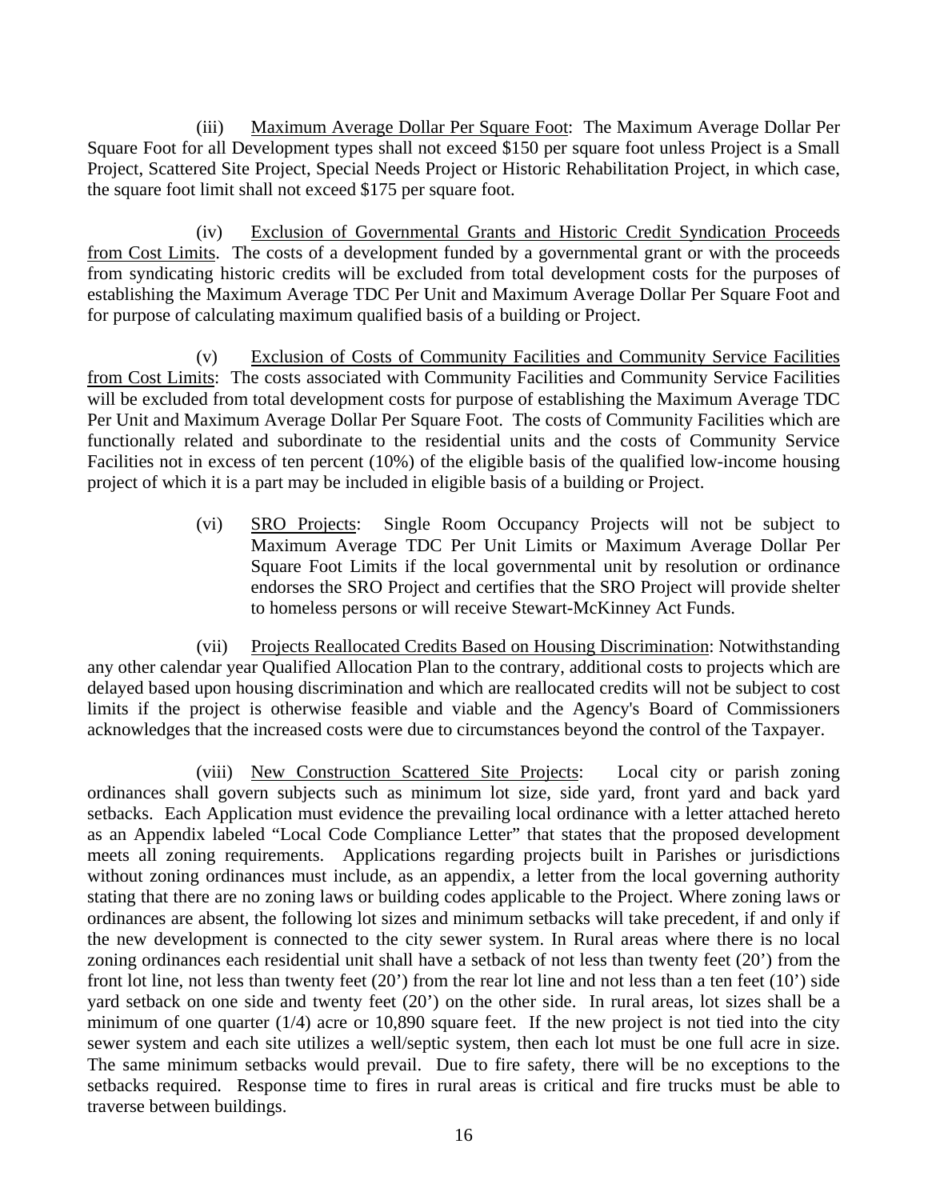(iii) Maximum Average Dollar Per Square Foot: The Maximum Average Dollar Per Square Foot for all Development types shall not exceed $150 per square foot unless Project is a Small Project, Scattered Site Project, Special Needs Project or Historic Rehabilitation Project, in which case, the square foot limit shall not exceed $175 per square foot.

(iv) Exclusion of Governmental Grants and Historic Credit Syndication Proceeds from Cost Limits. The costs of a development funded by a governmental grant or with the proceeds from syndicating historic credits will be excluded from total development costs for the purposes of establishing the Maximum Average TDC Per Unit and Maximum Average Dollar Per Square Foot and for purpose of calculating maximum qualified basis of a building or Project.

(v) Exclusion of Costs of Community Facilities and Community Service Facilities from Cost Limits: The costs associated with Community Facilities and Community Service Facilities will be excluded from total development costs for purpose of establishing the Maximum Average TDC Per Unit and Maximum Average Dollar Per Square Foot. The costs of Community Facilities which are functionally related and subordinate to the residential units and the costs of Community Service Facilities not in excess of ten percent (10%) of the eligible basis of the qualified low-income housing project of which it is a part may be included in eligible basis of a building or Project.

(vi) SRO Projects: Single Room Occupancy Projects will not be subject to Maximum Average TDC Per Unit Limits or Maximum Average Dollar Per Square Foot Limits if the local governmental unit by resolution or ordinance endorses the SRO Project and certifies that the SRO Project will provide shelter to homeless persons or will receive Stewart-McKinney Act Funds.

(vii) Projects Reallocated Credits Based on Housing Discrimination: Notwithstanding any other calendar year Qualified Allocation Plan to the contrary, additional costs to projects which are delayed based upon housing discrimination and which are reallocated credits will not be subject to cost limits if the project is otherwise feasible and viable and the Agency's Board of Commissioners acknowledges that the increased costs were due to circumstances beyond the control of the Taxpayer.

(viii) New Construction Scattered Site Projects: Local city or parish zoning ordinances shall govern subjects such as minimum lot size, side yard, front yard and back yard setbacks. Each Application must evidence the prevailing local ordinance with a letter attached hereto as an Appendix labeled "Local Code Compliance Letter" that states that the proposed development meets all zoning requirements. Applications regarding projects built in Parishes or jurisdictions without zoning ordinances must include, as an appendix, a letter from the local governing authority stating that there are no zoning laws or building codes applicable to the Project. Where zoning laws or ordinances are absent, the following lot sizes and minimum setbacks will take precedent, if and only if the new development is connected to the city sewer system. In Rural areas where there is no local zoning ordinances each residential unit shall have a setback of not less than twenty feet (20') from the front lot line, not less than twenty feet (20') from the rear lot line and not less than a ten feet (10') side yard setback on one side and twenty feet (20') on the other side. In rural areas, lot sizes shall be a minimum of one quarter (1/4) acre or 10,890 square feet. If the new project is not tied into the city sewer system and each site utilizes a well/septic system, then each lot must be one full acre in size. The same minimum setbacks would prevail. Due to fire safety, there will be no exceptions to the setbacks required. Response time to fires in rural areas is critical and fire trucks must be able to traverse between buildings.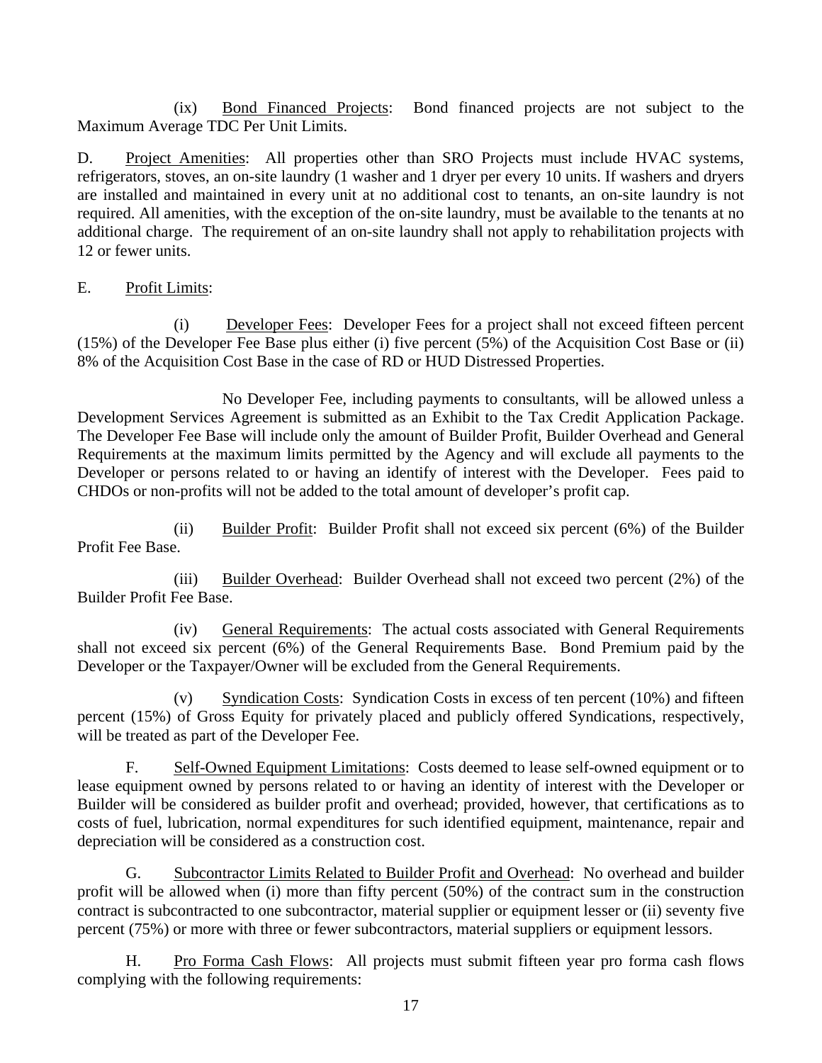(ix) Bond Financed Projects: Bond financed projects are not subject to the Maximum Average TDC Per Unit Limits.

D. Project Amenities: All properties other than SRO Projects must include HVAC systems, refrigerators, stoves, an on-site laundry (1 washer and 1 dryer per every 10 units. If washers and dryers are installed and maintained in every unit at no additional cost to tenants, an on-site laundry is not required. All amenities, with the exception of the on-site laundry, must be available to the tenants at no additional charge. The requirement of an on-site laundry shall not apply to rehabilitation projects with 12 or fewer units.

E. Profit Limits:

(i) Developer Fees: Developer Fees for a project shall not exceed fifteen percent (15%) of the Developer Fee Base plus either (i) five percent (5%) of the Acquisition Cost Base or (ii) 8% of the Acquisition Cost Base in the case of RD or HUD Distressed Properties.

No Developer Fee, including payments to consultants, will be allowed unless a Development Services Agreement is submitted as an Exhibit to the Tax Credit Application Package. The Developer Fee Base will include only the amount of Builder Profit, Builder Overhead and General Requirements at the maximum limits permitted by the Agency and will exclude all payments to the Developer or persons related to or having an identify of interest with the Developer. Fees paid to CHDOs or non-profits will not be added to the total amount of developer's profit cap.

(ii) Builder Profit: Builder Profit shall not exceed six percent (6%) of the Builder Profit Fee Base.

(iii) Builder Overhead: Builder Overhead shall not exceed two percent (2%) of the Builder Profit Fee Base.

(iv) General Requirements: The actual costs associated with General Requirements shall not exceed six percent (6%) of the General Requirements Base. Bond Premium paid by the Developer or the Taxpayer/Owner will be excluded from the General Requirements.

(v) Syndication Costs: Syndication Costs in excess of ten percent (10%) and fifteen percent (15%) of Gross Equity for privately placed and publicly offered Syndications, respectively, will be treated as part of the Developer Fee.

F. Self-Owned Equipment Limitations: Costs deemed to lease self-owned equipment or to lease equipment owned by persons related to or having an identity of interest with the Developer or Builder will be considered as builder profit and overhead; provided, however, that certifications as to costs of fuel, lubrication, normal expenditures for such identified equipment, maintenance, repair and depreciation will be considered as a construction cost.

G. Subcontractor Limits Related to Builder Profit and Overhead: No overhead and builder profit will be allowed when (i) more than fifty percent (50%) of the contract sum in the construction contract is subcontracted to one subcontractor, material supplier or equipment lesser or (ii) seventy five percent (75%) or more with three or fewer subcontractors, material suppliers or equipment lessors.

H. Pro Forma Cash Flows: All projects must submit fifteen year pro forma cash flows complying with the following requirements: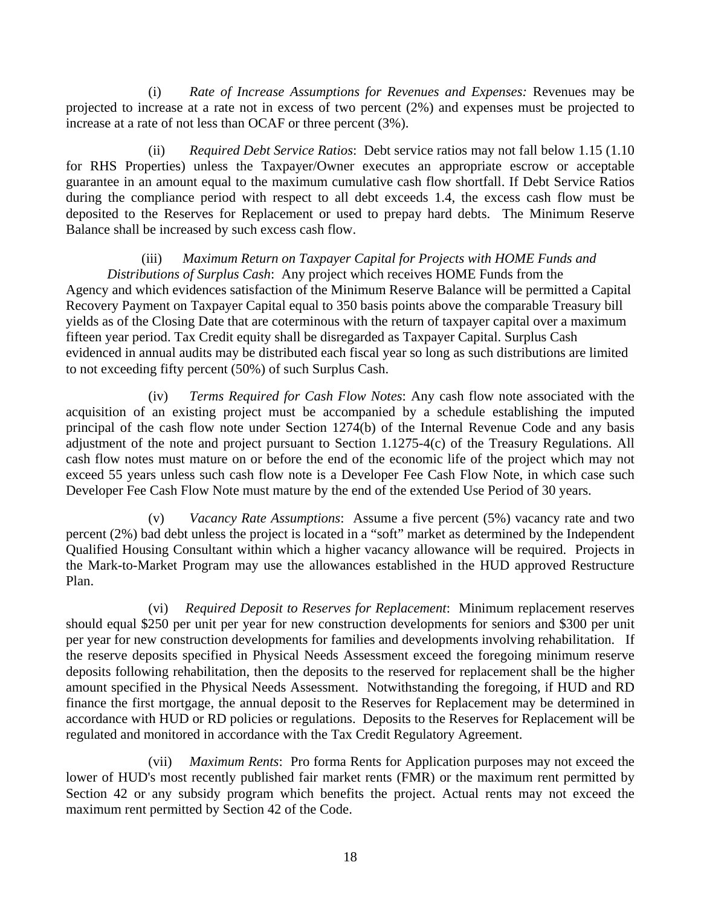(i) *Rate of Increase Assumptions for Revenues and Expenses:* Revenues may be projected to increase at a rate not in excess of two percent (2%) and expenses must be projected to increase at a rate of not less than OCAF or three percent (3%).

(ii) *Required Debt Service Ratios*: Debt service ratios may not fall below 1.15 (1.10 for RHS Properties) unless the Taxpayer/Owner executes an appropriate escrow or acceptable guarantee in an amount equal to the maximum cumulative cash flow shortfall. If Debt Service Ratios during the compliance period with respect to all debt exceeds 1.4, the excess cash flow must be deposited to the Reserves for Replacement or used to prepay hard debts. The Minimum Reserve Balance shall be increased by such excess cash flow.

(iii) *Maximum Return on Taxpayer Capital for Projects with HOME Funds and Distributions of Surplus Cash*: Any project which receives HOME Funds from the Agency and which evidences satisfaction of the Minimum Reserve Balance will be permitted a Capital Recovery Payment on Taxpayer Capital equal to 350 basis points above the comparable Treasury bill yields as of the Closing Date that are coterminous with the return of taxpayer capital over a maximum fifteen year period. Tax Credit equity shall be disregarded as Taxpayer Capital. Surplus Cash evidenced in annual audits may be distributed each fiscal year so long as such distributions are limited to not exceeding fifty percent (50%) of such Surplus Cash.

(iv) *Terms Required for Cash Flow Notes*: Any cash flow note associated with the acquisition of an existing project must be accompanied by a schedule establishing the imputed principal of the cash flow note under Section 1274(b) of the Internal Revenue Code and any basis adjustment of the note and project pursuant to Section 1.1275-4(c) of the Treasury Regulations. All cash flow notes must mature on or before the end of the economic life of the project which may not exceed 55 years unless such cash flow note is a Developer Fee Cash Flow Note, in which case such Developer Fee Cash Flow Note must mature by the end of the extended Use Period of 30 years.

(v) *Vacancy Rate Assumptions*: Assume a five percent (5%) vacancy rate and two percent (2%) bad debt unless the project is located in a "soft" market as determined by the Independent Qualified Housing Consultant within which a higher vacancy allowance will be required. Projects in the Mark-to-Market Program may use the allowances established in the HUD approved Restructure Plan.

(vi) *Required Deposit to Reserves for Replacement*: Minimum replacement reserves should equal $250 per unit per year for new construction developments for seniors and $300 per unit per year for new construction developments for families and developments involving rehabilitation. If the reserve deposits specified in Physical Needs Assessment exceed the foregoing minimum reserve deposits following rehabilitation, then the deposits to the reserved for replacement shall be the higher amount specified in the Physical Needs Assessment. Notwithstanding the foregoing, if HUD and RD finance the first mortgage, the annual deposit to the Reserves for Replacement may be determined in accordance with HUD or RD policies or regulations. Deposits to the Reserves for Replacement will be regulated and monitored in accordance with the Tax Credit Regulatory Agreement.

(vii) *Maximum Rents*: Pro forma Rents for Application purposes may not exceed the lower of HUD's most recently published fair market rents (FMR) or the maximum rent permitted by Section 42 or any subsidy program which benefits the project. Actual rents may not exceed the maximum rent permitted by Section 42 of the Code.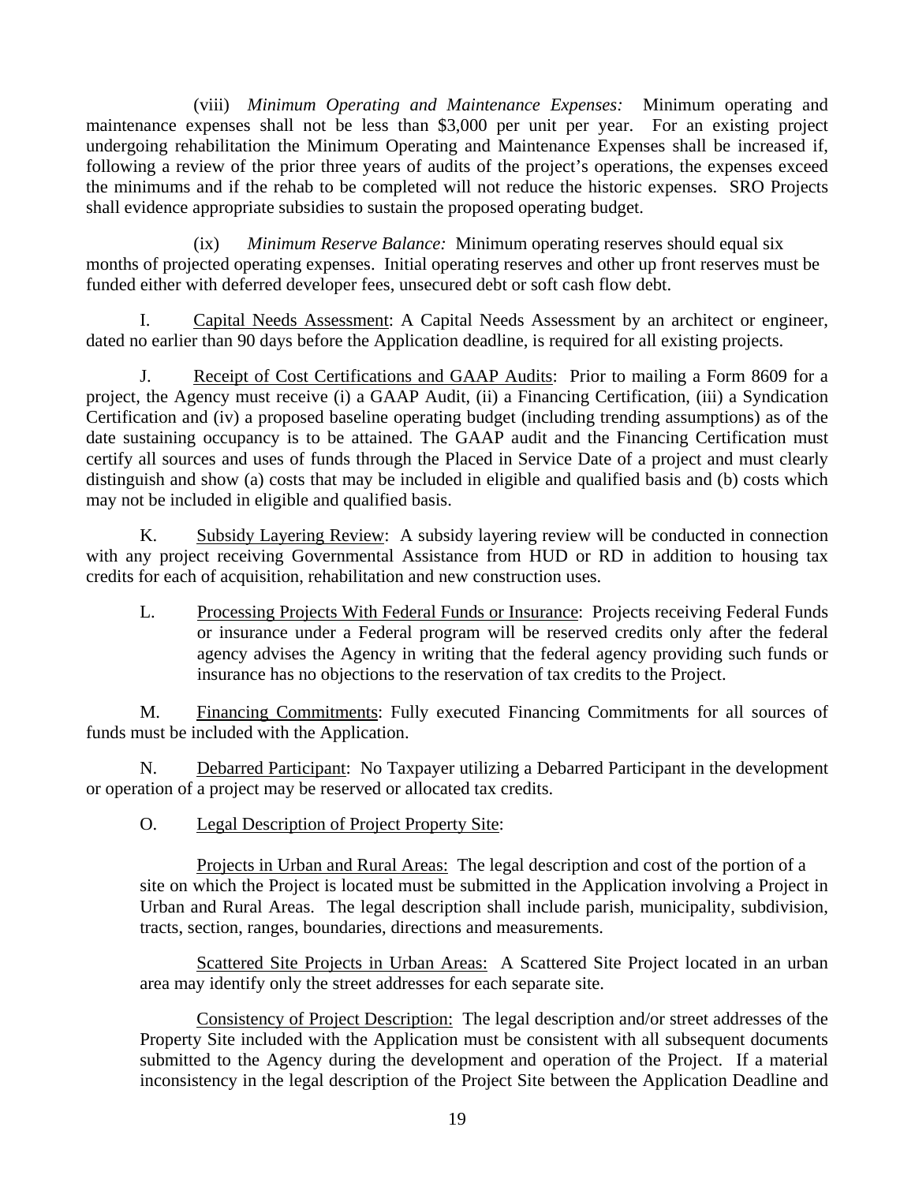(viii) *Minimum Operating and Maintenance Expenses:* Minimum operating and maintenance expenses shall not be less than $3,000 per unit per year. For an existing project undergoing rehabilitation the Minimum Operating and Maintenance Expenses shall be increased if, following a review of the prior three years of audits of the project's operations, the expenses exceed the minimums and if the rehab to be completed will not reduce the historic expenses. SRO Projects shall evidence appropriate subsidies to sustain the proposed operating budget.

(ix) *Minimum Reserve Balance:* Minimum operating reserves should equal six months of projected operating expenses. Initial operating reserves and other up front reserves must be funded either with deferred developer fees, unsecured debt or soft cash flow debt.

I. Capital Needs Assessment: A Capital Needs Assessment by an architect or engineer, dated no earlier than 90 days before the Application deadline, is required for all existing projects.

J. Receipt of Cost Certifications and GAAP Audits: Prior to mailing a Form 8609 for a project, the Agency must receive (i) a GAAP Audit, (ii) a Financing Certification, (iii) a Syndication Certification and (iv) a proposed baseline operating budget (including trending assumptions) as of the date sustaining occupancy is to be attained. The GAAP audit and the Financing Certification must certify all sources and uses of funds through the Placed in Service Date of a project and must clearly distinguish and show (a) costs that may be included in eligible and qualified basis and (b) costs which may not be included in eligible and qualified basis.

K. Subsidy Layering Review: A subsidy layering review will be conducted in connection with any project receiving Governmental Assistance from HUD or RD in addition to housing tax credits for each of acquisition, rehabilitation and new construction uses.

L. Processing Projects With Federal Funds or Insurance: Projects receiving Federal Funds or insurance under a Federal program will be reserved credits only after the federal agency advises the Agency in writing that the federal agency providing such funds or insurance has no objections to the reservation of tax credits to the Project.

M. Financing Commitments: Fully executed Financing Commitments for all sources of funds must be included with the Application.

N. Debarred Participant: No Taxpayer utilizing a Debarred Participant in the development or operation of a project may be reserved or allocated tax credits.

O. Legal Description of Project Property Site:

Projects in Urban and Rural Areas: The legal description and cost of the portion of a site on which the Project is located must be submitted in the Application involving a Project in Urban and Rural Areas. The legal description shall include parish, municipality, subdivision, tracts, section, ranges, boundaries, directions and measurements.

Scattered Site Projects in Urban Areas: A Scattered Site Project located in an urban area may identify only the street addresses for each separate site.

Consistency of Project Description: The legal description and/or street addresses of the Property Site included with the Application must be consistent with all subsequent documents submitted to the Agency during the development and operation of the Project. If a material inconsistency in the legal description of the Project Site between the Application Deadline and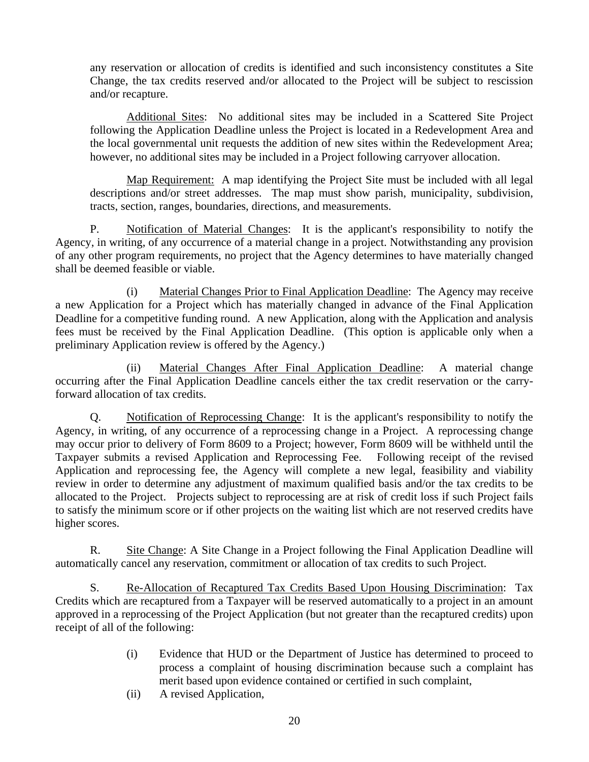any reservation or allocation of credits is identified and such inconsistency constitutes a Site Change, the tax credits reserved and/or allocated to the Project will be subject to rescission and/or recapture.

Additional Sites: No additional sites may be included in a Scattered Site Project following the Application Deadline unless the Project is located in a Redevelopment Area and the local governmental unit requests the addition of new sites within the Redevelopment Area; however, no additional sites may be included in a Project following carryover allocation.

Map Requirement: A map identifying the Project Site must be included with all legal descriptions and/or street addresses. The map must show parish, municipality, subdivision, tracts, section, ranges, boundaries, directions, and measurements.

P. Notification of Material Changes: It is the applicant's responsibility to notify the Agency, in writing, of any occurrence of a material change in a project. Notwithstanding any provision of any other program requirements, no project that the Agency determines to have materially changed shall be deemed feasible or viable.

(i) Material Changes Prior to Final Application Deadline: The Agency may receive a new Application for a Project which has materially changed in advance of the Final Application Deadline for a competitive funding round. A new Application, along with the Application and analysis fees must be received by the Final Application Deadline. (This option is applicable only when a preliminary Application review is offered by the Agency.)

(ii) Material Changes After Final Application Deadline: A material change occurring after the Final Application Deadline cancels either the tax credit reservation or the carry-forward allocation of tax credits.

Q. Notification of Reprocessing Change: It is the applicant's responsibility to notify the Agency, in writing, of any occurrence of a reprocessing change in a Project. A reprocessing change may occur prior to delivery of Form 8609 to a Project; however, Form 8609 will be withheld until the Taxpayer submits a revised Application and Reprocessing Fee. Following receipt of the revised Application and reprocessing fee, the Agency will complete a new legal, feasibility and viability review in order to determine any adjustment of maximum qualified basis and/or the tax credits to be allocated to the Project. Projects subject to reprocessing are at risk of credit loss if such Project fails to satisfy the minimum score or if other projects on the waiting list which are not reserved credits have higher scores.

R. Site Change: A Site Change in a Project following the Final Application Deadline will automatically cancel any reservation, commitment or allocation of tax credits to such Project.

S. Re-Allocation of Recaptured Tax Credits Based Upon Housing Discrimination: Tax Credits which are recaptured from a Taxpayer will be reserved automatically to a project in an amount approved in a reprocessing of the Project Application (but not greater than the recaptured credits) upon receipt of all of the following:

(i) Evidence that HUD or the Department of Justice has determined to proceed to process a complaint of housing discrimination because such a complaint has merit based upon evidence contained or certified in such complaint,

(ii) A revised Application,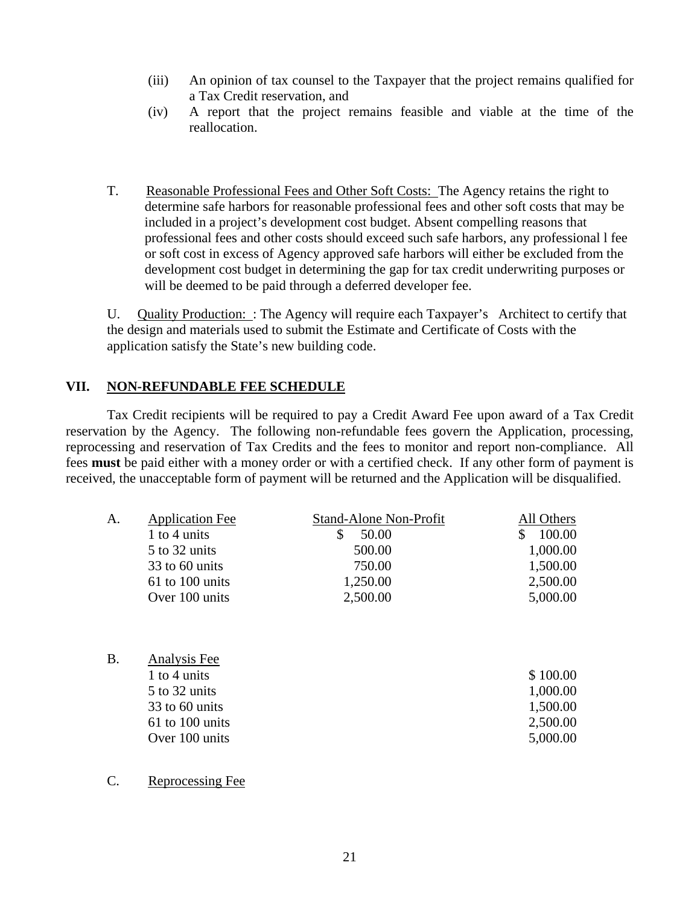(iii) An opinion of tax counsel to the Taxpayer that the project remains qualified for a Tax Credit reservation, and

(iv) A report that the project remains feasible and viable at the time of the reallocation.

T. Reasonable Professional Fees and Other Soft Costs: The Agency retains the right to determine safe harbors for reasonable professional fees and other soft costs that may be included in a project's development cost budget. Absent compelling reasons that professional fees and other costs should exceed such safe harbors, any professional l fee or soft cost in excess of Agency approved safe harbors will either be excluded from the development cost budget in determining the gap for tax credit underwriting purposes or will be deemed to be paid through a deferred developer fee.

U. Quality Production: : The Agency will require each Taxpayer's Architect to certify that the design and materials used to submit the Estimate and Certificate of Costs with the application satisfy the State's new building code.

## VII. NON-REFUNDABLE FEE SCHEDULE

Tax Credit recipients will be required to pay a Credit Award Fee upon award of a Tax Credit reservation by the Agency. The following non-refundable fees govern the Application, processing, reprocessing and reservation of Tax Credits and the fees to monitor and report non-compliance. All fees **must** be paid either with a money order or with a certified check. If any other form of payment is received, the unacceptable form of payment will be returned and the Application will be disqualified.

A. Application Fee

| Application Fee | Stand-Alone Non-Profit | All Others |
|---|---|---|
| 1 to 4 units | $ 50.00 | $ 100.00 |
| 5 to 32 units | 500.00 | 1,000.00 |
| 33 to 60 units | 750.00 | 1,500.00 |
| 61 to 100 units | 1,250.00 | 2,500.00 |
| Over 100 units | 2,500.00 | 5,000.00 |

B. Analysis Fee

| Analysis Fee | |
|---|---|
| 1 to 4 units | $ 100.00 |
| 5 to 32 units | 1,000.00 |
| 33 to 60 units | 1,500.00 |
| 61 to 100 units | 2,500.00 |
| Over 100 units | 5,000.00 |

C. Reprocessing Fee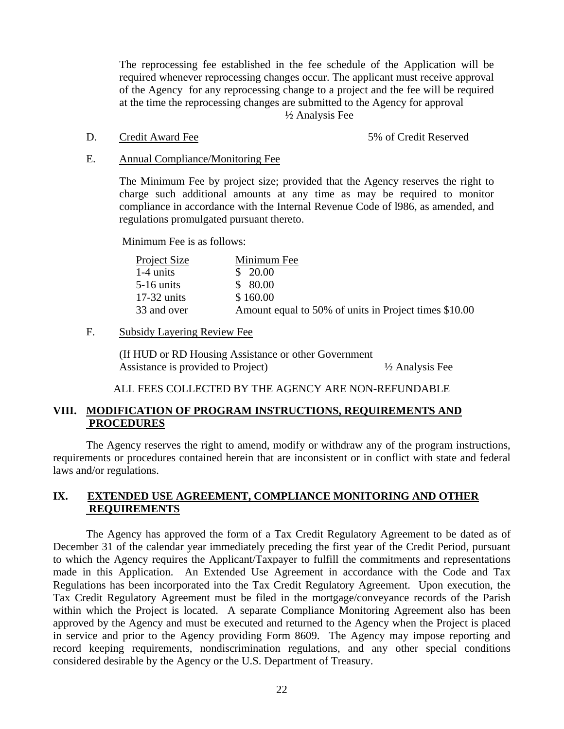The reprocessing fee established in the fee schedule of the Application will be required whenever reprocessing changes occur. The applicant must receive approval of the Agency for any reprocessing change to a project and the fee will be required at the time the reprocessing changes are submitted to the Agency for approval ½ Analysis Fee

D. <u>Credit Award Fee</u> 5% of Credit Reserved

E. <u>Annual Compliance/Monitoring Fee</u>

The Minimum Fee by project size; provided that the Agency reserves the right to charge such additional amounts at any time as may be required to monitor compliance in accordance with the Internal Revenue Code of l986, as amended, and regulations promulgated pursuant thereto.

Minimum Fee is as follows:

| Project Size | Minimum Fee |
|---|---|
| 1-4 units | $ 20.00 |
| 5-16 units | $ 80.00 |
| 17-32 units | $ 160.00 |
| 33 and over | Amount equal to 50% of units in Project times $10.00 |

F. <u>Subsidy Layering Review Fee</u>

(If HUD or RD Housing Assistance or other Government Assistance is provided to Project) ½ Analysis Fee

ALL FEES COLLECTED BY THE AGENCY ARE NON-REFUNDABLE

## VIII. MODIFICATION OF PROGRAM INSTRUCTIONS, REQUIREMENTS AND PROCEDURES

The Agency reserves the right to amend, modify or withdraw any of the program instructions, requirements or procedures contained herein that are inconsistent or in conflict with state and federal laws and/or regulations.

## IX. EXTENDED USE AGREEMENT, COMPLIANCE MONITORING AND OTHER REQUIREMENTS

The Agency has approved the form of a Tax Credit Regulatory Agreement to be dated as of December 31 of the calendar year immediately preceding the first year of the Credit Period, pursuant to which the Agency requires the Applicant/Taxpayer to fulfill the commitments and representations made in this Application. An Extended Use Agreement in accordance with the Code and Tax Regulations has been incorporated into the Tax Credit Regulatory Agreement. Upon execution, the Tax Credit Regulatory Agreement must be filed in the mortgage/conveyance records of the Parish within which the Project is located. A separate Compliance Monitoring Agreement also has been approved by the Agency and must be executed and returned to the Agency when the Project is placed in service and prior to the Agency providing Form 8609. The Agency may impose reporting and record keeping requirements, nondiscrimination regulations, and any other special conditions considered desirable by the Agency or the U.S. Department of Treasury.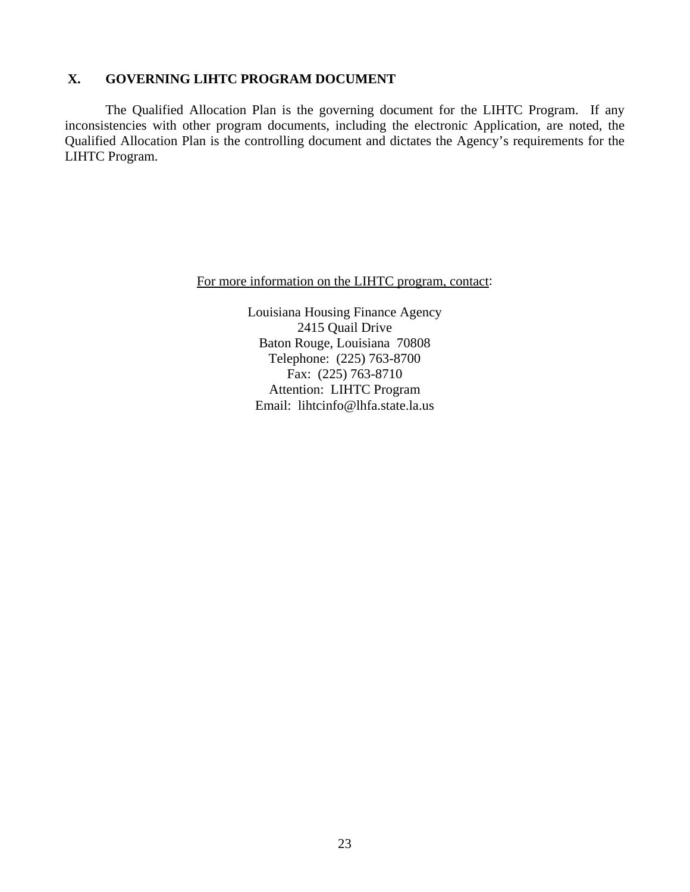## X. GOVERNING LIHTC PROGRAM DOCUMENT

The Qualified Allocation Plan is the governing document for the LIHTC Program. If any inconsistencies with other program documents, including the electronic Application, are noted, the Qualified Allocation Plan is the controlling document and dictates the Agency's requirements for the LIHTC Program.

For more information on the LIHTC program, contact:

Louisiana Housing Finance Agency
2415 Quail Drive
Baton Rouge, Louisiana 70808
Telephone: (225) 763-8700
Fax: (225) 763-8710
Attention: LIHTC Program
Email: lihtcinfo@lhfa.state.la.us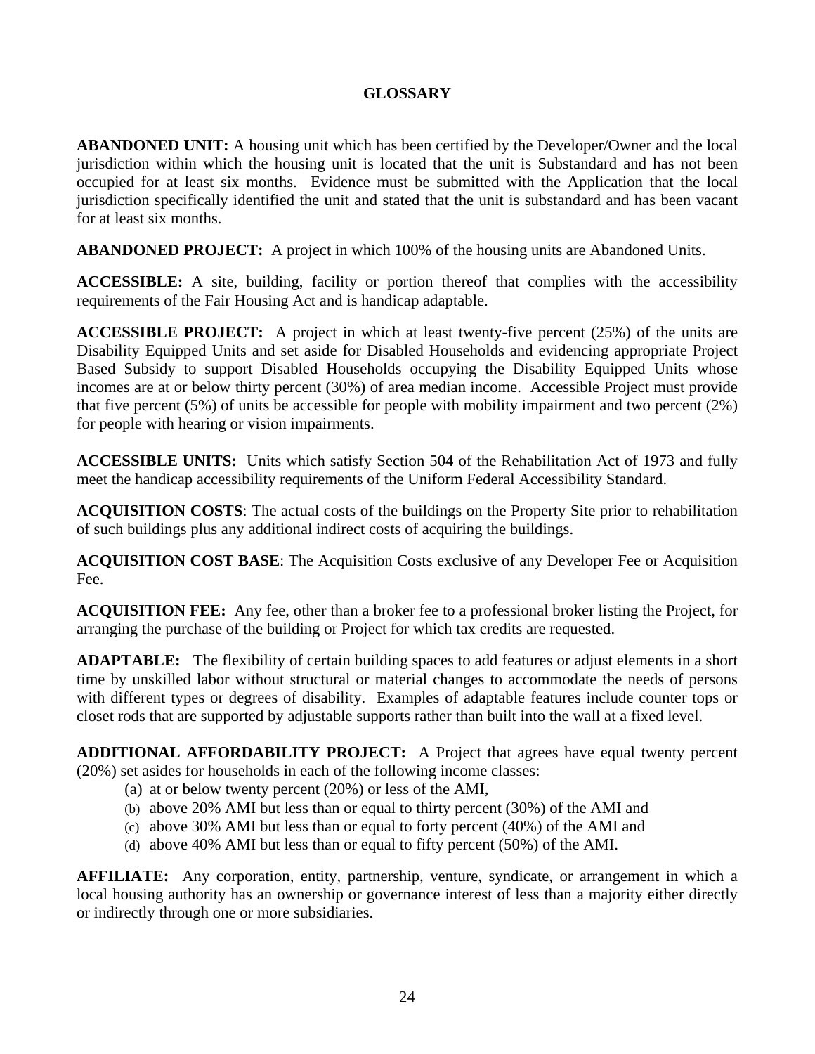# GLOSSARY

**ABANDONED UNIT:** A housing unit which has been certified by the Developer/Owner and the local jurisdiction within which the housing unit is located that the unit is Substandard and has not been occupied for at least six months. Evidence must be submitted with the Application that the local jurisdiction specifically identified the unit and stated that the unit is substandard and has been vacant for at least six months.

**ABANDONED PROJECT:** A project in which 100% of the housing units are Abandoned Units.

**ACCESSIBLE:** A site, building, facility or portion thereof that complies with the accessibility requirements of the Fair Housing Act and is handicap adaptable.

**ACCESSIBLE PROJECT:** A project in which at least twenty-five percent (25%) of the units are Disability Equipped Units and set aside for Disabled Households and evidencing appropriate Project Based Subsidy to support Disabled Households occupying the Disability Equipped Units whose incomes are at or below thirty percent (30%) of area median income. Accessible Project must provide that five percent (5%) of units be accessible for people with mobility impairment and two percent (2%) for people with hearing or vision impairments.

**ACCESSIBLE UNITS:** Units which satisfy Section 504 of the Rehabilitation Act of 1973 and fully meet the handicap accessibility requirements of the Uniform Federal Accessibility Standard.

**ACQUISITION COSTS**: The actual costs of the buildings on the Property Site prior to rehabilitation of such buildings plus any additional indirect costs of acquiring the buildings.

**ACQUISITION COST BASE**: The Acquisition Costs exclusive of any Developer Fee or Acquisition Fee.

**ACQUISITION FEE:** Any fee, other than a broker fee to a professional broker listing the Project, for arranging the purchase of the building or Project for which tax credits are requested.

**ADAPTABLE:** The flexibility of certain building spaces to add features or adjust elements in a short time by unskilled labor without structural or material changes to accommodate the needs of persons with different types or degrees of disability. Examples of adaptable features include counter tops or closet rods that are supported by adjustable supports rather than built into the wall at a fixed level.

**ADDITIONAL AFFORDABILITY PROJECT:** A Project that agrees have equal twenty percent (20%) set asides for households in each of the following income classes:

(a) at or below twenty percent (20%) or less of the AMI,
(b) above 20% AMI but less than or equal to thirty percent (30%) of the AMI and
(c) above 30% AMI but less than or equal to forty percent (40%) of the AMI and
(d) above 40% AMI but less than or equal to fifty percent (50%) of the AMI.

**AFFILIATE:** Any corporation, entity, partnership, venture, syndicate, or arrangement in which a local housing authority has an ownership or governance interest of less than a majority either directly or indirectly through one or more subsidiaries.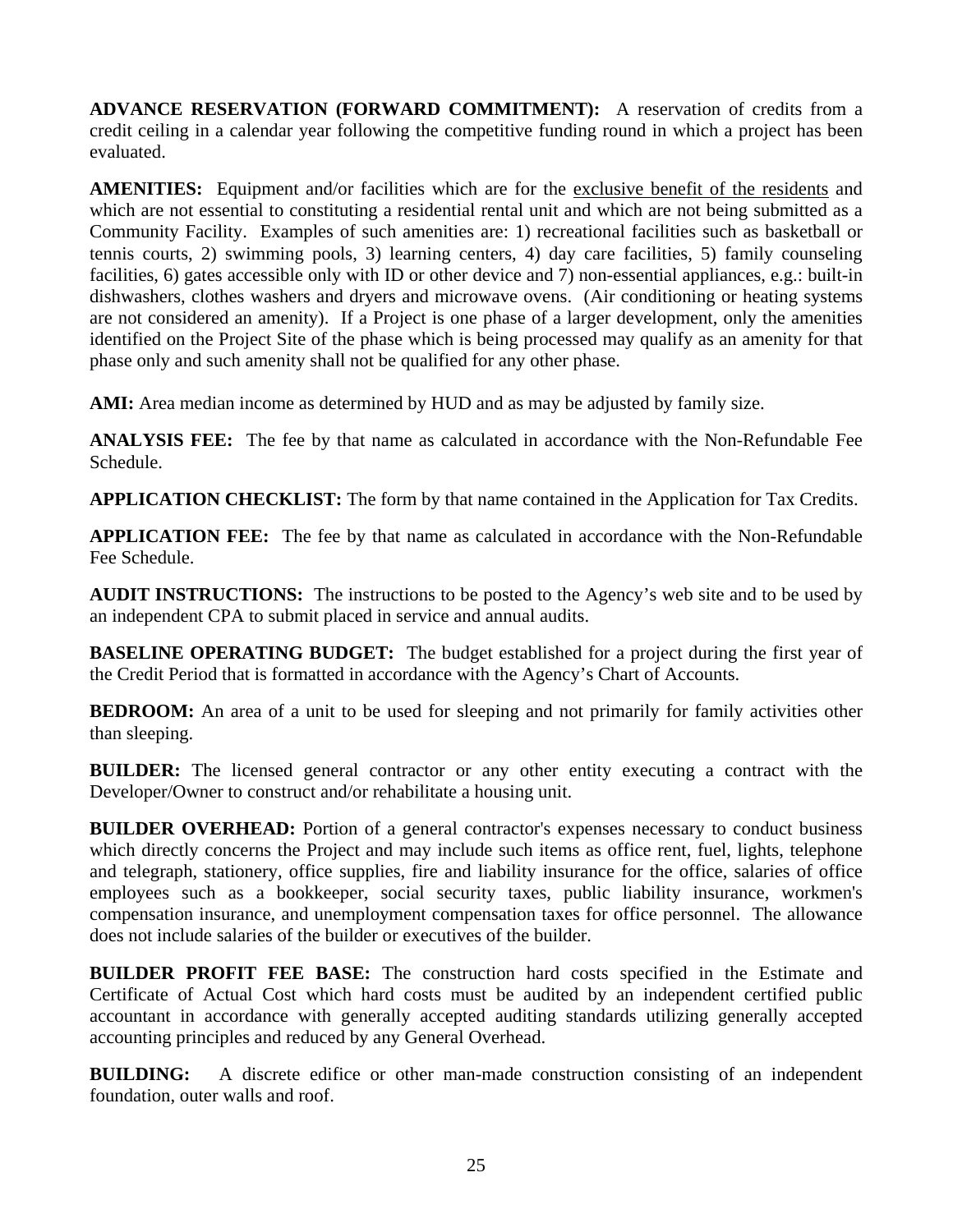**ADVANCE RESERVATION (FORWARD COMMITMENT):** A reservation of credits from a credit ceiling in a calendar year following the competitive funding round in which a project has been evaluated.

**AMENITIES:** Equipment and/or facilities which are for the <u>exclusive benefit of the residents</u> and which are not essential to constituting a residential rental unit and which are not being submitted as a Community Facility. Examples of such amenities are: 1) recreational facilities such as basketball or tennis courts, 2) swimming pools, 3) learning centers, 4) day care facilities, 5) family counseling facilities, 6) gates accessible only with ID or other device and 7) non-essential appliances, e.g.: built-in dishwashers, clothes washers and dryers and microwave ovens. (Air conditioning or heating systems are not considered an amenity). If a Project is one phase of a larger development, only the amenities identified on the Project Site of the phase which is being processed may qualify as an amenity for that phase only and such amenity shall not be qualified for any other phase.

**AMI:** Area median income as determined by HUD and as may be adjusted by family size.

**ANALYSIS FEE:** The fee by that name as calculated in accordance with the Non-Refundable Fee Schedule.

**APPLICATION CHECKLIST:** The form by that name contained in the Application for Tax Credits.

**APPLICATION FEE:** The fee by that name as calculated in accordance with the Non-Refundable Fee Schedule.

**AUDIT INSTRUCTIONS:** The instructions to be posted to the Agency's web site and to be used by an independent CPA to submit placed in service and annual audits.

**BASELINE OPERATING BUDGET:** The budget established for a project during the first year of the Credit Period that is formatted in accordance with the Agency's Chart of Accounts.

**BEDROOM:** An area of a unit to be used for sleeping and not primarily for family activities other than sleeping.

**BUILDER:** The licensed general contractor or any other entity executing a contract with the Developer/Owner to construct and/or rehabilitate a housing unit.

**BUILDER OVERHEAD:** Portion of a general contractor's expenses necessary to conduct business which directly concerns the Project and may include such items as office rent, fuel, lights, telephone and telegraph, stationery, office supplies, fire and liability insurance for the office, salaries of office employees such as a bookkeeper, social security taxes, public liability insurance, workmen's compensation insurance, and unemployment compensation taxes for office personnel. The allowance does not include salaries of the builder or executives of the builder.

**BUILDER PROFIT FEE BASE:** The construction hard costs specified in the Estimate and Certificate of Actual Cost which hard costs must be audited by an independent certified public accountant in accordance with generally accepted auditing standards utilizing generally accepted accounting principles and reduced by any General Overhead.

**BUILDING:** A discrete edifice or other man-made construction consisting of an independent foundation, outer walls and roof.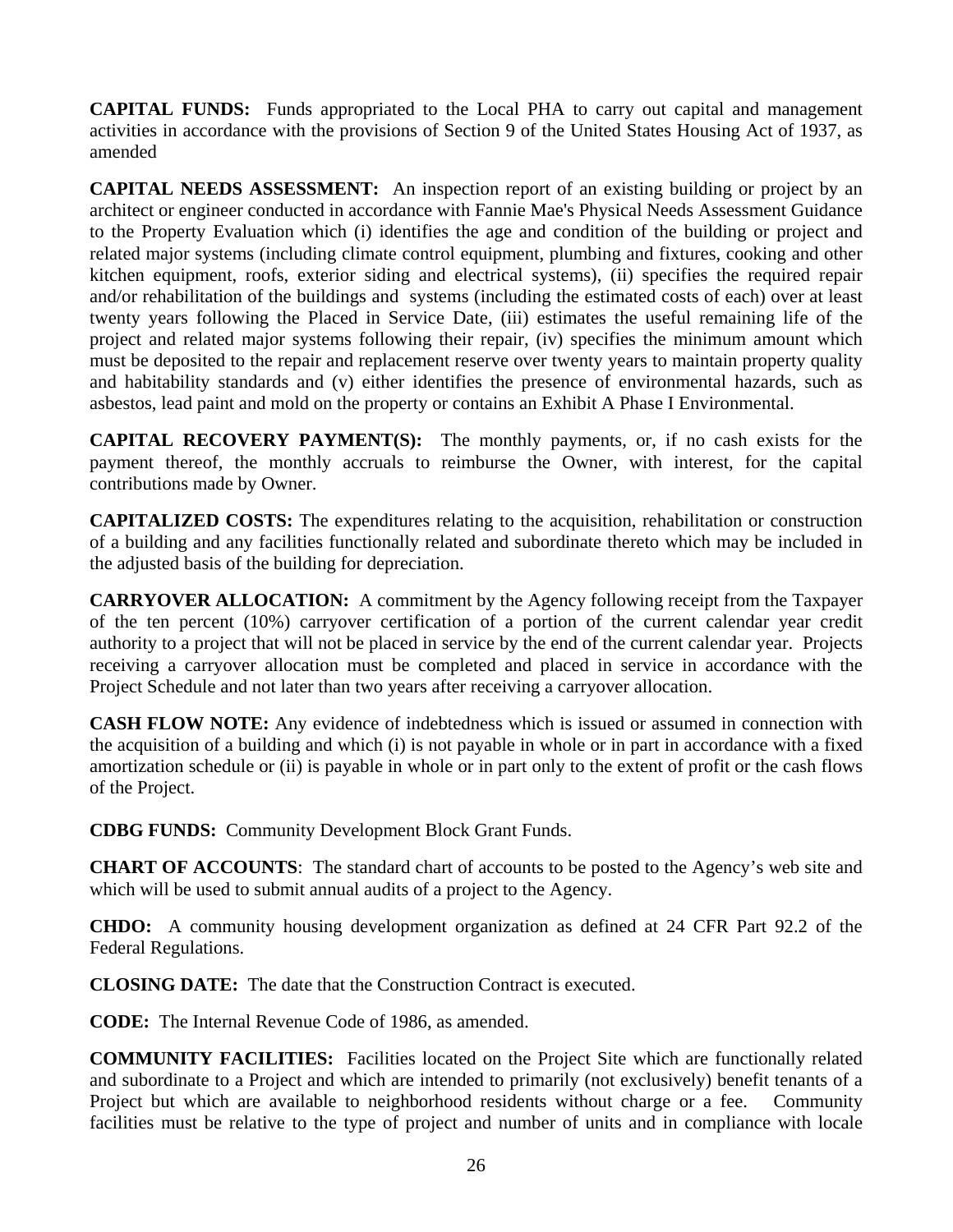**CAPITAL FUNDS:** Funds appropriated to the Local PHA to carry out capital and management activities in accordance with the provisions of Section 9 of the United States Housing Act of 1937, as amended

**CAPITAL NEEDS ASSESSMENT:** An inspection report of an existing building or project by an architect or engineer conducted in accordance with Fannie Mae's Physical Needs Assessment Guidance to the Property Evaluation which (i) identifies the age and condition of the building or project and related major systems (including climate control equipment, plumbing and fixtures, cooking and other kitchen equipment, roofs, exterior siding and electrical systems), (ii) specifies the required repair and/or rehabilitation of the buildings and systems (including the estimated costs of each) over at least twenty years following the Placed in Service Date, (iii) estimates the useful remaining life of the project and related major systems following their repair, (iv) specifies the minimum amount which must be deposited to the repair and replacement reserve over twenty years to maintain property quality and habitability standards and (v) either identifies the presence of environmental hazards, such as asbestos, lead paint and mold on the property or contains an Exhibit A Phase I Environmental.

**CAPITAL RECOVERY PAYMENT(S):** The monthly payments, or, if no cash exists for the payment thereof, the monthly accruals to reimburse the Owner, with interest, for the capital contributions made by Owner.

**CAPITALIZED COSTS:** The expenditures relating to the acquisition, rehabilitation or construction of a building and any facilities functionally related and subordinate thereto which may be included in the adjusted basis of the building for depreciation.

**CARRYOVER ALLOCATION:** A commitment by the Agency following receipt from the Taxpayer of the ten percent (10%) carryover certification of a portion of the current calendar year credit authority to a project that will not be placed in service by the end of the current calendar year. Projects receiving a carryover allocation must be completed and placed in service in accordance with the Project Schedule and not later than two years after receiving a carryover allocation.

**CASH FLOW NOTE:** Any evidence of indebtedness which is issued or assumed in connection with the acquisition of a building and which (i) is not payable in whole or in part in accordance with a fixed amortization schedule or (ii) is payable in whole or in part only to the extent of profit or the cash flows of the Project.

**CDBG FUNDS:** Community Development Block Grant Funds.

**CHART OF ACCOUNTS**: The standard chart of accounts to be posted to the Agency's web site and which will be used to submit annual audits of a project to the Agency.

**CHDO:** A community housing development organization as defined at 24 CFR Part 92.2 of the Federal Regulations.

**CLOSING DATE:** The date that the Construction Contract is executed.

**CODE:** The Internal Revenue Code of 1986, as amended.

**COMMUNITY FACILITIES:** Facilities located on the Project Site which are functionally related and subordinate to a Project and which are intended to primarily (not exclusively) benefit tenants of a Project but which are available to neighborhood residents without charge or a fee. Community facilities must be relative to the type of project and number of units and in compliance with locale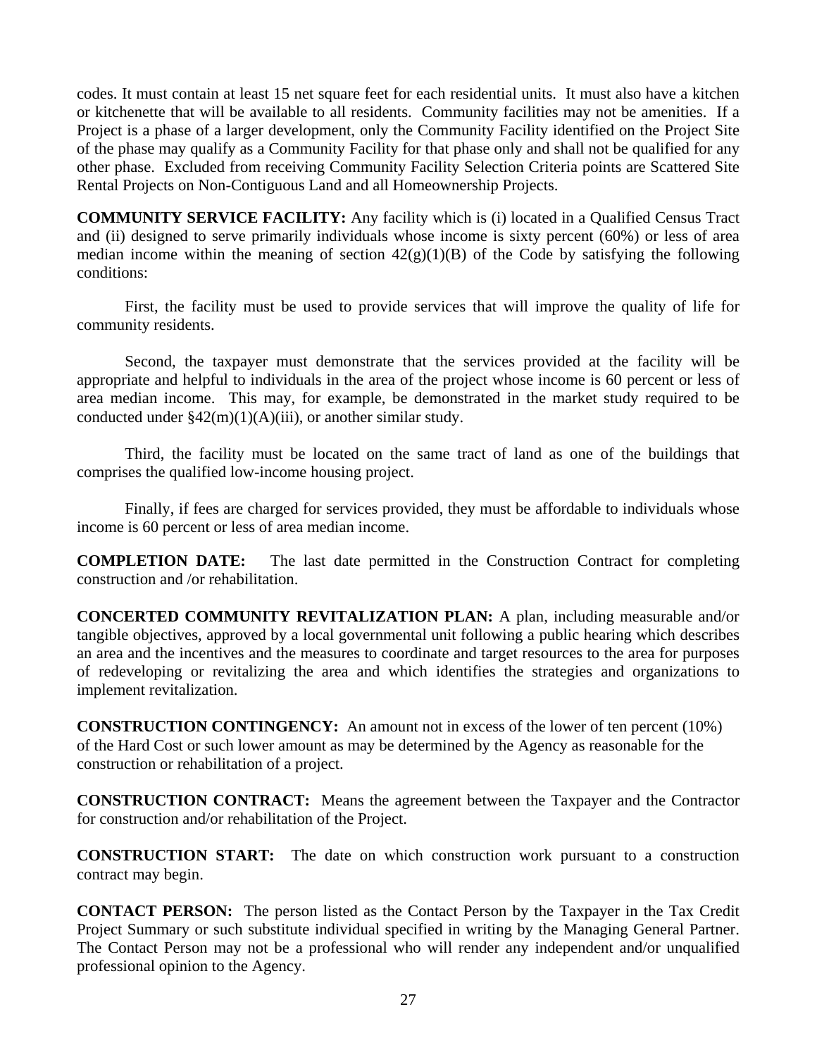codes. It must contain at least 15 net square feet for each residential units. It must also have a kitchen or kitchenette that will be available to all residents. Community facilities may not be amenities. If a Project is a phase of a larger development, only the Community Facility identified on the Project Site of the phase may qualify as a Community Facility for that phase only and shall not be qualified for any other phase. Excluded from receiving Community Facility Selection Criteria points are Scattered Site Rental Projects on Non-Contiguous Land and all Homeownership Projects.

**COMMUNITY SERVICE FACILITY:** Any facility which is (i) located in a Qualified Census Tract and (ii) designed to serve primarily individuals whose income is sixty percent (60%) or less of area median income within the meaning of section 42(g)(1)(B) of the Code by satisfying the following conditions:

First, the facility must be used to provide services that will improve the quality of life for community residents.

Second, the taxpayer must demonstrate that the services provided at the facility will be appropriate and helpful to individuals in the area of the project whose income is 60 percent or less of area median income. This may, for example, be demonstrated in the market study required to be conducted under §42(m)(1)(A)(iii), or another similar study.

Third, the facility must be located on the same tract of land as one of the buildings that comprises the qualified low-income housing project.

Finally, if fees are charged for services provided, they must be affordable to individuals whose income is 60 percent or less of area median income.

**COMPLETION DATE:** The last date permitted in the Construction Contract for completing construction and /or rehabilitation.

**CONCERTED COMMUNITY REVITALIZATION PLAN:** A plan, including measurable and/or tangible objectives, approved by a local governmental unit following a public hearing which describes an area and the incentives and the measures to coordinate and target resources to the area for purposes of redeveloping or revitalizing the area and which identifies the strategies and organizations to implement revitalization.

**CONSTRUCTION CONTINGENCY:** An amount not in excess of the lower of ten percent (10%) of the Hard Cost or such lower amount as may be determined by the Agency as reasonable for the construction or rehabilitation of a project.

**CONSTRUCTION CONTRACT:** Means the agreement between the Taxpayer and the Contractor for construction and/or rehabilitation of the Project.

**CONSTRUCTION START:** The date on which construction work pursuant to a construction contract may begin.

**CONTACT PERSON:** The person listed as the Contact Person by the Taxpayer in the Tax Credit Project Summary or such substitute individual specified in writing by the Managing General Partner. The Contact Person may not be a professional who will render any independent and/or unqualified professional opinion to the Agency.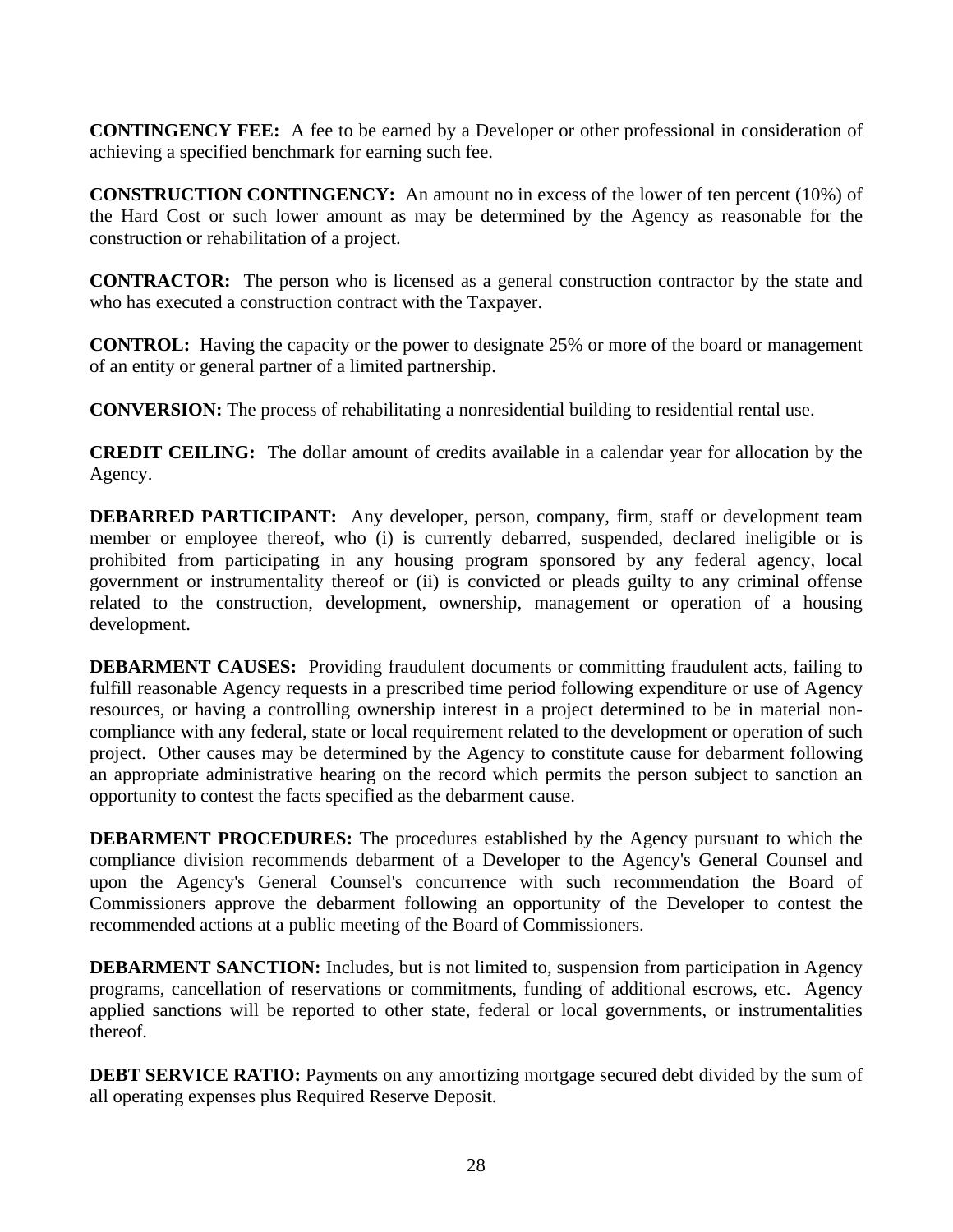**CONTINGENCY FEE:** A fee to be earned by a Developer or other professional in consideration of achieving a specified benchmark for earning such fee.

**CONSTRUCTION CONTINGENCY:** An amount no in excess of the lower of ten percent (10%) of the Hard Cost or such lower amount as may be determined by the Agency as reasonable for the construction or rehabilitation of a project.

**CONTRACTOR:** The person who is licensed as a general construction contractor by the state and who has executed a construction contract with the Taxpayer.

**CONTROL:** Having the capacity or the power to designate 25% or more of the board or management of an entity or general partner of a limited partnership.

**CONVERSION:** The process of rehabilitating a nonresidential building to residential rental use.

**CREDIT CEILING:** The dollar amount of credits available in a calendar year for allocation by the Agency.

**DEBARRED PARTICIPANT:** Any developer, person, company, firm, staff or development team member or employee thereof, who (i) is currently debarred, suspended, declared ineligible or is prohibited from participating in any housing program sponsored by any federal agency, local government or instrumentality thereof or (ii) is convicted or pleads guilty to any criminal offense related to the construction, development, ownership, management or operation of a housing development.

**DEBARMENT CAUSES:** Providing fraudulent documents or committing fraudulent acts, failing to fulfill reasonable Agency requests in a prescribed time period following expenditure or use of Agency resources, or having a controlling ownership interest in a project determined to be in material non-compliance with any federal, state or local requirement related to the development or operation of such project. Other causes may be determined by the Agency to constitute cause for debarment following an appropriate administrative hearing on the record which permits the person subject to sanction an opportunity to contest the facts specified as the debarment cause.

**DEBARMENT PROCEDURES:** The procedures established by the Agency pursuant to which the compliance division recommends debarment of a Developer to the Agency's General Counsel and upon the Agency's General Counsel's concurrence with such recommendation the Board of Commissioners approve the debarment following an opportunity of the Developer to contest the recommended actions at a public meeting of the Board of Commissioners.

**DEBARMENT SANCTION:** Includes, but is not limited to, suspension from participation in Agency programs, cancellation of reservations or commitments, funding of additional escrows, etc. Agency applied sanctions will be reported to other state, federal or local governments, or instrumentalities thereof.

**DEBT SERVICE RATIO:** Payments on any amortizing mortgage secured debt divided by the sum of all operating expenses plus Required Reserve Deposit.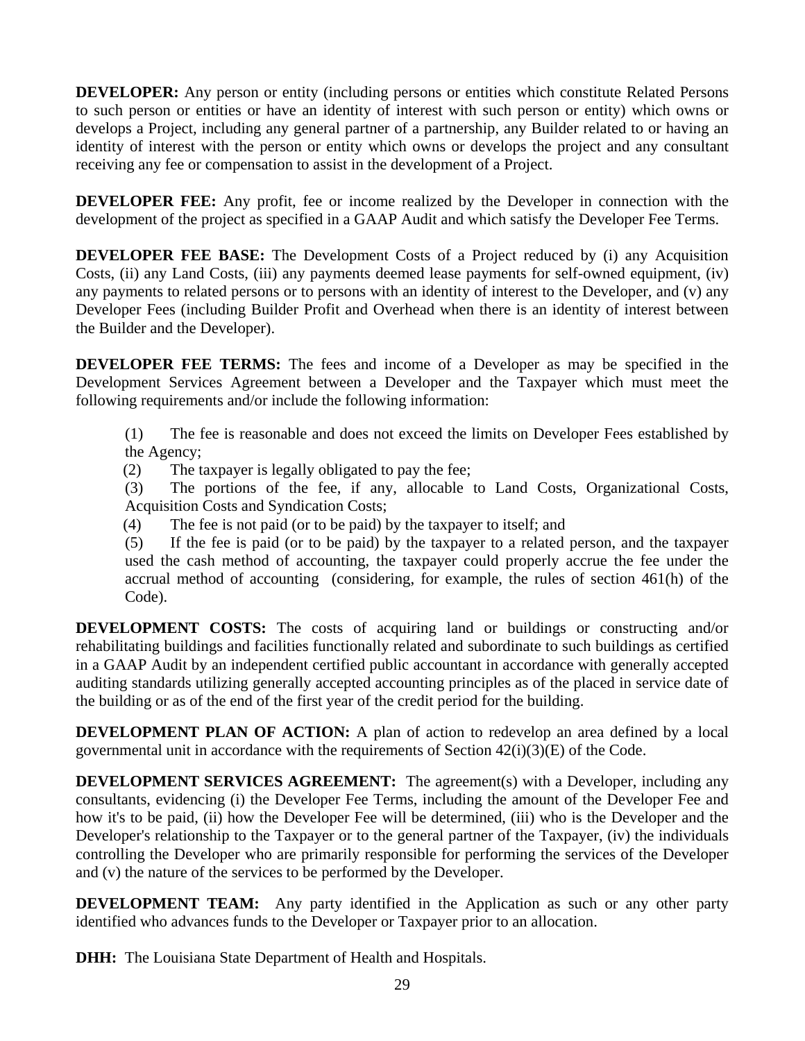**DEVELOPER:** Any person or entity (including persons or entities which constitute Related Persons to such person or entities or have an identity of interest with such person or entity) which owns or develops a Project, including any general partner of a partnership, any Builder related to or having an identity of interest with the person or entity which owns or develops the project and any consultant receiving any fee or compensation to assist in the development of a Project.

**DEVELOPER FEE:** Any profit, fee or income realized by the Developer in connection with the development of the project as specified in a GAAP Audit and which satisfy the Developer Fee Terms.

**DEVELOPER FEE BASE:** The Development Costs of a Project reduced by (i) any Acquisition Costs, (ii) any Land Costs, (iii) any payments deemed lease payments for self-owned equipment, (iv) any payments to related persons or to persons with an identity of interest to the Developer, and (v) any Developer Fees (including Builder Profit and Overhead when there is an identity of interest between the Builder and the Developer).

**DEVELOPER FEE TERMS:** The fees and income of a Developer as may be specified in the Development Services Agreement between a Developer and the Taxpayer which must meet the following requirements and/or include the following information:

(1) The fee is reasonable and does not exceed the limits on Developer Fees established by the Agency;
(2) The taxpayer is legally obligated to pay the fee;
(3) The portions of the fee, if any, allocable to Land Costs, Organizational Costs, Acquisition Costs and Syndication Costs;
(4) The fee is not paid (or to be paid) by the taxpayer to itself; and
(5) If the fee is paid (or to be paid) by the taxpayer to a related person, and the taxpayer used the cash method of accounting, the taxpayer could properly accrue the fee under the accrual method of accounting (considering, for example, the rules of section 461(h) of the Code).

**DEVELOPMENT COSTS:** The costs of acquiring land or buildings or constructing and/or rehabilitating buildings and facilities functionally related and subordinate to such buildings as certified in a GAAP Audit by an independent certified public accountant in accordance with generally accepted auditing standards utilizing generally accepted accounting principles as of the placed in service date of the building or as of the end of the first year of the credit period for the building.

**DEVELOPMENT PLAN OF ACTION:** A plan of action to redevelop an area defined by a local governmental unit in accordance with the requirements of Section 42(i)(3)(E) of the Code.

**DEVELOPMENT SERVICES AGREEMENT:** The agreement(s) with a Developer, including any consultants, evidencing (i) the Developer Fee Terms, including the amount of the Developer Fee and how it's to be paid, (ii) how the Developer Fee will be determined, (iii) who is the Developer and the Developer's relationship to the Taxpayer or to the general partner of the Taxpayer, (iv) the individuals controlling the Developer who are primarily responsible for performing the services of the Developer and (v) the nature of the services to be performed by the Developer.

**DEVELOPMENT TEAM:** Any party identified in the Application as such or any other party identified who advances funds to the Developer or Taxpayer prior to an allocation.

**DHH:** The Louisiana State Department of Health and Hospitals.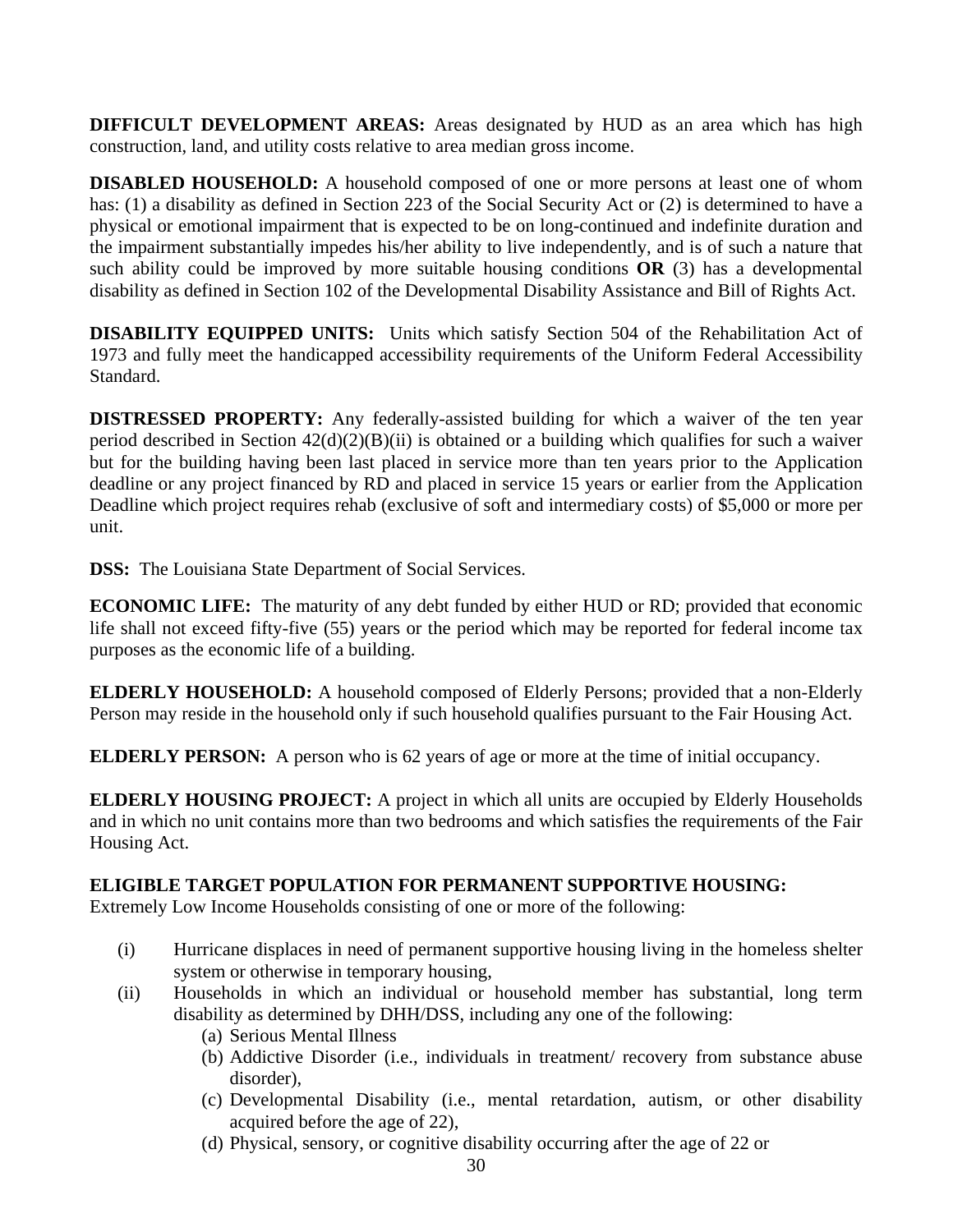**DIFFICULT DEVELOPMENT AREAS:** Areas designated by HUD as an area which has high construction, land, and utility costs relative to area median gross income.

**DISABLED HOUSEHOLD:** A household composed of one or more persons at least one of whom has: (1) a disability as defined in Section 223 of the Social Security Act or (2) is determined to have a physical or emotional impairment that is expected to be on long-continued and indefinite duration and the impairment substantially impedes his/her ability to live independently, and is of such a nature that such ability could be improved by more suitable housing conditions **OR** (3) has a developmental disability as defined in Section 102 of the Developmental Disability Assistance and Bill of Rights Act.

**DISABILITY EQUIPPED UNITS:** Units which satisfy Section 504 of the Rehabilitation Act of 1973 and fully meet the handicapped accessibility requirements of the Uniform Federal Accessibility Standard.

**DISTRESSED PROPERTY:** Any federally-assisted building for which a waiver of the ten year period described in Section 42(d)(2)(B)(ii) is obtained or a building which qualifies for such a waiver but for the building having been last placed in service more than ten years prior to the Application deadline or any project financed by RD and placed in service 15 years or earlier from the Application Deadline which project requires rehab (exclusive of soft and intermediary costs) of $5,000 or more per unit.

**DSS:** The Louisiana State Department of Social Services.

**ECONOMIC LIFE:** The maturity of any debt funded by either HUD or RD; provided that economic life shall not exceed fifty-five (55) years or the period which may be reported for federal income tax purposes as the economic life of a building.

**ELDERLY HOUSEHOLD:** A household composed of Elderly Persons; provided that a non-Elderly Person may reside in the household only if such household qualifies pursuant to the Fair Housing Act.

**ELDERLY PERSON:** A person who is 62 years of age or more at the time of initial occupancy.

**ELDERLY HOUSING PROJECT:** A project in which all units are occupied by Elderly Households and in which no unit contains more than two bedrooms and which satisfies the requirements of the Fair Housing Act.

**ELIGIBLE TARGET POPULATION FOR PERMANENT SUPPORTIVE HOUSING:**
Extremely Low Income Households consisting of one or more of the following:

(i) Hurricane displaces in need of permanent supportive housing living in the homeless shelter system or otherwise in temporary housing,

(ii) Households in which an individual or household member has substantial, long term disability as determined by DHH/DSS, including any one of the following:
   - (a) Serious Mental Illness
   - (b) Addictive Disorder (i.e., individuals in treatment/ recovery from substance abuse disorder),
   - (c) Developmental Disability (i.e., mental retardation, autism, or other disability acquired before the age of 22),
   - (d) Physical, sensory, or cognitive disability occurring after the age of 22 or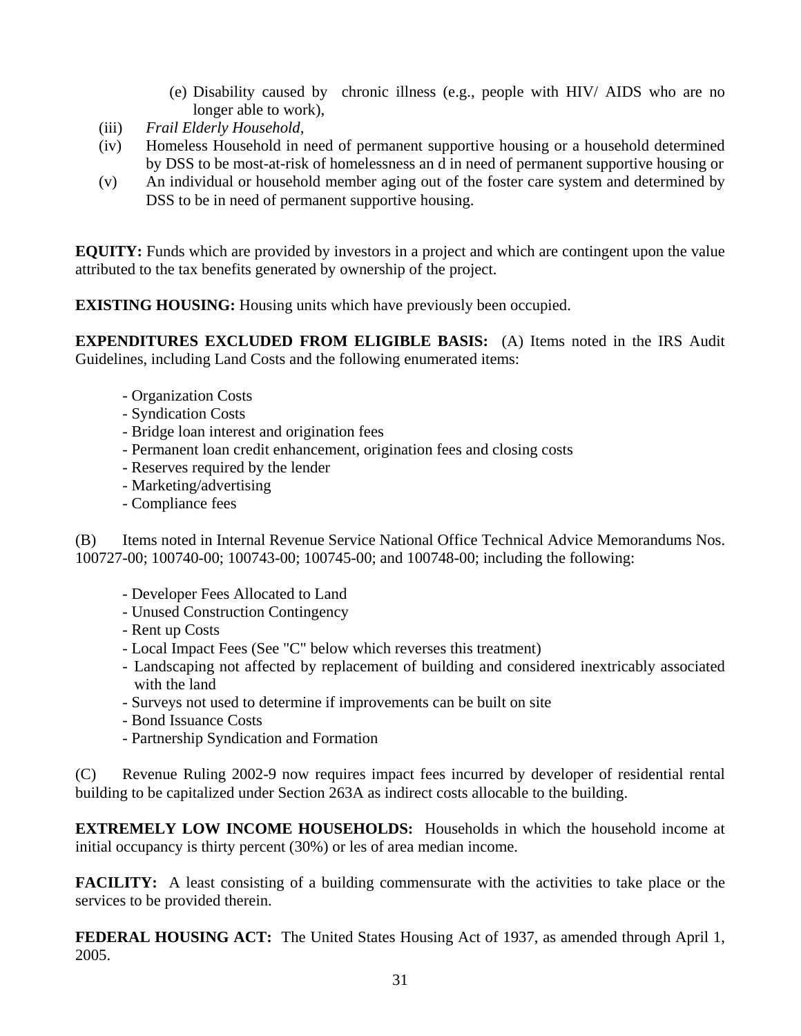(e) Disability caused by chronic illness (e.g., people with HIV/ AIDS who are no longer able to work),

(iii) *Frail Elderly Household,*

(iv) Homeless Household in need of permanent supportive housing or a household determined by DSS to be most-at-risk of homelessness an d in need of permanent supportive housing or

(v) An individual or household member aging out of the foster care system and determined by DSS to be in need of permanent supportive housing.

**EQUITY:** Funds which are provided by investors in a project and which are contingent upon the value attributed to the tax benefits generated by ownership of the project.

**EXISTING HOUSING:** Housing units which have previously been occupied.

**EXPENDITURES EXCLUDED FROM ELIGIBLE BASIS:** (A) Items noted in the IRS Audit Guidelines, including Land Costs and the following enumerated items:

- Organization Costs
- Syndication Costs
- Bridge loan interest and origination fees
- Permanent loan credit enhancement, origination fees and closing costs
- Reserves required by the lender
- Marketing/advertising
- Compliance fees

(B) Items noted in Internal Revenue Service National Office Technical Advice Memorandums Nos. 100727-00; 100740-00; 100743-00; 100745-00; and 100748-00; including the following:

- Developer Fees Allocated to Land
- Unused Construction Contingency
- Rent up Costs
- Local Impact Fees (See "C" below which reverses this treatment)
- Landscaping not affected by replacement of building and considered inextricably associated with the land
- Surveys not used to determine if improvements can be built on site
- Bond Issuance Costs
- Partnership Syndication and Formation

(C) Revenue Ruling 2002-9 now requires impact fees incurred by developer of residential rental building to be capitalized under Section 263A as indirect costs allocable to the building.

**EXTREMELY LOW INCOME HOUSEHOLDS:** Households in which the household income at initial occupancy is thirty percent (30%) or les of area median income.

**FACILITY:** A least consisting of a building commensurate with the activities to take place or the services to be provided therein.

**FEDERAL HOUSING ACT:** The United States Housing Act of 1937, as amended through April 1, 2005.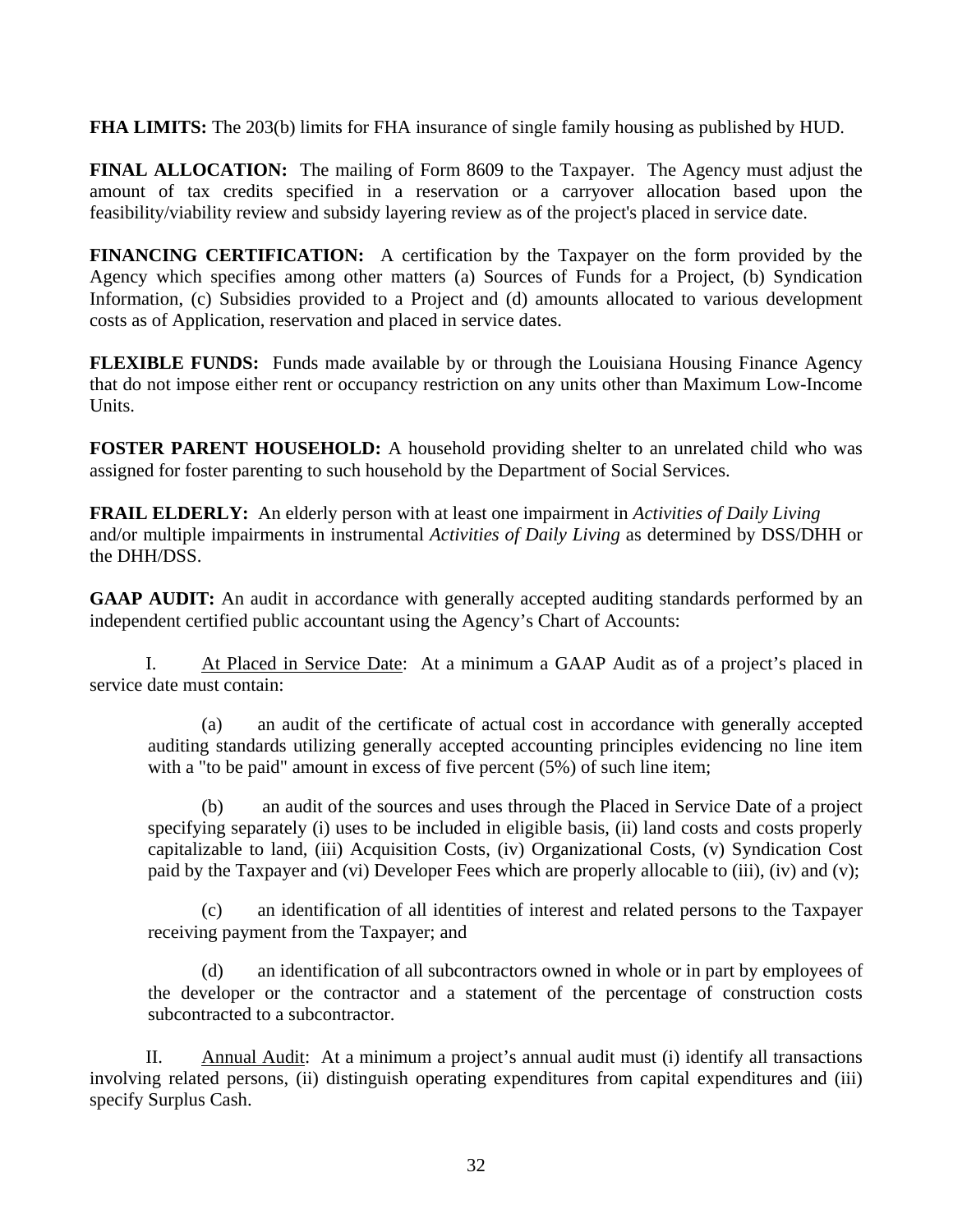**FHA LIMITS:** The 203(b) limits for FHA insurance of single family housing as published by HUD.

**FINAL ALLOCATION:** The mailing of Form 8609 to the Taxpayer. The Agency must adjust the amount of tax credits specified in a reservation or a carryover allocation based upon the feasibility/viability review and subsidy layering review as of the project's placed in service date.

**FINANCING CERTIFICATION:** A certification by the Taxpayer on the form provided by the Agency which specifies among other matters (a) Sources of Funds for a Project, (b) Syndication Information, (c) Subsidies provided to a Project and (d) amounts allocated to various development costs as of Application, reservation and placed in service dates.

**FLEXIBLE FUNDS:** Funds made available by or through the Louisiana Housing Finance Agency that do not impose either rent or occupancy restriction on any units other than Maximum Low-Income Units.

**FOSTER PARENT HOUSEHOLD:** A household providing shelter to an unrelated child who was assigned for foster parenting to such household by the Department of Social Services.

**FRAIL ELDERLY:** An elderly person with at least one impairment in *Activities of Daily Living* and/or multiple impairments in instrumental *Activities of Daily Living* as determined by DSS/DHH or the DHH/DSS.

**GAAP AUDIT:** An audit in accordance with generally accepted auditing standards performed by an independent certified public accountant using the Agency's Chart of Accounts:

I. At Placed in Service Date: At a minimum a GAAP Audit as of a project's placed in service date must contain:

(a) an audit of the certificate of actual cost in accordance with generally accepted auditing standards utilizing generally accepted accounting principles evidencing no line item with a "to be paid" amount in excess of five percent (5%) of such line item;

(b) an audit of the sources and uses through the Placed in Service Date of a project specifying separately (i) uses to be included in eligible basis, (ii) land costs and costs properly capitalizable to land, (iii) Acquisition Costs, (iv) Organizational Costs, (v) Syndication Cost paid by the Taxpayer and (vi) Developer Fees which are properly allocable to (iii), (iv) and (v);

(c) an identification of all identities of interest and related persons to the Taxpayer receiving payment from the Taxpayer; and

(d) an identification of all subcontractors owned in whole or in part by employees of the developer or the contractor and a statement of the percentage of construction costs subcontracted to a subcontractor.

II. Annual Audit: At a minimum a project's annual audit must (i) identify all transactions involving related persons, (ii) distinguish operating expenditures from capital expenditures and (iii) specify Surplus Cash.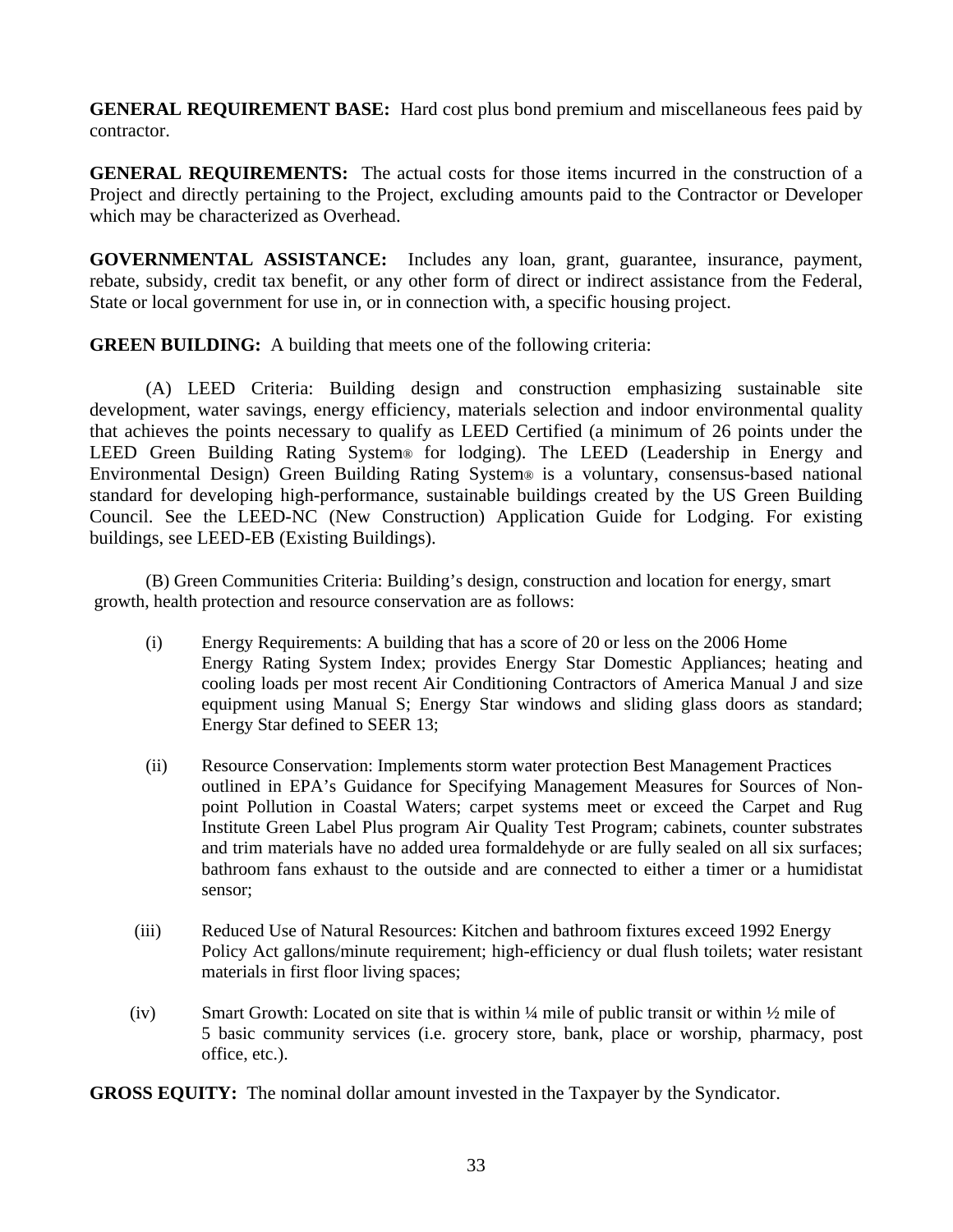**GENERAL REQUIREMENT BASE:** Hard cost plus bond premium and miscellaneous fees paid by contractor.

**GENERAL REQUIREMENTS:** The actual costs for those items incurred in the construction of a Project and directly pertaining to the Project, excluding amounts paid to the Contractor or Developer which may be characterized as Overhead.

**GOVERNMENTAL ASSISTANCE:** Includes any loan, grant, guarantee, insurance, payment, rebate, subsidy, credit tax benefit, or any other form of direct or indirect assistance from the Federal, State or local government for use in, or in connection with, a specific housing project.

**GREEN BUILDING:** A building that meets one of the following criteria:

(A) LEED Criteria: Building design and construction emphasizing sustainable site development, water savings, energy efficiency, materials selection and indoor environmental quality that achieves the points necessary to qualify as LEED Certified (a minimum of 26 points under the LEED Green Building Rating System® for lodging). The LEED (Leadership in Energy and Environmental Design) Green Building Rating System® is a voluntary, consensus-based national standard for developing high-performance, sustainable buildings created by the US Green Building Council. See the LEED-NC (New Construction) Application Guide for Lodging. For existing buildings, see LEED-EB (Existing Buildings).

(B) Green Communities Criteria: Building's design, construction and location for energy, smart growth, health protection and resource conservation are as follows:

(i) Energy Requirements: A building that has a score of 20 or less on the 2006 Home Energy Rating System Index; provides Energy Star Domestic Appliances; heating and cooling loads per most recent Air Conditioning Contractors of America Manual J and size equipment using Manual S; Energy Star windows and sliding glass doors as standard; Energy Star defined to SEER 13;

(ii) Resource Conservation: Implements storm water protection Best Management Practices outlined in EPA's Guidance for Specifying Management Measures for Sources of Non-point Pollution in Coastal Waters; carpet systems meet or exceed the Carpet and Rug Institute Green Label Plus program Air Quality Test Program; cabinets, counter substrates and trim materials have no added urea formaldehyde or are fully sealed on all six surfaces; bathroom fans exhaust to the outside and are connected to either a timer or a humidistat sensor;

(iii) Reduced Use of Natural Resources: Kitchen and bathroom fixtures exceed 1992 Energy Policy Act gallons/minute requirement; high-efficiency or dual flush toilets; water resistant materials in first floor living spaces;

(iv) Smart Growth: Located on site that is within ¼ mile of public transit or within ½ mile of 5 basic community services (i.e. grocery store, bank, place or worship, pharmacy, post office, etc.).

**GROSS EQUITY:** The nominal dollar amount invested in the Taxpayer by the Syndicator.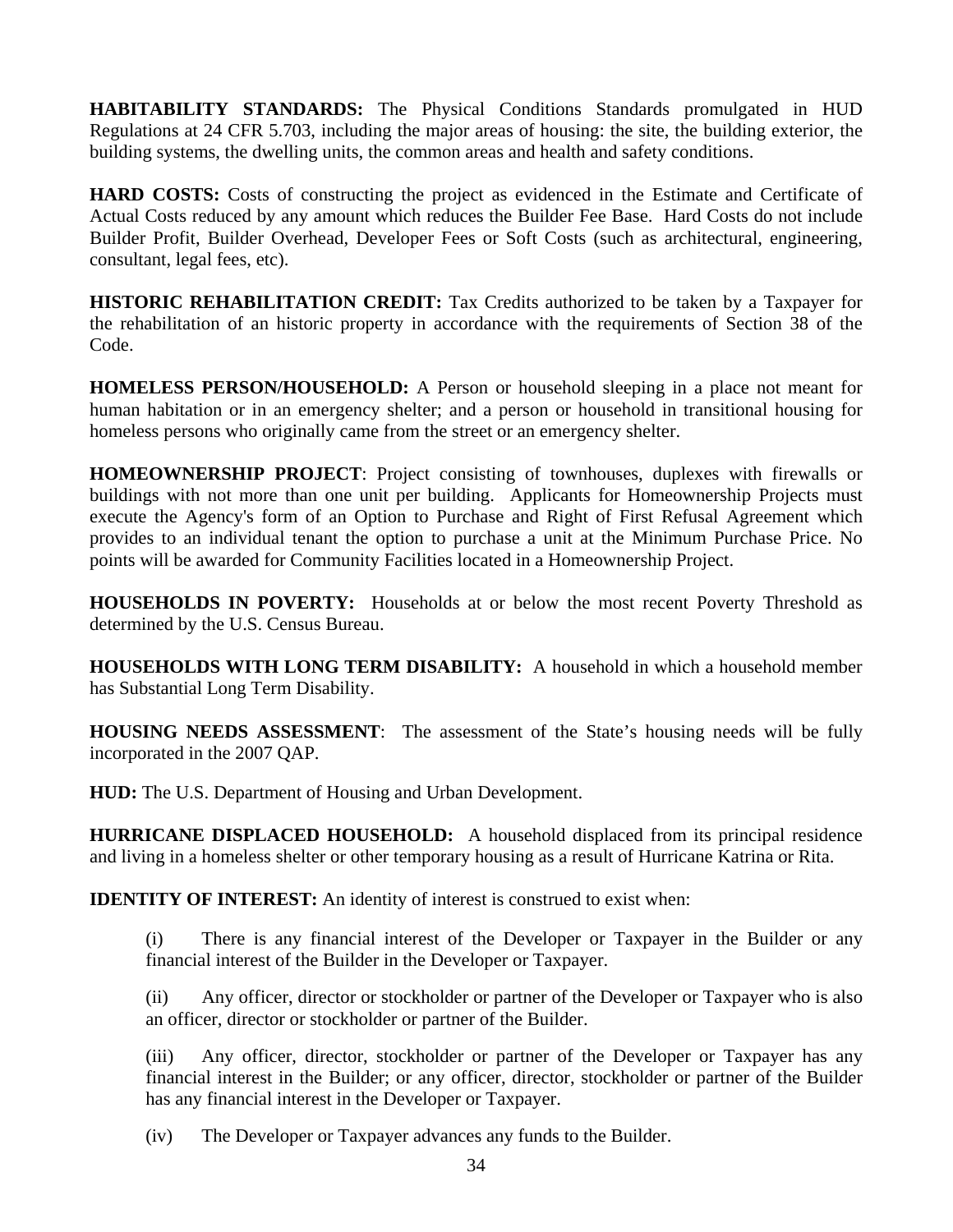**HABITABILITY STANDARDS:** The Physical Conditions Standards promulgated in HUD Regulations at 24 CFR 5.703, including the major areas of housing: the site, the building exterior, the building systems, the dwelling units, the common areas and health and safety conditions.

**HARD COSTS:** Costs of constructing the project as evidenced in the Estimate and Certificate of Actual Costs reduced by any amount which reduces the Builder Fee Base. Hard Costs do not include Builder Profit, Builder Overhead, Developer Fees or Soft Costs (such as architectural, engineering, consultant, legal fees, etc).

**HISTORIC REHABILITATION CREDIT:** Tax Credits authorized to be taken by a Taxpayer for the rehabilitation of an historic property in accordance with the requirements of Section 38 of the Code.

**HOMELESS PERSON/HOUSEHOLD:** A Person or household sleeping in a place not meant for human habitation or in an emergency shelter; and a person or household in transitional housing for homeless persons who originally came from the street or an emergency shelter.

**HOMEOWNERSHIP PROJECT**: Project consisting of townhouses, duplexes with firewalls or buildings with not more than one unit per building. Applicants for Homeownership Projects must execute the Agency's form of an Option to Purchase and Right of First Refusal Agreement which provides to an individual tenant the option to purchase a unit at the Minimum Purchase Price. No points will be awarded for Community Facilities located in a Homeownership Project.

**HOUSEHOLDS IN POVERTY:** Households at or below the most recent Poverty Threshold as determined by the U.S. Census Bureau.

**HOUSEHOLDS WITH LONG TERM DISABILITY:** A household in which a household member has Substantial Long Term Disability.

**HOUSING NEEDS ASSESSMENT**: The assessment of the State's housing needs will be fully incorporated in the 2007 QAP.

**HUD:** The U.S. Department of Housing and Urban Development.

**HURRICANE DISPLACED HOUSEHOLD:** A household displaced from its principal residence and living in a homeless shelter or other temporary housing as a result of Hurricane Katrina or Rita.

**IDENTITY OF INTEREST:** An identity of interest is construed to exist when:

(i) There is any financial interest of the Developer or Taxpayer in the Builder or any financial interest of the Builder in the Developer or Taxpayer.

(ii) Any officer, director or stockholder or partner of the Developer or Taxpayer who is also an officer, director or stockholder or partner of the Builder.

(iii) Any officer, director, stockholder or partner of the Developer or Taxpayer has any financial interest in the Builder; or any officer, director, stockholder or partner of the Builder has any financial interest in the Developer or Taxpayer.

(iv) The Developer or Taxpayer advances any funds to the Builder.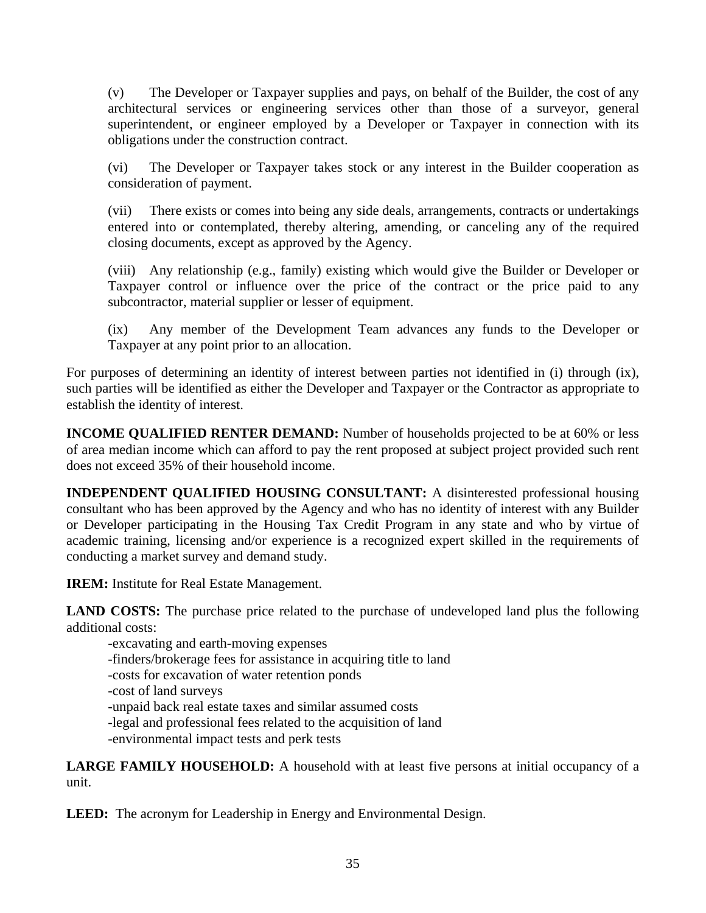(v) The Developer or Taxpayer supplies and pays, on behalf of the Builder, the cost of any architectural services or engineering services other than those of a surveyor, general superintendent, or engineer employed by a Developer or Taxpayer in connection with its obligations under the construction contract.

(vi) The Developer or Taxpayer takes stock or any interest in the Builder cooperation as consideration of payment.

(vii) There exists or comes into being any side deals, arrangements, contracts or undertakings entered into or contemplated, thereby altering, amending, or canceling any of the required closing documents, except as approved by the Agency.

(viii) Any relationship (e.g., family) existing which would give the Builder or Developer or Taxpayer control or influence over the price of the contract or the price paid to any subcontractor, material supplier or lesser of equipment.

(ix) Any member of the Development Team advances any funds to the Developer or Taxpayer at any point prior to an allocation.

For purposes of determining an identity of interest between parties not identified in (i) through (ix), such parties will be identified as either the Developer and Taxpayer or the Contractor as appropriate to establish the identity of interest.

**INCOME QUALIFIED RENTER DEMAND:** Number of households projected to be at 60% or less of area median income which can afford to pay the rent proposed at subject project provided such rent does not exceed 35% of their household income.

**INDEPENDENT QUALIFIED HOUSING CONSULTANT:** A disinterested professional housing consultant who has been approved by the Agency and who has no identity of interest with any Builder or Developer participating in the Housing Tax Credit Program in any state and who by virtue of academic training, licensing and/or experience is a recognized expert skilled in the requirements of conducting a market survey and demand study.

**IREM:** Institute for Real Estate Management.

**LAND COSTS:** The purchase price related to the purchase of undeveloped land plus the following additional costs:

- excavating and earth-moving expenses
- finders/brokerage fees for assistance in acquiring title to land
- costs for excavation of water retention ponds
- cost of land surveys
- unpaid back real estate taxes and similar assumed costs
- legal and professional fees related to the acquisition of land
- environmental impact tests and perk tests

**LARGE FAMILY HOUSEHOLD:** A household with at least five persons at initial occupancy of a unit.

**LEED:** The acronym for Leadership in Energy and Environmental Design.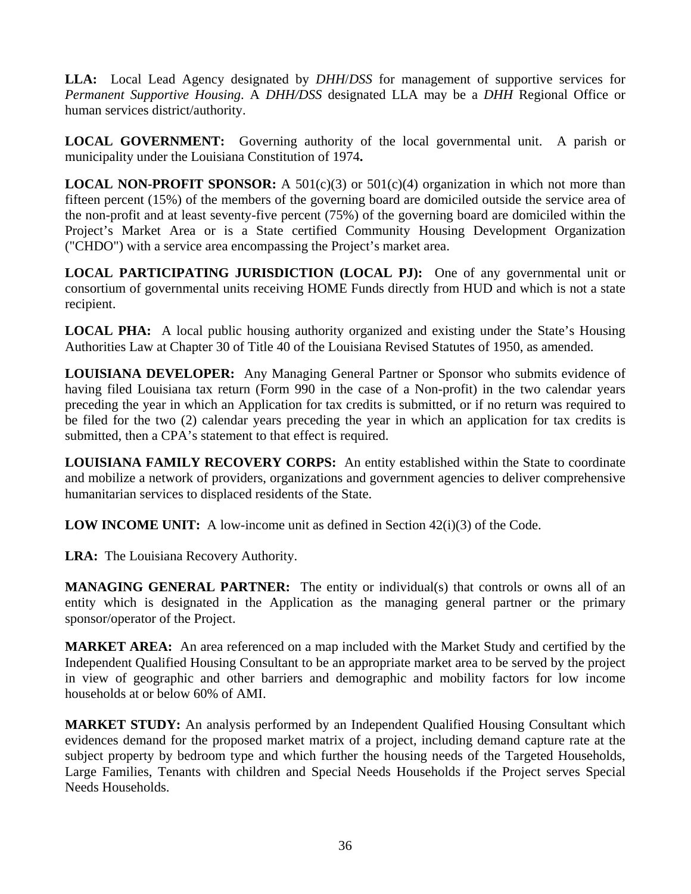**LLA:** Local Lead Agency designated by *DHH*/*DSS* for management of supportive services for *Permanent Supportive Housing*. A *DHH/DSS* designated LLA may be a *DHH* Regional Office or human services district/authority.

**LOCAL GOVERNMENT:** Governing authority of the local governmental unit. A parish or municipality under the Louisiana Constitution of 1974**.**

**LOCAL NON-PROFIT SPONSOR:** A 501(c)(3) or 501(c)(4) organization in which not more than fifteen percent (15%) of the members of the governing board are domiciled outside the service area of the non-profit and at least seventy-five percent (75%) of the governing board are domiciled within the Project's Market Area or is a State certified Community Housing Development Organization ("CHDO") with a service area encompassing the Project's market area.

**LOCAL PARTICIPATING JURISDICTION (LOCAL PJ):** One of any governmental unit or consortium of governmental units receiving HOME Funds directly from HUD and which is not a state recipient.

**LOCAL PHA:** A local public housing authority organized and existing under the State's Housing Authorities Law at Chapter 30 of Title 40 of the Louisiana Revised Statutes of 1950, as amended.

**LOUISIANA DEVELOPER:** Any Managing General Partner or Sponsor who submits evidence of having filed Louisiana tax return (Form 990 in the case of a Non-profit) in the two calendar years preceding the year in which an Application for tax credits is submitted, or if no return was required to be filed for the two (2) calendar years preceding the year in which an application for tax credits is submitted, then a CPA's statement to that effect is required.

**LOUISIANA FAMILY RECOVERY CORPS:** An entity established within the State to coordinate and mobilize a network of providers, organizations and government agencies to deliver comprehensive humanitarian services to displaced residents of the State.

**LOW INCOME UNIT:** A low-income unit as defined in Section 42(i)(3) of the Code.

**LRA:** The Louisiana Recovery Authority.

**MANAGING GENERAL PARTNER:** The entity or individual(s) that controls or owns all of an entity which is designated in the Application as the managing general partner or the primary sponsor/operator of the Project.

**MARKET AREA:** An area referenced on a map included with the Market Study and certified by the Independent Qualified Housing Consultant to be an appropriate market area to be served by the project in view of geographic and other barriers and demographic and mobility factors for low income households at or below 60% of AMI.

**MARKET STUDY:** An analysis performed by an Independent Qualified Housing Consultant which evidences demand for the proposed market matrix of a project, including demand capture rate at the subject property by bedroom type and which further the housing needs of the Targeted Households, Large Families, Tenants with children and Special Needs Households if the Project serves Special Needs Households.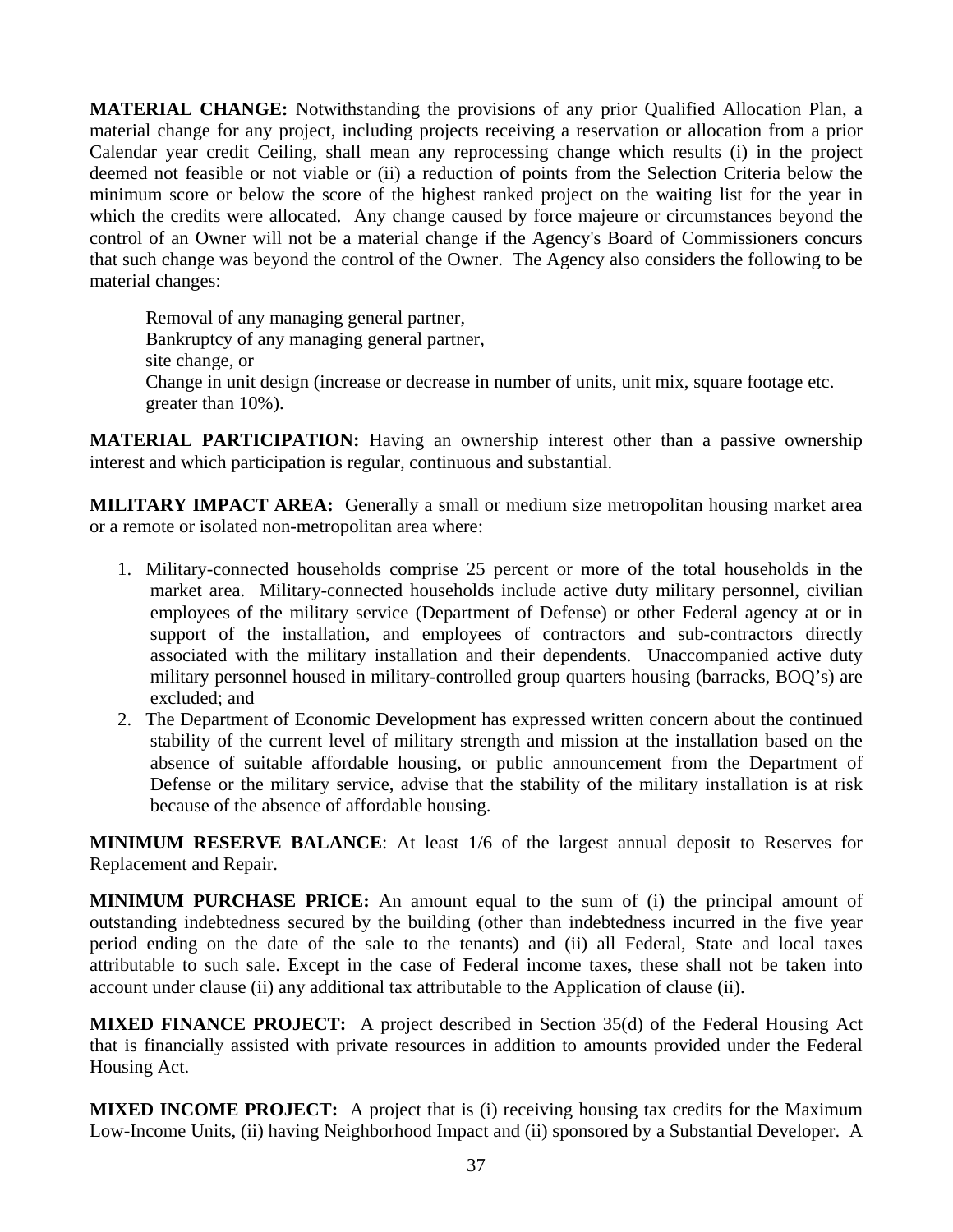**MATERIAL CHANGE:** Notwithstanding the provisions of any prior Qualified Allocation Plan, a material change for any project, including projects receiving a reservation or allocation from a prior Calendar year credit Ceiling, shall mean any reprocessing change which results (i) in the project deemed not feasible or not viable or (ii) a reduction of points from the Selection Criteria below the minimum score or below the score of the highest ranked project on the waiting list for the year in which the credits were allocated. Any change caused by force majeure or circumstances beyond the control of an Owner will not be a material change if the Agency's Board of Commissioners concurs that such change was beyond the control of the Owner. The Agency also considers the following to be material changes:

Removal of any managing general partner,
Bankruptcy of any managing general partner,
site change, or
Change in unit design (increase or decrease in number of units, unit mix, square footage etc. greater than 10%).

**MATERIAL PARTICIPATION:** Having an ownership interest other than a passive ownership interest and which participation is regular, continuous and substantial.

**MILITARY IMPACT AREA:** Generally a small or medium size metropolitan housing market area or a remote or isolated non-metropolitan area where:

1. Military-connected households comprise 25 percent or more of the total households in the market area. Military-connected households include active duty military personnel, civilian employees of the military service (Department of Defense) or other Federal agency at or in support of the installation, and employees of contractors and sub-contractors directly associated with the military installation and their dependents. Unaccompanied active duty military personnel housed in military-controlled group quarters housing (barracks, BOQ's) are excluded; and
2. The Department of Economic Development has expressed written concern about the continued stability of the current level of military strength and mission at the installation based on the absence of suitable affordable housing, or public announcement from the Department of Defense or the military service, advise that the stability of the military installation is at risk because of the absence of affordable housing.

**MINIMUM RESERVE BALANCE**: At least 1/6 of the largest annual deposit to Reserves for Replacement and Repair.

**MINIMUM PURCHASE PRICE:** An amount equal to the sum of (i) the principal amount of outstanding indebtedness secured by the building (other than indebtedness incurred in the five year period ending on the date of the sale to the tenants) and (ii) all Federal, State and local taxes attributable to such sale. Except in the case of Federal income taxes, these shall not be taken into account under clause (ii) any additional tax attributable to the Application of clause (ii).

**MIXED FINANCE PROJECT:** A project described in Section 35(d) of the Federal Housing Act that is financially assisted with private resources in addition to amounts provided under the Federal Housing Act.

**MIXED INCOME PROJECT:** A project that is (i) receiving housing tax credits for the Maximum Low-Income Units, (ii) having Neighborhood Impact and (ii) sponsored by a Substantial Developer. A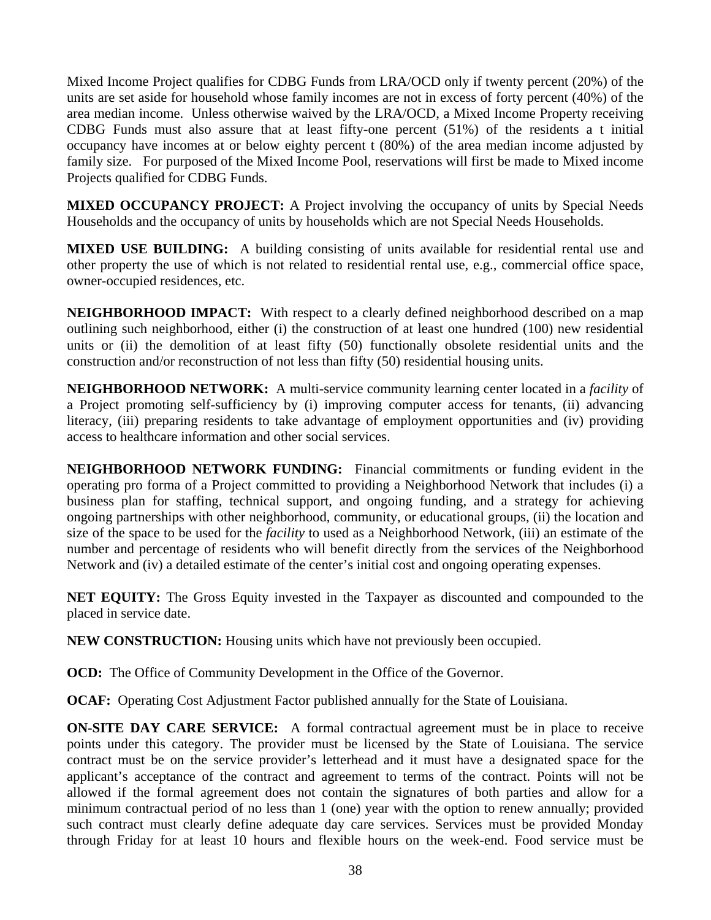Mixed Income Project qualifies for CDBG Funds from LRA/OCD only if twenty percent (20%) of the units are set aside for household whose family incomes are not in excess of forty percent (40%) of the area median income. Unless otherwise waived by the LRA/OCD, a Mixed Income Property receiving CDBG Funds must also assure that at least fifty-one percent (51%) of the residents a t initial occupancy have incomes at or below eighty percent t (80%) of the area median income adjusted by family size. For purposed of the Mixed Income Pool, reservations will first be made to Mixed income Projects qualified for CDBG Funds.

**MIXED OCCUPANCY PROJECT:** A Project involving the occupancy of units by Special Needs Households and the occupancy of units by households which are not Special Needs Households.

**MIXED USE BUILDING:** A building consisting of units available for residential rental use and other property the use of which is not related to residential rental use, e.g., commercial office space, owner-occupied residences, etc.

**NEIGHBORHOOD IMPACT:** With respect to a clearly defined neighborhood described on a map outlining such neighborhood, either (i) the construction of at least one hundred (100) new residential units or (ii) the demolition of at least fifty (50) functionally obsolete residential units and the construction and/or reconstruction of not less than fifty (50) residential housing units.

**NEIGHBORHOOD NETWORK:** A multi-service community learning center located in a *facility* of a Project promoting self-sufficiency by (i) improving computer access for tenants, (ii) advancing literacy, (iii) preparing residents to take advantage of employment opportunities and (iv) providing access to healthcare information and other social services.

**NEIGHBORHOOD NETWORK FUNDING:** Financial commitments or funding evident in the operating pro forma of a Project committed to providing a Neighborhood Network that includes (i) a business plan for staffing, technical support, and ongoing funding, and a strategy for achieving ongoing partnerships with other neighborhood, community, or educational groups, (ii) the location and size of the space to be used for the *facility* to used as a Neighborhood Network, (iii) an estimate of the number and percentage of residents who will benefit directly from the services of the Neighborhood Network and (iv) a detailed estimate of the center's initial cost and ongoing operating expenses.

**NET EQUITY:** The Gross Equity invested in the Taxpayer as discounted and compounded to the placed in service date.

**NEW CONSTRUCTION:** Housing units which have not previously been occupied.

**OCD:** The Office of Community Development in the Office of the Governor.

**OCAF:** Operating Cost Adjustment Factor published annually for the State of Louisiana.

**ON-SITE DAY CARE SERVICE:** A formal contractual agreement must be in place to receive points under this category. The provider must be licensed by the State of Louisiana. The service contract must be on the service provider's letterhead and it must have a designated space for the applicant's acceptance of the contract and agreement to terms of the contract. Points will not be allowed if the formal agreement does not contain the signatures of both parties and allow for a minimum contractual period of no less than 1 (one) year with the option to renew annually; provided such contract must clearly define adequate day care services. Services must be provided Monday through Friday for at least 10 hours and flexible hours on the week-end. Food service must be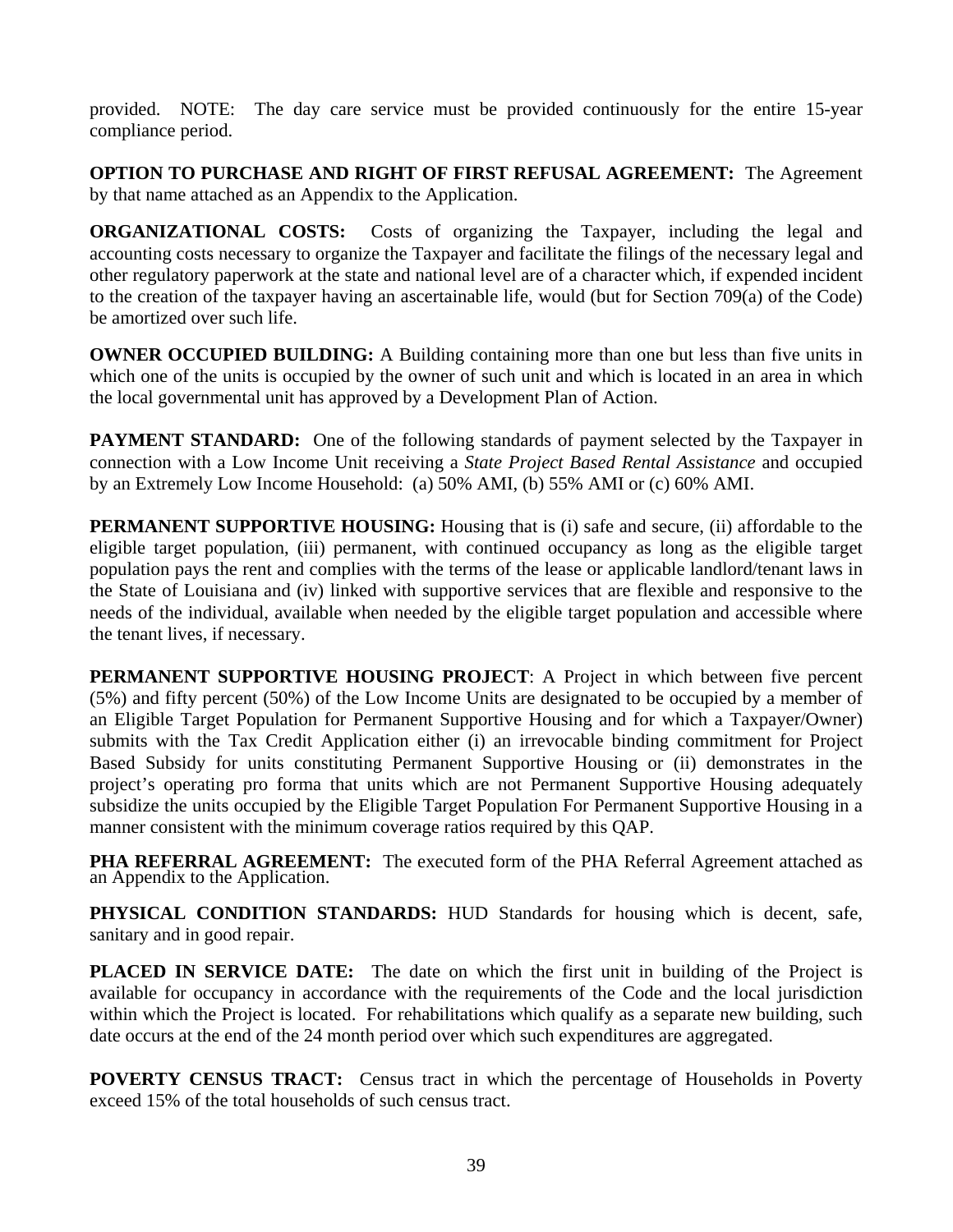provided. NOTE: The day care service must be provided continuously for the entire 15-year compliance period.

**OPTION TO PURCHASE AND RIGHT OF FIRST REFUSAL AGREEMENT:** The Agreement by that name attached as an Appendix to the Application.

**ORGANIZATIONAL COSTS:** Costs of organizing the Taxpayer, including the legal and accounting costs necessary to organize the Taxpayer and facilitate the filings of the necessary legal and other regulatory paperwork at the state and national level are of a character which, if expended incident to the creation of the taxpayer having an ascertainable life, would (but for Section 709(a) of the Code) be amortized over such life.

**OWNER OCCUPIED BUILDING:** A Building containing more than one but less than five units in which one of the units is occupied by the owner of such unit and which is located in an area in which the local governmental unit has approved by a Development Plan of Action.

**PAYMENT STANDARD:** One of the following standards of payment selected by the Taxpayer in connection with a Low Income Unit receiving a *State Project Based Rental Assistance* and occupied by an Extremely Low Income Household: (a) 50% AMI, (b) 55% AMI or (c) 60% AMI.

**PERMANENT SUPPORTIVE HOUSING:** Housing that is (i) safe and secure, (ii) affordable to the eligible target population, (iii) permanent, with continued occupancy as long as the eligible target population pays the rent and complies with the terms of the lease or applicable landlord/tenant laws in the State of Louisiana and (iv) linked with supportive services that are flexible and responsive to the needs of the individual, available when needed by the eligible target population and accessible where the tenant lives, if necessary.

**PERMANENT SUPPORTIVE HOUSING PROJECT**: A Project in which between five percent (5%) and fifty percent (50%) of the Low Income Units are designated to be occupied by a member of an Eligible Target Population for Permanent Supportive Housing and for which a Taxpayer/Owner) submits with the Tax Credit Application either (i) an irrevocable binding commitment for Project Based Subsidy for units constituting Permanent Supportive Housing or (ii) demonstrates in the project's operating pro forma that units which are not Permanent Supportive Housing adequately subsidize the units occupied by the Eligible Target Population For Permanent Supportive Housing in a manner consistent with the minimum coverage ratios required by this QAP.

**PHA REFERRAL AGREEMENT:** The executed form of the PHA Referral Agreement attached as an Appendix to the Application.

**PHYSICAL CONDITION STANDARDS:** HUD Standards for housing which is decent, safe, sanitary and in good repair.

**PLACED IN SERVICE DATE:** The date on which the first unit in building of the Project is available for occupancy in accordance with the requirements of the Code and the local jurisdiction within which the Project is located. For rehabilitations which qualify as a separate new building, such date occurs at the end of the 24 month period over which such expenditures are aggregated.

**POVERTY CENSUS TRACT:** Census tract in which the percentage of Households in Poverty exceed 15% of the total households of such census tract.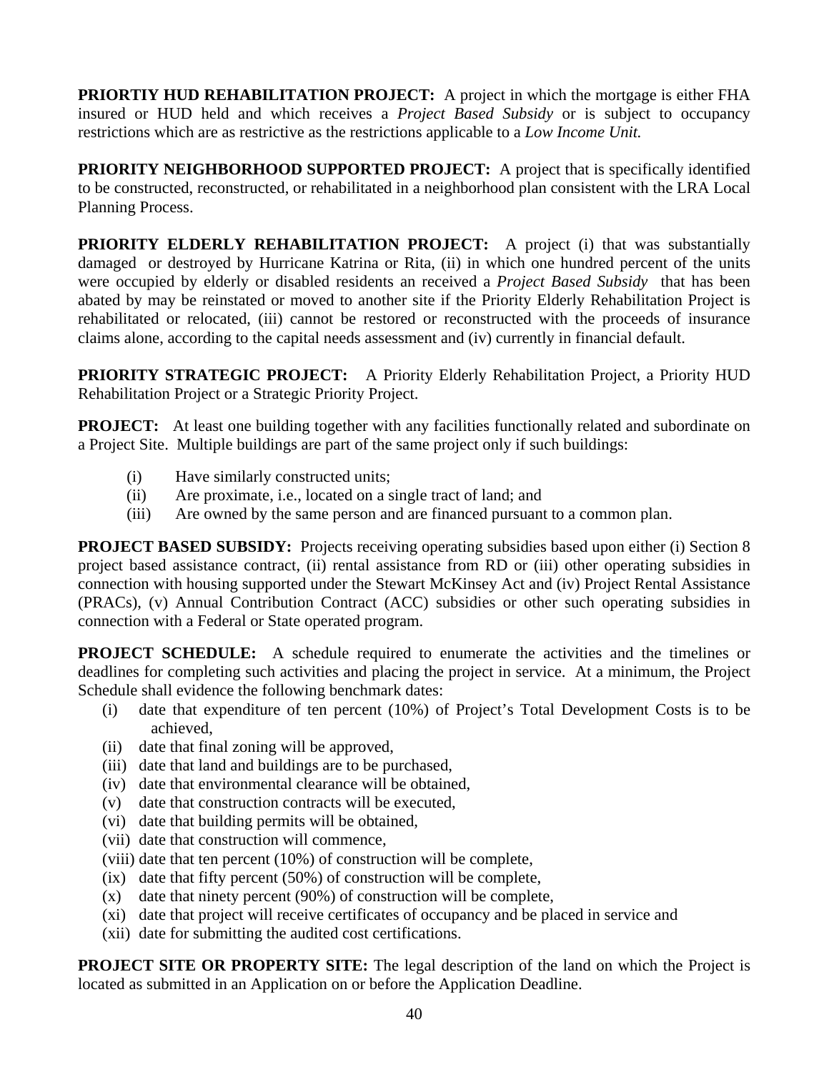**PRIORTIY HUD REHABILITATION PROJECT:** A project in which the mortgage is either FHA insured or HUD held and which receives a *Project Based Subsidy* or is subject to occupancy restrictions which are as restrictive as the restrictions applicable to a *Low Income Unit.*

**PRIORITY NEIGHBORHOOD SUPPORTED PROJECT:** A project that is specifically identified to be constructed, reconstructed, or rehabilitated in a neighborhood plan consistent with the LRA Local Planning Process.

**PRIORITY ELDERLY REHABILITATION PROJECT:** A project (i) that was substantially damaged or destroyed by Hurricane Katrina or Rita, (ii) in which one hundred percent of the units were occupied by elderly or disabled residents an received a *Project Based Subsidy* that has been abated by may be reinstated or moved to another site if the Priority Elderly Rehabilitation Project is rehabilitated or relocated, (iii) cannot be restored or reconstructed with the proceeds of insurance claims alone, according to the capital needs assessment and (iv) currently in financial default.

**PRIORITY STRATEGIC PROJECT:** A Priority Elderly Rehabilitation Project, a Priority HUD Rehabilitation Project or a Strategic Priority Project.

**PROJECT:** At least one building together with any facilities functionally related and subordinate on a Project Site. Multiple buildings are part of the same project only if such buildings:

(i) Have similarly constructed units;
(ii) Are proximate, i.e., located on a single tract of land; and
(iii) Are owned by the same person and are financed pursuant to a common plan.

**PROJECT BASED SUBSIDY:** Projects receiving operating subsidies based upon either (i) Section 8 project based assistance contract, (ii) rental assistance from RD or (iii) other operating subsidies in connection with housing supported under the Stewart McKinsey Act and (iv) Project Rental Assistance (PRACs), (v) Annual Contribution Contract (ACC) subsidies or other such operating subsidies in connection with a Federal or State operated program.

**PROJECT SCHEDULE:** A schedule required to enumerate the activities and the timelines or deadlines for completing such activities and placing the project in service. At a minimum, the Project Schedule shall evidence the following benchmark dates:

(i) date that expenditure of ten percent (10%) of Project's Total Development Costs is to be achieved,
(ii) date that final zoning will be approved,
(iii) date that land and buildings are to be purchased,
(iv) date that environmental clearance will be obtained,
(v) date that construction contracts will be executed,
(vi) date that building permits will be obtained,
(vii) date that construction will commence,
(viii) date that ten percent (10%) of construction will be complete,
(ix) date that fifty percent (50%) of construction will be complete,
(x) date that ninety percent (90%) of construction will be complete,
(xi) date that project will receive certificates of occupancy and be placed in service and
(xii) date for submitting the audited cost certifications.

**PROJECT SITE OR PROPERTY SITE:** The legal description of the land on which the Project is located as submitted in an Application on or before the Application Deadline.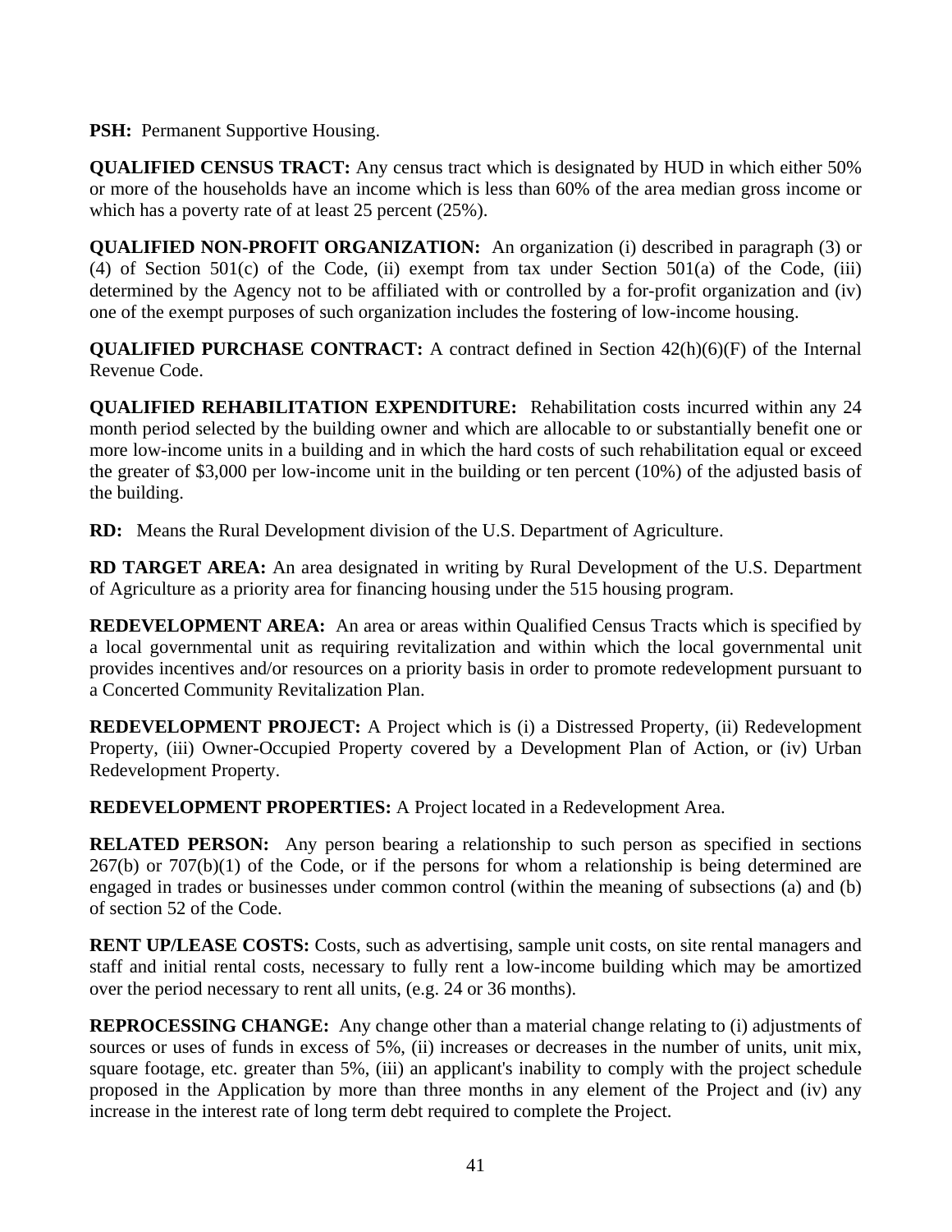**PSH:** Permanent Supportive Housing.

**QUALIFIED CENSUS TRACT:** Any census tract which is designated by HUD in which either 50% or more of the households have an income which is less than 60% of the area median gross income or which has a poverty rate of at least 25 percent (25%).

**QUALIFIED NON-PROFIT ORGANIZATION:** An organization (i) described in paragraph (3) or (4) of Section 501(c) of the Code, (ii) exempt from tax under Section 501(a) of the Code, (iii) determined by the Agency not to be affiliated with or controlled by a for-profit organization and (iv) one of the exempt purposes of such organization includes the fostering of low-income housing.

**QUALIFIED PURCHASE CONTRACT:** A contract defined in Section 42(h)(6)(F) of the Internal Revenue Code.

**QUALIFIED REHABILITATION EXPENDITURE:** Rehabilitation costs incurred within any 24 month period selected by the building owner and which are allocable to or substantially benefit one or more low-income units in a building and in which the hard costs of such rehabilitation equal or exceed the greater of $3,000 per low-income unit in the building or ten percent (10%) of the adjusted basis of the building.

**RD:** Means the Rural Development division of the U.S. Department of Agriculture.

**RD TARGET AREA:** An area designated in writing by Rural Development of the U.S. Department of Agriculture as a priority area for financing housing under the 515 housing program.

**REDEVELOPMENT AREA:** An area or areas within Qualified Census Tracts which is specified by a local governmental unit as requiring revitalization and within which the local governmental unit provides incentives and/or resources on a priority basis in order to promote redevelopment pursuant to a Concerted Community Revitalization Plan.

**REDEVELOPMENT PROJECT:** A Project which is (i) a Distressed Property, (ii) Redevelopment Property, (iii) Owner-Occupied Property covered by a Development Plan of Action, or (iv) Urban Redevelopment Property.

**REDEVELOPMENT PROPERTIES:** A Project located in a Redevelopment Area.

**RELATED PERSON:** Any person bearing a relationship to such person as specified in sections 267(b) or 707(b)(1) of the Code, or if the persons for whom a relationship is being determined are engaged in trades or businesses under common control (within the meaning of subsections (a) and (b) of section 52 of the Code.

**RENT UP/LEASE COSTS:** Costs, such as advertising, sample unit costs, on site rental managers and staff and initial rental costs, necessary to fully rent a low-income building which may be amortized over the period necessary to rent all units, (e.g. 24 or 36 months).

**REPROCESSING CHANGE:** Any change other than a material change relating to (i) adjustments of sources or uses of funds in excess of 5%, (ii) increases or decreases in the number of units, unit mix, square footage, etc. greater than 5%, (iii) an applicant's inability to comply with the project schedule proposed in the Application by more than three months in any element of the Project and (iv) any increase in the interest rate of long term debt required to complete the Project.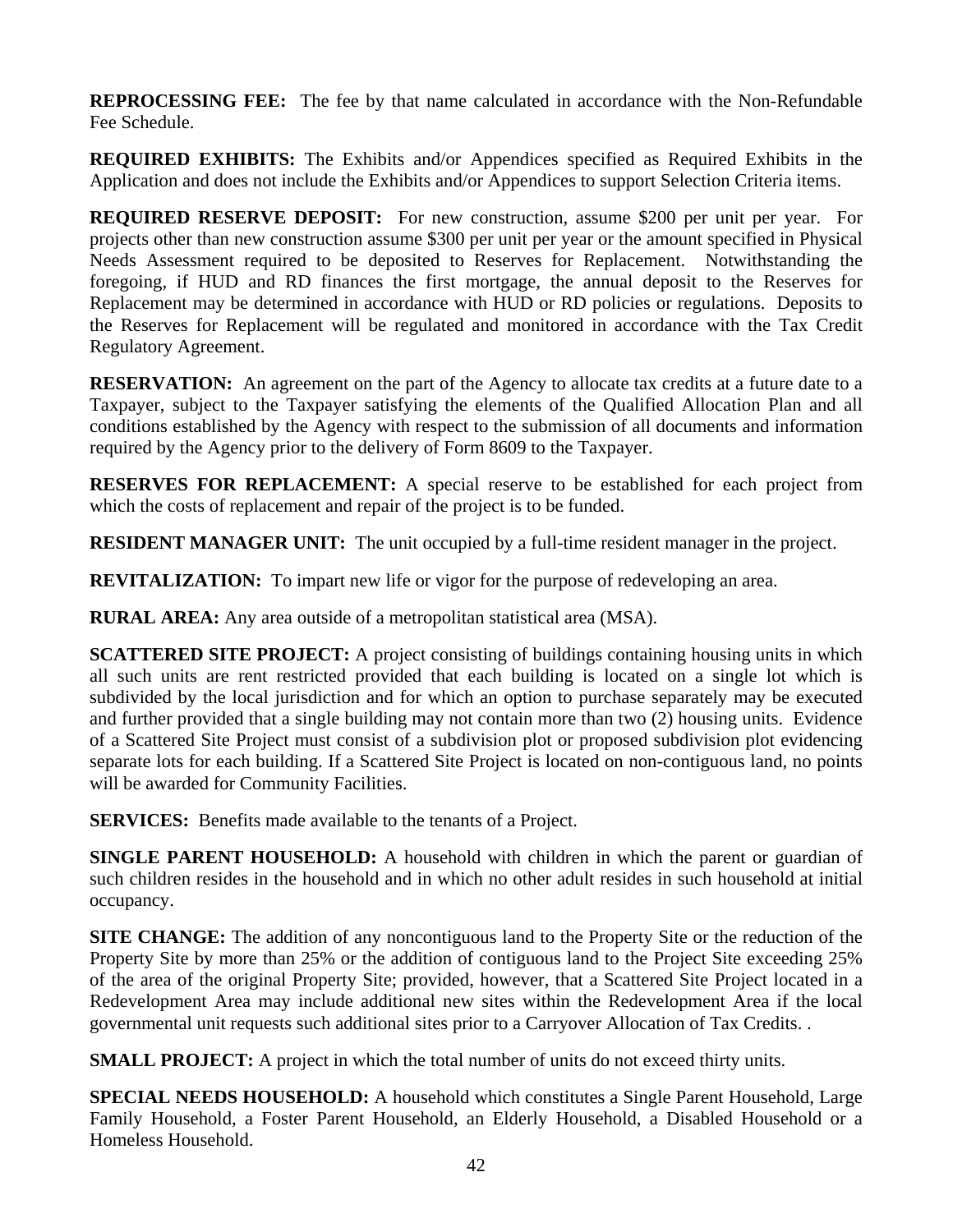**REPROCESSING FEE:** The fee by that name calculated in accordance with the Non-Refundable Fee Schedule.

**REQUIRED EXHIBITS:** The Exhibits and/or Appendices specified as Required Exhibits in the Application and does not include the Exhibits and/or Appendices to support Selection Criteria items.

**REQUIRED RESERVE DEPOSIT:** For new construction, assume $200 per unit per year. For projects other than new construction assume $300 per unit per year or the amount specified in Physical Needs Assessment required to be deposited to Reserves for Replacement. Notwithstanding the foregoing, if HUD and RD finances the first mortgage, the annual deposit to the Reserves for Replacement may be determined in accordance with HUD or RD policies or regulations. Deposits to the Reserves for Replacement will be regulated and monitored in accordance with the Tax Credit Regulatory Agreement.

**RESERVATION:** An agreement on the part of the Agency to allocate tax credits at a future date to a Taxpayer, subject to the Taxpayer satisfying the elements of the Qualified Allocation Plan and all conditions established by the Agency with respect to the submission of all documents and information required by the Agency prior to the delivery of Form 8609 to the Taxpayer.

**RESERVES FOR REPLACEMENT:** A special reserve to be established for each project from which the costs of replacement and repair of the project is to be funded.

**RESIDENT MANAGER UNIT:** The unit occupied by a full-time resident manager in the project.

**REVITALIZATION:** To impart new life or vigor for the purpose of redeveloping an area.

**RURAL AREA:** Any area outside of a metropolitan statistical area (MSA).

**SCATTERED SITE PROJECT:** A project consisting of buildings containing housing units in which all such units are rent restricted provided that each building is located on a single lot which is subdivided by the local jurisdiction and for which an option to purchase separately may be executed and further provided that a single building may not contain more than two (2) housing units. Evidence of a Scattered Site Project must consist of a subdivision plot or proposed subdivision plot evidencing separate lots for each building. If a Scattered Site Project is located on non-contiguous land, no points will be awarded for Community Facilities.

**SERVICES:** Benefits made available to the tenants of a Project.

**SINGLE PARENT HOUSEHOLD:** A household with children in which the parent or guardian of such children resides in the household and in which no other adult resides in such household at initial occupancy.

**SITE CHANGE:** The addition of any noncontiguous land to the Property Site or the reduction of the Property Site by more than 25% or the addition of contiguous land to the Project Site exceeding 25% of the area of the original Property Site; provided, however, that a Scattered Site Project located in a Redevelopment Area may include additional new sites within the Redevelopment Area if the local governmental unit requests such additional sites prior to a Carryover Allocation of Tax Credits. .

**SMALL PROJECT:** A project in which the total number of units do not exceed thirty units.

**SPECIAL NEEDS HOUSEHOLD:** A household which constitutes a Single Parent Household, Large Family Household, a Foster Parent Household, an Elderly Household, a Disabled Household or a Homeless Household.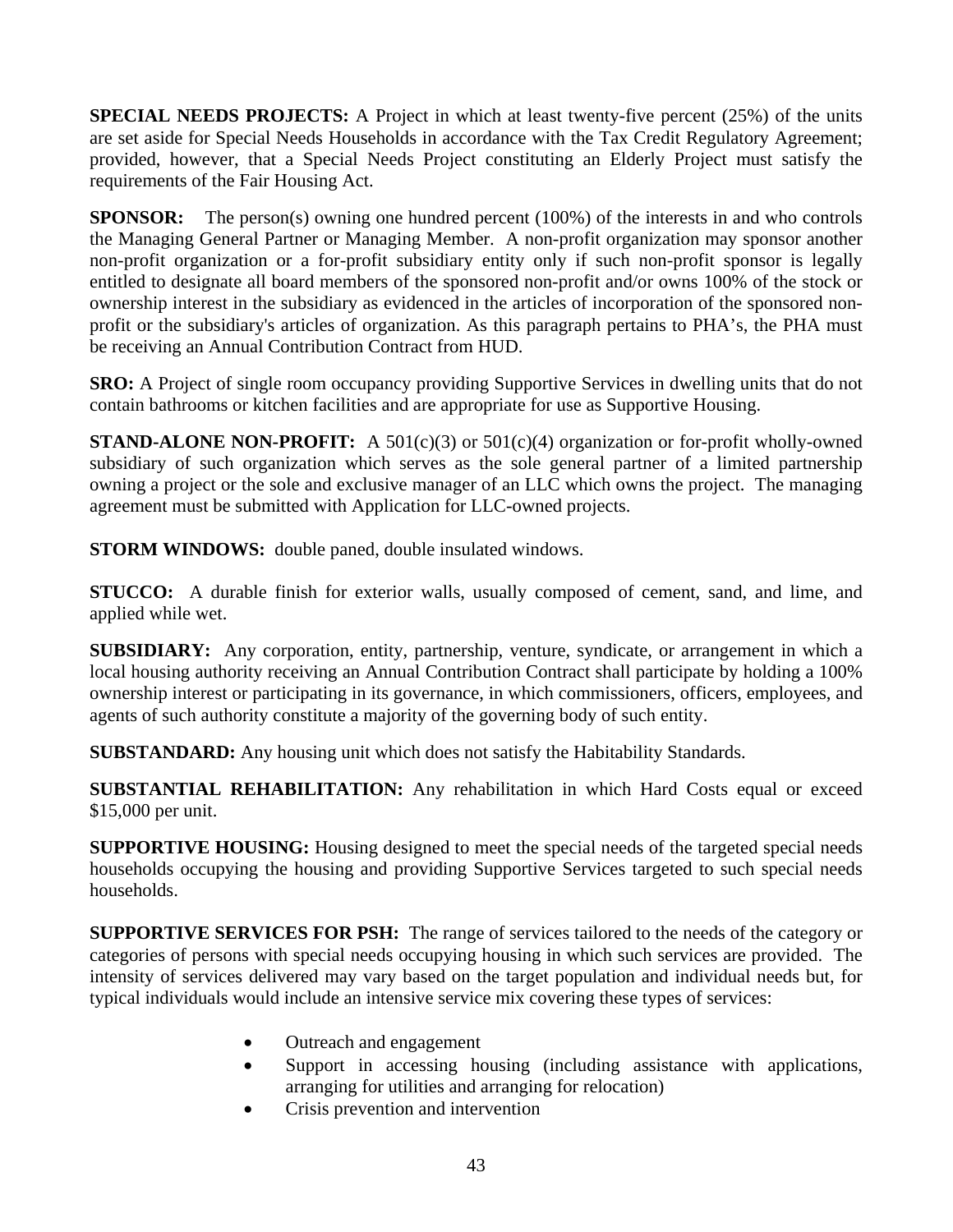**SPECIAL NEEDS PROJECTS:** A Project in which at least twenty-five percent (25%) of the units are set aside for Special Needs Households in accordance with the Tax Credit Regulatory Agreement; provided, however, that a Special Needs Project constituting an Elderly Project must satisfy the requirements of the Fair Housing Act.

**SPONSOR:** The person(s) owning one hundred percent (100%) of the interests in and who controls the Managing General Partner or Managing Member. A non-profit organization may sponsor another non-profit organization or a for-profit subsidiary entity only if such non-profit sponsor is legally entitled to designate all board members of the sponsored non-profit and/or owns 100% of the stock or ownership interest in the subsidiary as evidenced in the articles of incorporation of the sponsored non-profit or the subsidiary's articles of organization. As this paragraph pertains to PHA's, the PHA must be receiving an Annual Contribution Contract from HUD.

**SRO:** A Project of single room occupancy providing Supportive Services in dwelling units that do not contain bathrooms or kitchen facilities and are appropriate for use as Supportive Housing.

**STAND-ALONE NON-PROFIT:** A 501(c)(3) or 501(c)(4) organization or for-profit wholly-owned subsidiary of such organization which serves as the sole general partner of a limited partnership owning a project or the sole and exclusive manager of an LLC which owns the project. The managing agreement must be submitted with Application for LLC-owned projects.

**STORM WINDOWS:** double paned, double insulated windows.

**STUCCO:** A durable finish for exterior walls, usually composed of cement, sand, and lime, and applied while wet.

**SUBSIDIARY:** Any corporation, entity, partnership, venture, syndicate, or arrangement in which a local housing authority receiving an Annual Contribution Contract shall participate by holding a 100% ownership interest or participating in its governance, in which commissioners, officers, employees, and agents of such authority constitute a majority of the governing body of such entity.

**SUBSTANDARD:** Any housing unit which does not satisfy the Habitability Standards.

**SUBSTANTIAL REHABILITATION:** Any rehabilitation in which Hard Costs equal or exceed $15,000 per unit.

**SUPPORTIVE HOUSING:** Housing designed to meet the special needs of the targeted special needs households occupying the housing and providing Supportive Services targeted to such special needs households.

**SUPPORTIVE SERVICES FOR PSH:** The range of services tailored to the needs of the category or categories of persons with special needs occupying housing in which such services are provided. The intensity of services delivered may vary based on the target population and individual needs but, for typical individuals would include an intensive service mix covering these types of services:

- Outreach and engagement
- Support in accessing housing (including assistance with applications, arranging for utilities and arranging for relocation)
- Crisis prevention and intervention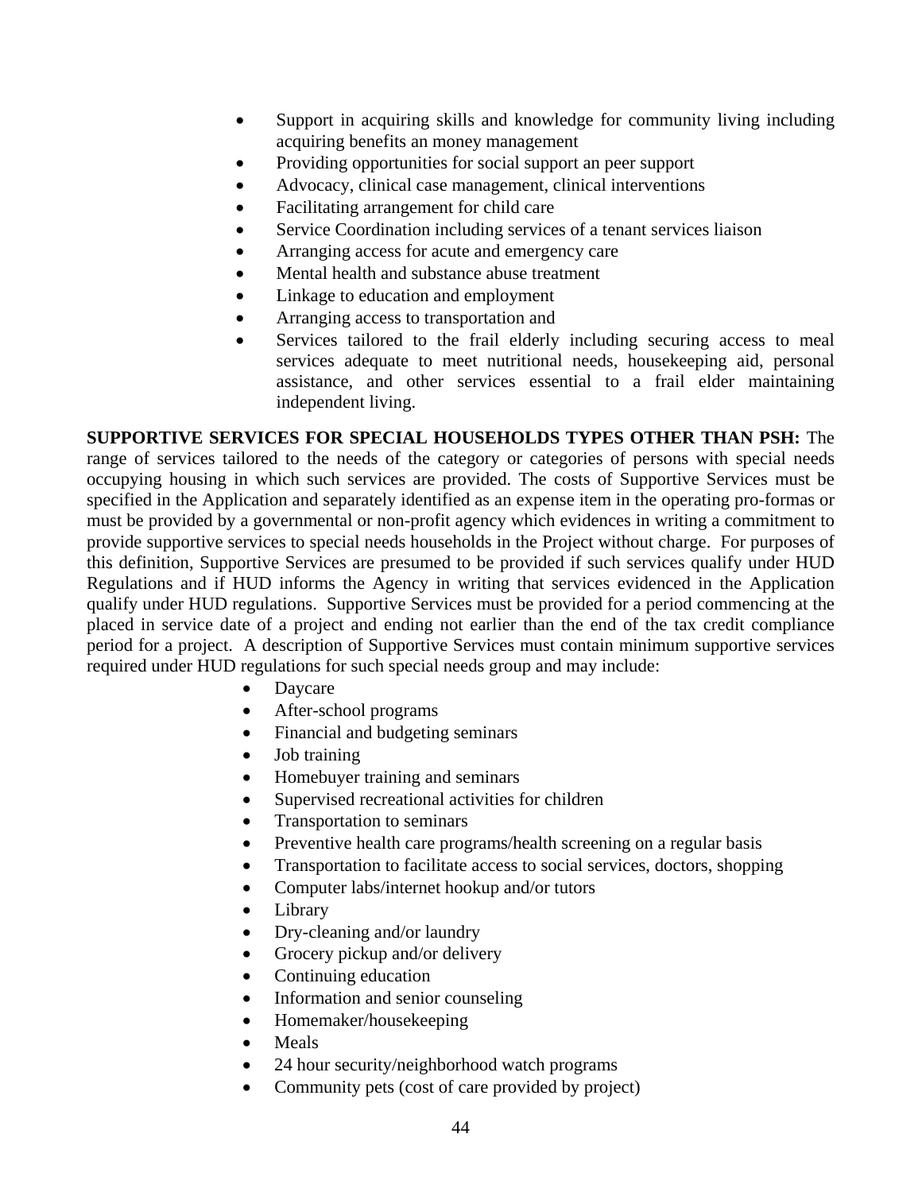- Support in acquiring skills and knowledge for community living including acquiring benefits an money management
- Providing opportunities for social support an peer support
- Advocacy, clinical case management, clinical interventions
- Facilitating arrangement for child care
- Service Coordination including services of a tenant services liaison
- Arranging access for acute and emergency care
- Mental health and substance abuse treatment
- Linkage to education and employment
- Arranging access to transportation and
- Services tailored to the frail elderly including securing access to meal services adequate to meet nutritional needs, housekeeping aid, personal assistance, and other services essential to a frail elder maintaining independent living.

**SUPPORTIVE SERVICES FOR SPECIAL HOUSEHOLDS TYPES OTHER THAN PSH:** The range of services tailored to the needs of the category or categories of persons with special needs occupying housing in which such services are provided. The costs of Supportive Services must be specified in the Application and separately identified as an expense item in the operating pro-formas or must be provided by a governmental or non-profit agency which evidences in writing a commitment to provide supportive services to special needs households in the Project without charge. For purposes of this definition, Supportive Services are presumed to be provided if such services qualify under HUD Regulations and if HUD informs the Agency in writing that services evidenced in the Application qualify under HUD regulations. Supportive Services must be provided for a period commencing at the placed in service date of a project and ending not earlier than the end of the tax credit compliance period for a project. A description of Supportive Services must contain minimum supportive services required under HUD regulations for such special needs group and may include:

- Daycare
- After-school programs
- Financial and budgeting seminars
- Job training
- Homebuyer training and seminars
- Supervised recreational activities for children
- Transportation to seminars
- Preventive health care programs/health screening on a regular basis
- Transportation to facilitate access to social services, doctors, shopping
- Computer labs/internet hookup and/or tutors
- Library
- Dry-cleaning and/or laundry
- Grocery pickup and/or delivery
- Continuing education
- Information and senior counseling
- Homemaker/housekeeping
- Meals
- 24 hour security/neighborhood watch programs
- Community pets (cost of care provided by project)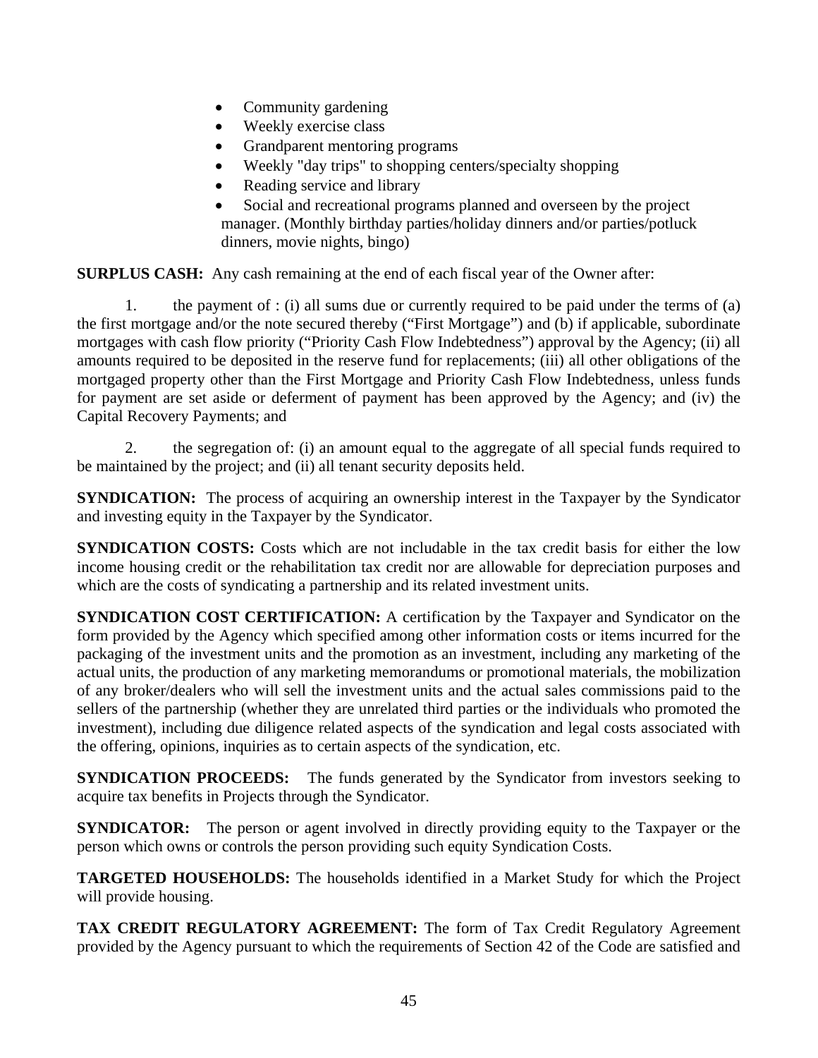- Community gardening
- Weekly exercise class
- Grandparent mentoring programs
- Weekly "day trips" to shopping centers/specialty shopping
- Reading service and library
- Social and recreational programs planned and overseen by the project manager. (Monthly birthday parties/holiday dinners and/or parties/potluck dinners, movie nights, bingo)

**SURPLUS CASH:** Any cash remaining at the end of each fiscal year of the Owner after:

1. the payment of : (i) all sums due or currently required to be paid under the terms of (a) the first mortgage and/or the note secured thereby ("First Mortgage") and (b) if applicable, subordinate mortgages with cash flow priority ("Priority Cash Flow Indebtedness") approval by the Agency; (ii) all amounts required to be deposited in the reserve fund for replacements; (iii) all other obligations of the mortgaged property other than the First Mortgage and Priority Cash Flow Indebtedness, unless funds for payment are set aside or deferment of payment has been approved by the Agency; and (iv) the Capital Recovery Payments; and

2. the segregation of: (i) an amount equal to the aggregate of all special funds required to be maintained by the project; and (ii) all tenant security deposits held.

**SYNDICATION:** The process of acquiring an ownership interest in the Taxpayer by the Syndicator and investing equity in the Taxpayer by the Syndicator.

**SYNDICATION COSTS:** Costs which are not includable in the tax credit basis for either the low income housing credit or the rehabilitation tax credit nor are allowable for depreciation purposes and which are the costs of syndicating a partnership and its related investment units.

**SYNDICATION COST CERTIFICATION:** A certification by the Taxpayer and Syndicator on the form provided by the Agency which specified among other information costs or items incurred for the packaging of the investment units and the promotion as an investment, including any marketing of the actual units, the production of any marketing memorandums or promotional materials, the mobilization of any broker/dealers who will sell the investment units and the actual sales commissions paid to the sellers of the partnership (whether they are unrelated third parties or the individuals who promoted the investment), including due diligence related aspects of the syndication and legal costs associated with the offering, opinions, inquiries as to certain aspects of the syndication, etc.

**SYNDICATION PROCEEDS:** The funds generated by the Syndicator from investors seeking to acquire tax benefits in Projects through the Syndicator.

**SYNDICATOR:** The person or agent involved in directly providing equity to the Taxpayer or the person which owns or controls the person providing such equity Syndication Costs.

**TARGETED HOUSEHOLDS:** The households identified in a Market Study for which the Project will provide housing.

**TAX CREDIT REGULATORY AGREEMENT:** The form of Tax Credit Regulatory Agreement provided by the Agency pursuant to which the requirements of Section 42 of the Code are satisfied and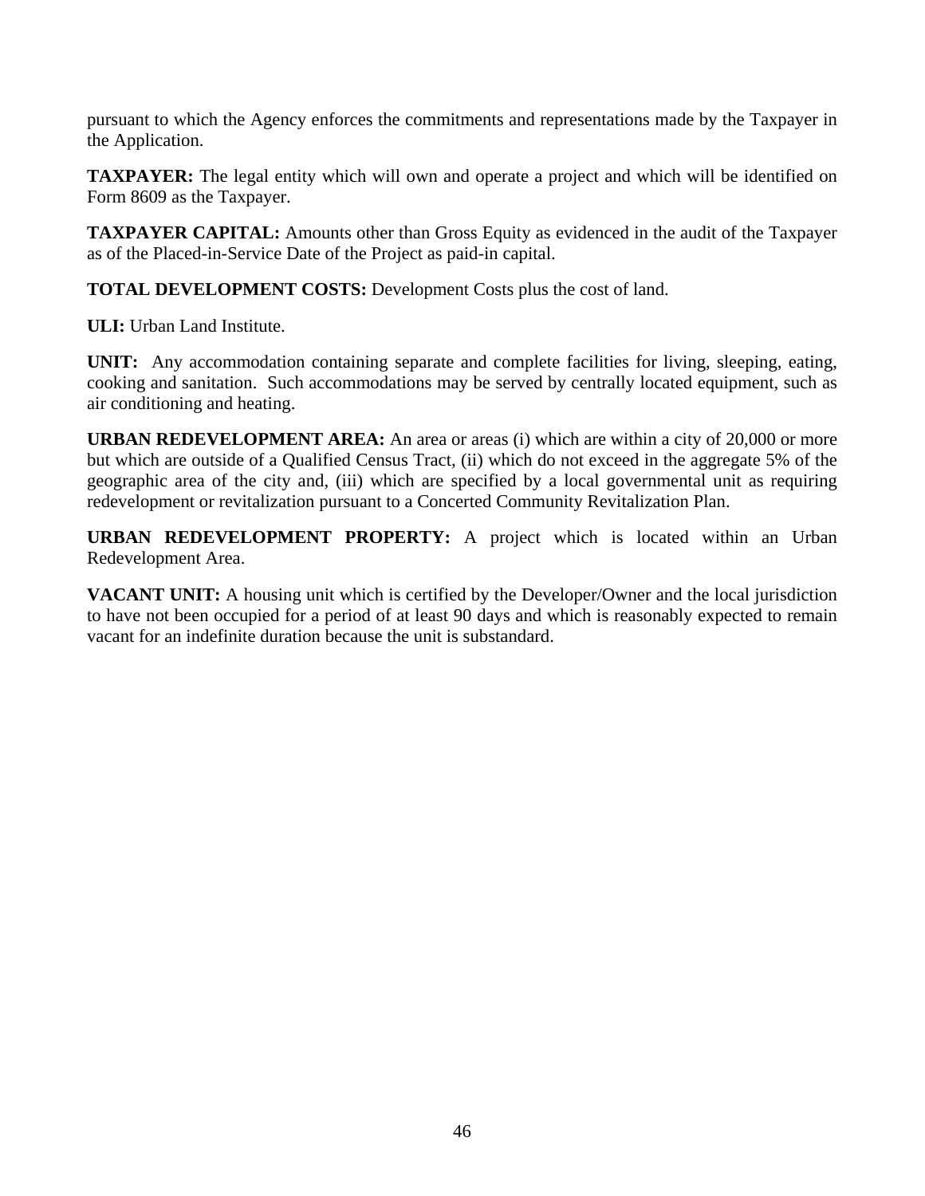pursuant to which the Agency enforces the commitments and representations made by the Taxpayer in the Application.

**TAXPAYER:** The legal entity which will own and operate a project and which will be identified on Form 8609 as the Taxpayer.

**TAXPAYER CAPITAL:** Amounts other than Gross Equity as evidenced in the audit of the Taxpayer as of the Placed-in-Service Date of the Project as paid-in capital.

**TOTAL DEVELOPMENT COSTS:** Development Costs plus the cost of land.

**ULI:** Urban Land Institute.

**UNIT:** Any accommodation containing separate and complete facilities for living, sleeping, eating, cooking and sanitation. Such accommodations may be served by centrally located equipment, such as air conditioning and heating.

**URBAN REDEVELOPMENT AREA:** An area or areas (i) which are within a city of 20,000 or more but which are outside of a Qualified Census Tract, (ii) which do not exceed in the aggregate 5% of the geographic area of the city and, (iii) which are specified by a local governmental unit as requiring redevelopment or revitalization pursuant to a Concerted Community Revitalization Plan.

**URBAN REDEVELOPMENT PROPERTY:** A project which is located within an Urban Redevelopment Area.

**VACANT UNIT:** A housing unit which is certified by the Developer/Owner and the local jurisdiction to have not been occupied for a period of at least 90 days and which is reasonably expected to remain vacant for an indefinite duration because the unit is substandard.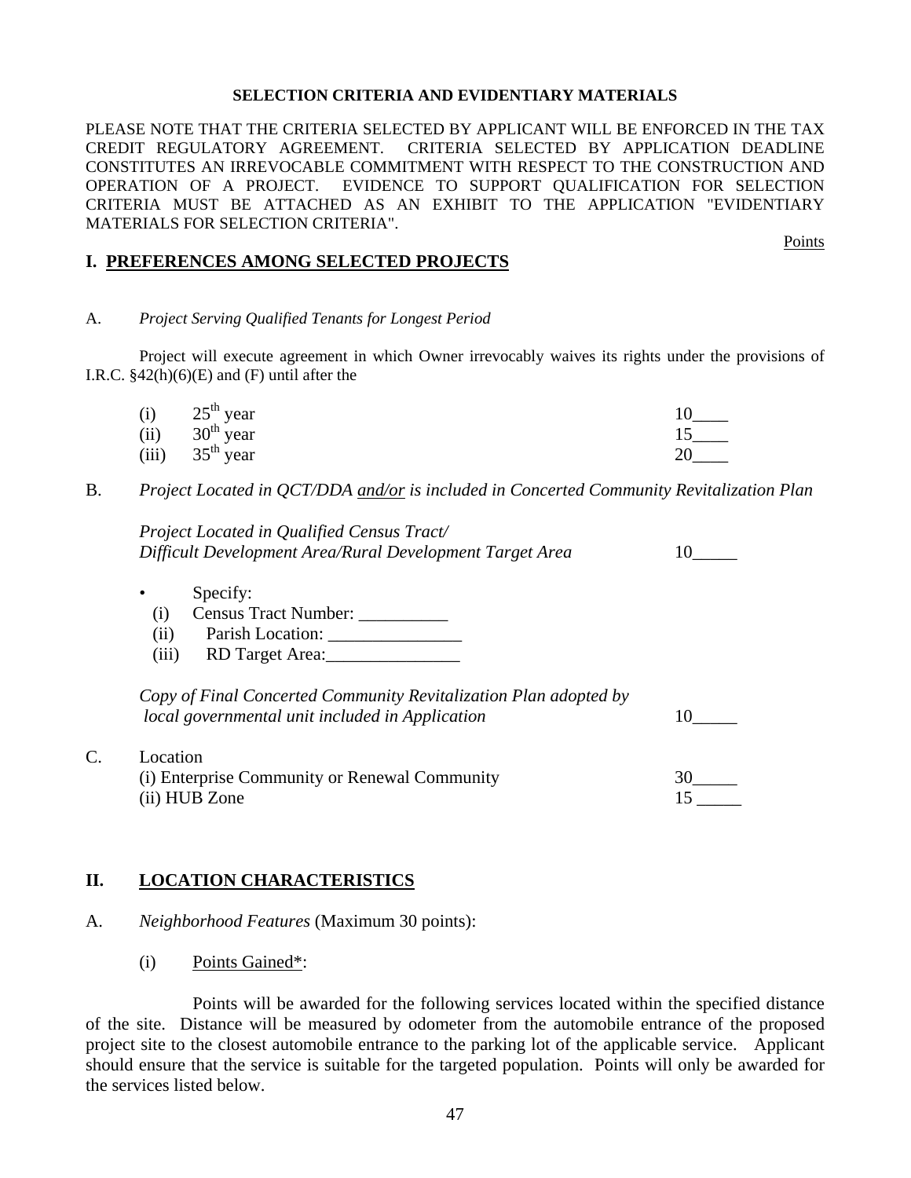**SELECTION CRITERIA AND EVIDENTIARY MATERIALS**

PLEASE NOTE THAT THE CRITERIA SELECTED BY APPLICANT WILL BE ENFORCED IN THE TAX CREDIT REGULATORY AGREEMENT. CRITERIA SELECTED BY APPLICATION DEADLINE CONSTITUTES AN IRREVOCABLE COMMITMENT WITH RESPECT TO THE CONSTRUCTION AND OPERATION OF A PROJECT. EVIDENCE TO SUPPORT QUALIFICATION FOR SELECTION CRITERIA MUST BE ATTACHED AS AN EXHIBIT TO THE APPLICATION "EVIDENTIARY MATERIALS FOR SELECTION CRITERIA".

Points

## I. PREFERENCES AMONG SELECTED PROJECTS

A. *Project Serving Qualified Tenants for Longest Period*

Project will execute agreement in which Owner irrevocably waives its rights under the provisions of I.R.C. §42(h)(6)(E) and (F) until after the

| | | Points |
|---|---|---|
| (i) | 25th year | 10____ |
| (ii) | 30th year | 15____ |
| (iii) | 35th year | 20____ |

B. *Project Located in QCT/DDA and/or is included in Concerted Community Revitalization Plan*

*Project Located in Qualified Census Tract/ Difficult Development Area/Rural Development Target Area* 10_____

- Specify:
  - (i) Census Tract Number: __________
  - (ii) Parish Location: _______________
  - (iii) RD Target Area:_______________

*Copy of Final Concerted Community Revitalization Plan adopted by local governmental unit included in Application* 10_____

C. Location

| | Points |
|---|---|
| (i) Enterprise Community or Renewal Community | 30_____ |
| (ii) HUB Zone | 15 _____ |

## II. LOCATION CHARACTERISTICS

A. *Neighborhood Features* (Maximum 30 points):

(i) Points Gained*:

Points will be awarded for the following services located within the specified distance of the site. Distance will be measured by odometer from the automobile entrance of the proposed project site to the closest automobile entrance to the parking lot of the applicable service. Applicant should ensure that the service is suitable for the targeted population. Points will only be awarded for the services listed below.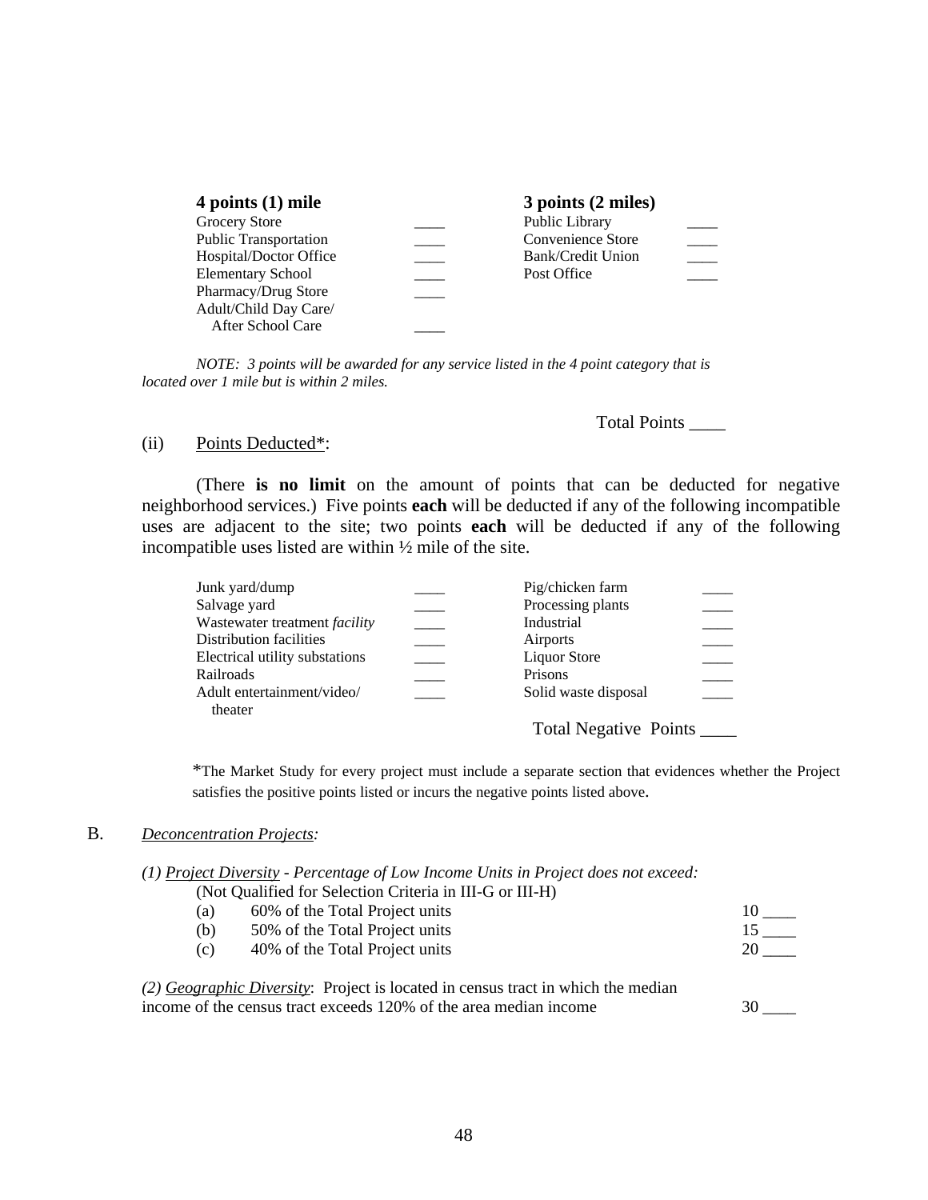| **4 points (1) mile** | | **3 points (2 miles)** | |
|---|---|---|---|
| Grocery Store | ____ | Public Library | ____ |
| Public Transportation | ____ | Convenience Store | ____ |
| Hospital/Doctor Office | ____ | Bank/Credit Union | ____ |
| Elementary School | ____ | Post Office | ____ |
| Pharmacy/Drug Store | ____ | | |
| Adult/Child Day Care/ After School Care | ____ | | |

*NOTE: 3 points will be awarded for any service listed in the 4 point category that is located over 1 mile but is within 2 miles.*

Total Points ____

(ii) Points Deducted*:

(There **is no limit** on the amount of points that can be deducted for negative neighborhood services.) Five points **each** will be deducted if any of the following incompatible uses are adjacent to the site; two points **each** will be deducted if any of the following incompatible uses listed are within ½ mile of the site.

| | | | |
|---|---|---|---|
| Junk yard/dump | ____ | Pig/chicken farm | ____ |
| Salvage yard | ____ | Processing plants | ____ |
| Wastewater treatment *facility* | ____ | Industrial | ____ |
| Distribution facilities | ____ | Airports | ____ |
| Electrical utility substations | ____ | Liquor Store | ____ |
| Railroads | ____ | Prisons | ____ |
| Adult entertainment/video/ theater | ____ | Solid waste disposal | ____ |

Total Negative Points ____

*The Market Study for every project must include a separate section that evidences whether the Project satisfies the positive points listed or incurs the negative points listed above.

B. *Deconcentration Projects:*

*(1) Project Diversity - Percentage of Low Income Units in Project does not exceed:*
(Not Qualified for Selection Criteria in III-G or III-H)

| | | |
|---|---|---|
| (a) | 60% of the Total Project units | 10 ____ |
| (b) | 50% of the Total Project units | 15 ____ |
| (c) | 40% of the Total Project units | 20 ____ |

*(2) Geographic Diversity*: Project is located in census tract in which the median income of the census tract exceeds 120% of the area median income 30 ____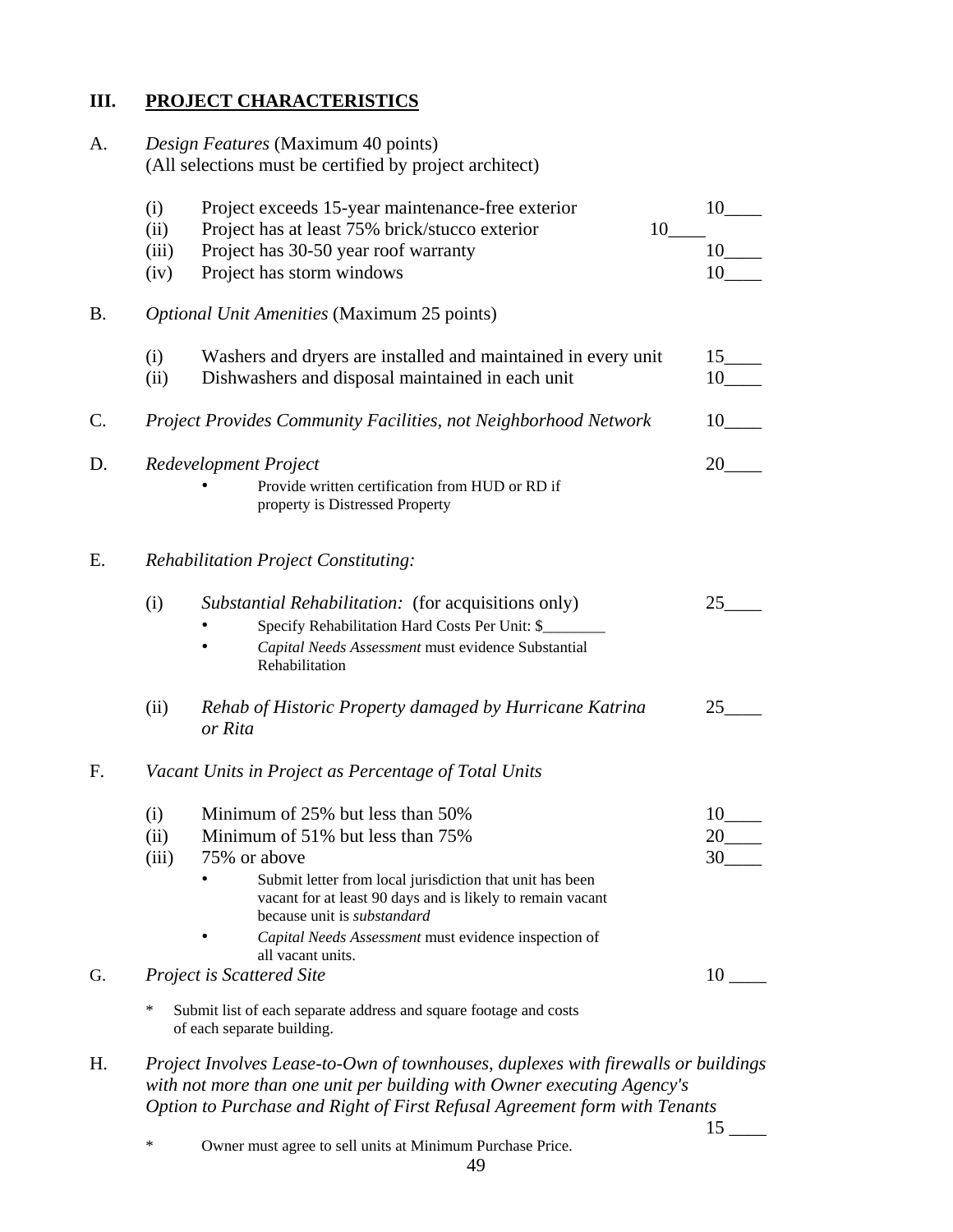## III. PROJECT CHARACTERISTICS

A. *Design Features* (Maximum 40 points)
(All selections must be certified by project architect)

(i) Project exceeds 15-year maintenance-free exterior 10____
(ii) Project has at least 75% brick/stucco exterior 10____
(iii) Project has 30-50 year roof warranty 10____
(iv) Project has storm windows 10____

B. *Optional Unit Amenities* (Maximum 25 points)

(i) Washers and dryers are installed and maintained in every unit 15____
(ii) Dishwashers and disposal maintained in each unit 10____

C. *Project Provides Community Facilities, not Neighborhood Network* 10____

D. *Redevelopment Project* 20____

- Provide written certification from HUD or RD if property is Distressed Property

E. *Rehabilitation Project Constituting:*

(i) *Substantial Rehabilitation:* (for acquisitions only) 25____

- Specify Rehabilitation Hard Costs Per Unit: $________
- *Capital Needs Assessment* must evidence Substantial Rehabilitation

(ii) *Rehab of Historic Property damaged by Hurricane Katrina or Rita* 25____

F. *Vacant Units in Project as Percentage of Total Units*

(i) Minimum of 25% but less than 50% 10____
(ii) Minimum of 51% but less than 75% 20____
(iii) 75% or above 30____

- Submit letter from local jurisdiction that unit has been vacant for at least 90 days and is likely to remain vacant because unit is *substandard*
- *Capital Needs Assessment* must evidence inspection of all vacant units.

G. *Project is Scattered Site* 10 ____

\* Submit list of each separate address and square footage and costs of each separate building.

H. *Project Involves Lease-to-Own of townhouses, duplexes with firewalls or buildings with not more than one unit per building with Owner executing Agency's Option to Purchase and Right of First Refusal Agreement form with Tenants* 15 ____

\* Owner must agree to sell units at Minimum Purchase Price.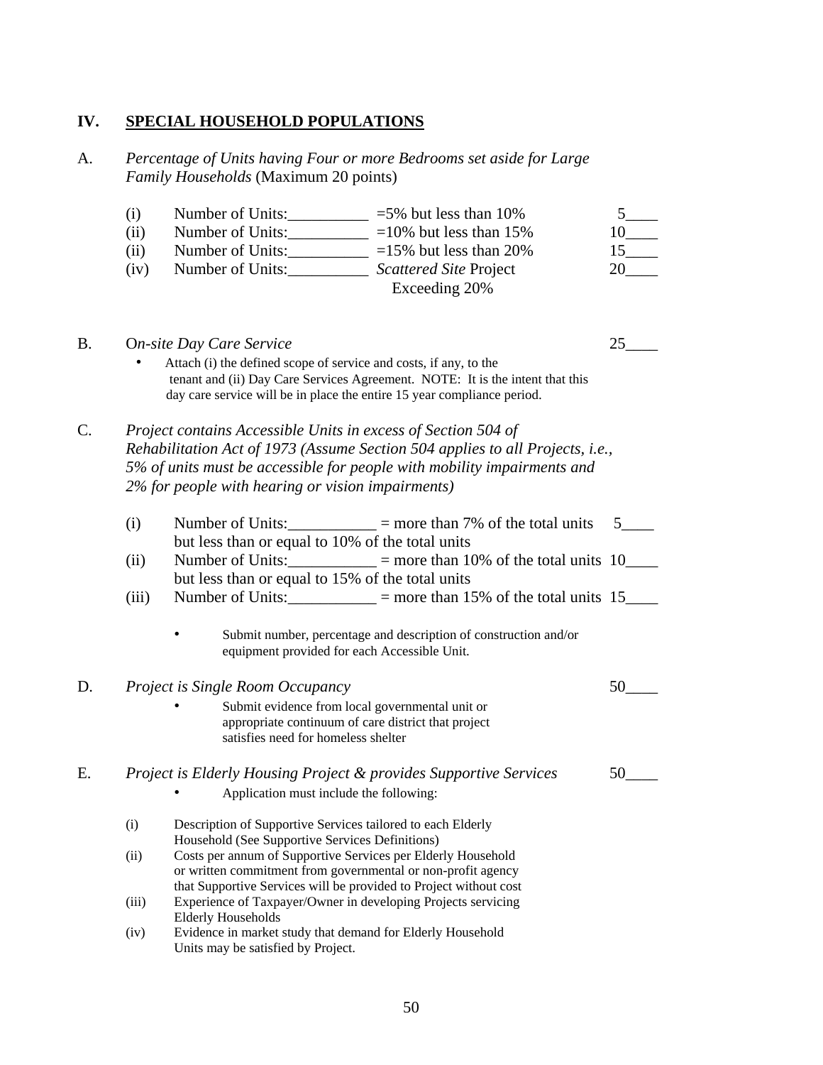## IV. SPECIAL HOUSEHOLD POPULATIONS

A. *Percentage of Units having Four or more Bedrooms set aside for Large Family Households* (Maximum 20 points)

| | | | |
|---|---|---|---|
| (i) | Number of Units:__________ | =5% but less than 10% | 5____ |
| (ii) | Number of Units:__________ | =10% but less than 15% | 10____ |
| (ii) | Number of Units:__________ | =15% but less than 20% | 15____ |
| (iv) | Number of Units:__________ | *Scattered Site* Project Exceeding 20% | 20____ |

B. O*n-site Day Care Service* 25____

- Attach (i) the defined scope of service and costs, if any, to the tenant and (ii) Day Care Services Agreement. NOTE: It is the intent that this day care service will be in place the entire 15 year compliance period.

C. *Project contains Accessible Units in excess of Section 504 of Rehabilitation Act of 1973 (Assume Section 504 applies to all Projects, i.e., 5% of units must be accessible for people with mobility impairments and 2% for people with hearing or vision impairments)*

(i) Number of Units:___________ = more than 7% of the total units but less than or equal to 10% of the total units 5____

(ii) Number of Units:___________ = more than 10% of the total units but less than or equal to 15% of the total units 10____

(iii) Number of Units:___________ = more than 15% of the total units 15____

- Submit number, percentage and description of construction and/or equipment provided for each Accessible Unit.

D. *Project is Single Room Occupancy* 50____

- Submit evidence from local governmental unit or appropriate continuum of care district that project satisfies need for homeless shelter

E. *Project is Elderly Housing Project & provides Supportive Services* 50____

- Application must include the following:

(i) Description of Supportive Services tailored to each Elderly Household (See Supportive Services Definitions)

(ii) Costs per annum of Supportive Services per Elderly Household or written commitment from governmental or non-profit agency that Supportive Services will be provided to Project without cost

(iii) Experience of Taxpayer/Owner in developing Projects servicing Elderly Households

(iv) Evidence in market study that demand for Elderly Household Units may be satisfied by Project.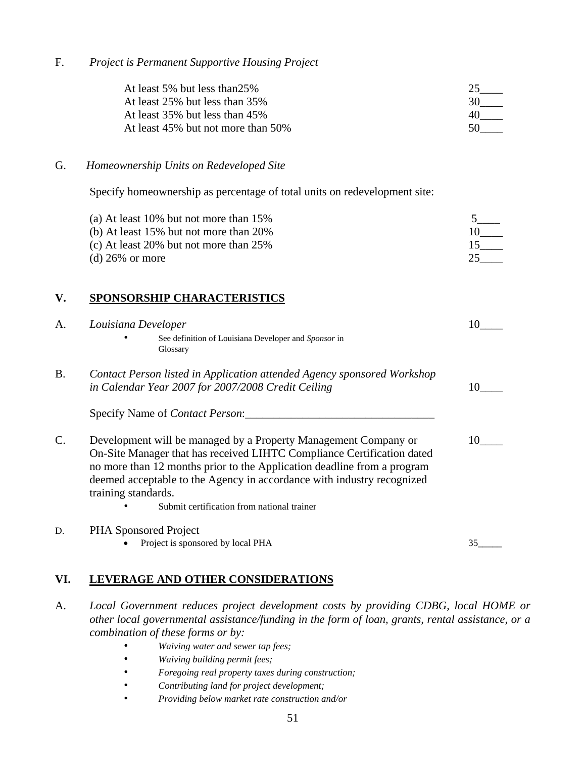F. *Project is Permanent Supportive Housing Project*

| | |
|---|---|
| At least 5% but less than25% | 25____ |
| At least 25% but less than 35% | 30____ |
| At least 35% but less than 45% | 40____ |
| At least 45% but not more than 50% | 50____ |

G. *Homeownership Units on Redeveloped Site*

Specify homeownership as percentage of total units on redevelopment site:

| | |
|---|---|
| (a) At least 10% but not more than 15% | 5____ |
| (b) At least 15% but not more than 20% | 10____ |
| (c) At least 20% but not more than 25% | 15____ |
| (d) 26% or more | 25____ |

## V. SPONSORSHIP CHARACTERISTICS

A. *Louisiana Developer* 10____

- See definition of Louisiana Developer and *Sponsor* in Glossary

B. *Contact Person listed in Application attended Agency sponsored Workshop in Calendar Year 2007 for 2007/2008 Credit Ceiling* 10____

Specify Name of *Contact Person*:_________________________________

C. Development will be managed by a Property Management Company or On-Site Manager that has received LIHTC Compliance Certification dated no more than 12 months prior to the Application deadline from a program deemed acceptable to the Agency in accordance with industry recognized training standards. 10____

- Submit certification from national trainer

D. PHA Sponsored Project

- Project is sponsored by local PHA 35_____

## VI. LEVERAGE AND OTHER CONSIDERATIONS

A. *Local Government reduces project development costs by providing CDBG, local HOME or other local governmental assistance/funding in the form of loan, grants, rental assistance, or a combination of these forms or by:*

- *Waiving water and sewer tap fees;*
- *Waiving building permit fees;*
- *Foregoing real property taxes during construction;*
- *Contributing land for project development;*
- *Providing below market rate construction and/or*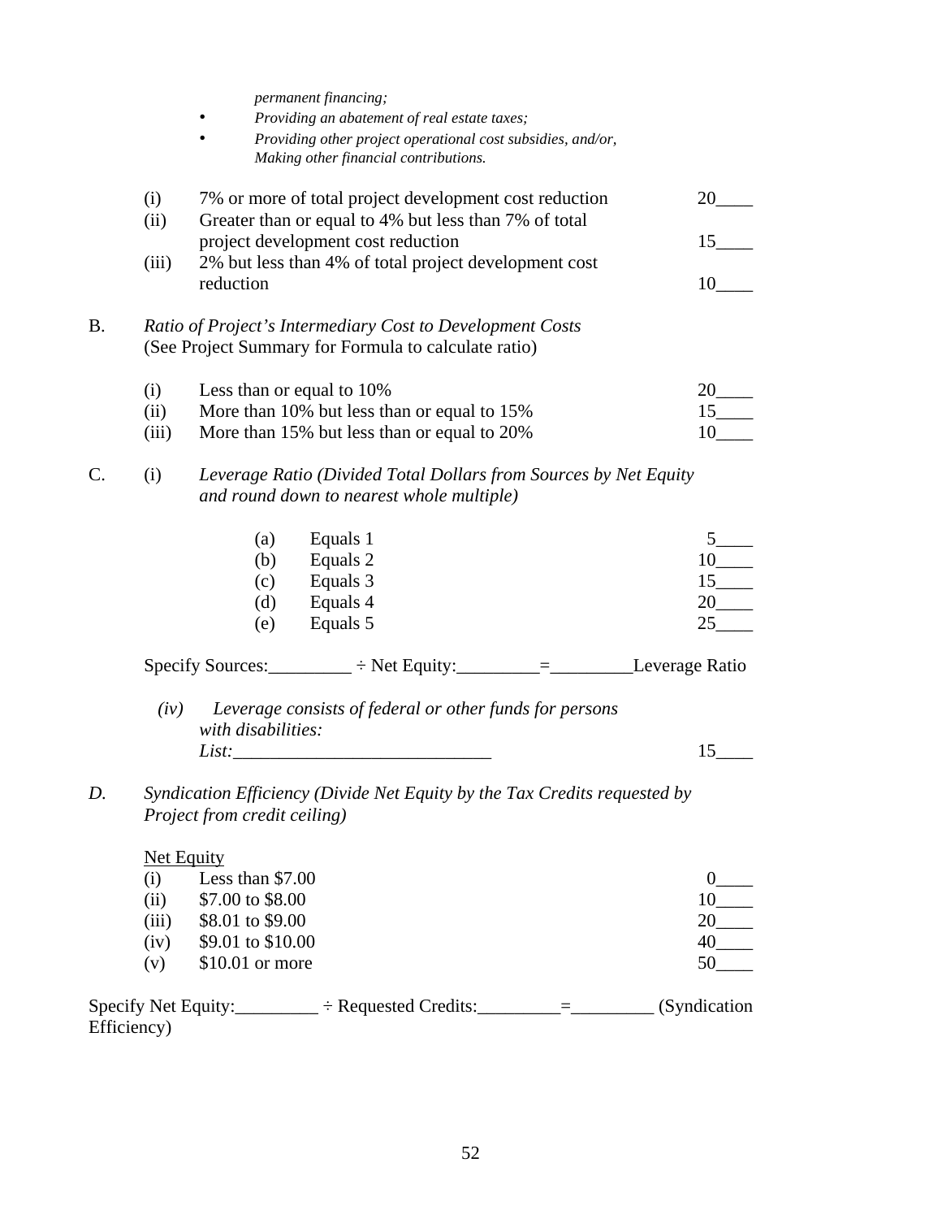*permanent financing;*

- *Providing an abatement of real estate taxes;*
- *Providing other project operational cost subsidies, and/or, Making other financial contributions.*

| | | |
|---|---|---|
| (i) | 7% or more of total project development cost reduction | 20____ |
| (ii) | Greater than or equal to 4% but less than 7% of total project development cost reduction | 15____ |
| (iii) | 2% but less than 4% of total project development cost reduction | 10____ |

B. *Ratio of Project's Intermediary Cost to Development Costs*
(See Project Summary for Formula to calculate ratio)

| | | |
|---|---|---|
| (i) | Less than or equal to 10% | 20____ |
| (ii) | More than 10% but less than or equal to 15% | 15____ |
| (iii) | More than 15% but less than or equal to 20% | 10____ |

C. (i) *Leverage Ratio (Divided Total Dollars from Sources by Net Equity and round down to nearest whole multiple)*

| | | |
|---|---|---|
| (a) | Equals 1 | 5____ |
| (b) | Equals 2 | 10____ |
| (c) | Equals 3 | 15____ |
| (d) | Equals 4 | 20____ |
| (e) | Equals 5 | 25____ |

Specify Sources:_________ ÷ Net Equity:_________=_________Leverage Ratio

*(iv) Leverage consists of federal or other funds for persons with disabilities:*
*List:*___________________________ 15____

*D. Syndication Efficiency (Divide Net Equity by the Tax Credits requested by Project from credit ceiling)*

Net Equity

| | | |
|---|---|---|
| (i) | Less than $7.00 | 0____ |
| (ii) | $7.00 to $8.00 | 10____ |
| (iii) | $8.01 to $9.00 | 20____ |
| (iv) | $9.01 to $10.00 | 40____ |
| (v) | $10.01 or more | 50____ |

Specify Net Equity:_________ ÷ Requested Credits:_________=_________ (Syndication Efficiency)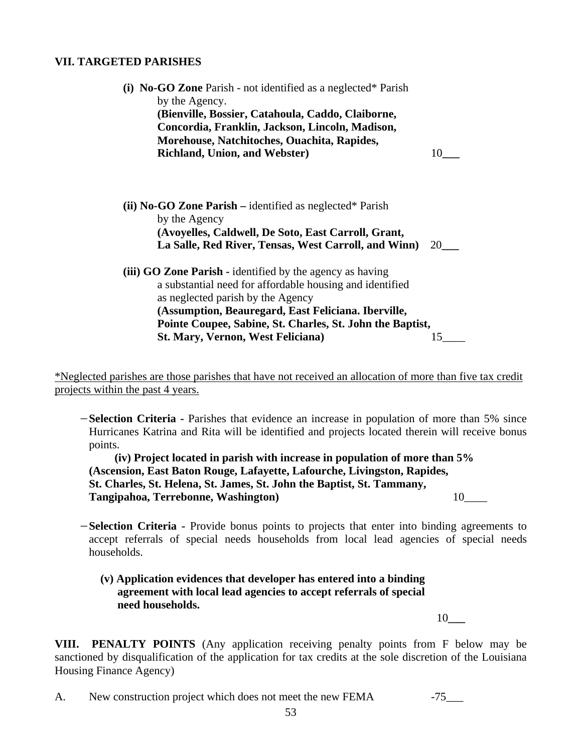**VII. TARGETED PARISHES**

**(i) No-GO Zone** Parish - not identified as a neglected* Parish by the Agency.
**(Bienville, Bossier, Catahoula, Caddo, Claiborne, Concordia, Franklin, Jackson, Lincoln, Madison, Morehouse, Natchitoches, Ouachita, Rapides, Richland, Union, and Webster)** 10___

**(ii) No-GO Zone Parish –** identified as neglected* Parish by the Agency
**(Avoyelles, Caldwell, De Soto, East Carroll, Grant, La Salle, Red River, Tensas, West Carroll, and Winn)** 20___

**(iii) GO Zone Parish -** identified by the agency as having a substantial need for affordable housing and identified as neglected parish by the Agency
**(Assumption, Beauregard, East Feliciana. Iberville, Pointe Coupee, Sabine, St. Charles, St. John the Baptist, St. Mary, Vernon, West Feliciana)** 15____

*Neglected parishes are those parishes that have not received an allocation of more than five tax credit projects within the past 4 years.

- **Selection Criteria -** Parishes that evidence an increase in population of more than 5% since Hurricanes Katrina and Rita will be identified and projects located therein will receive bonus points.

  **(iv) Project located in parish with increase in population of more than 5% (Ascension, East Baton Rouge, Lafayette, Lafourche, Livingston, Rapides, St. Charles, St. Helena, St. James, St. John the Baptist, St. Tammany, Tangipahoa, Terrebonne, Washington)** 10____

- **Selection Criteria -** Provide bonus points to projects that enter into binding agreements to accept referrals of special needs households from local lead agencies of special needs households.

  **(v) Application evidences that developer has entered into a binding agreement with local lead agencies to accept referrals of special need households.** 10___

**VIII. PENALTY POINTS** (Any application receiving penalty points from F below may be sanctioned by disqualification of the application for tax credits at the sole discretion of the Louisiana Housing Finance Agency)

A. New construction project which does not meet the new FEMA -75___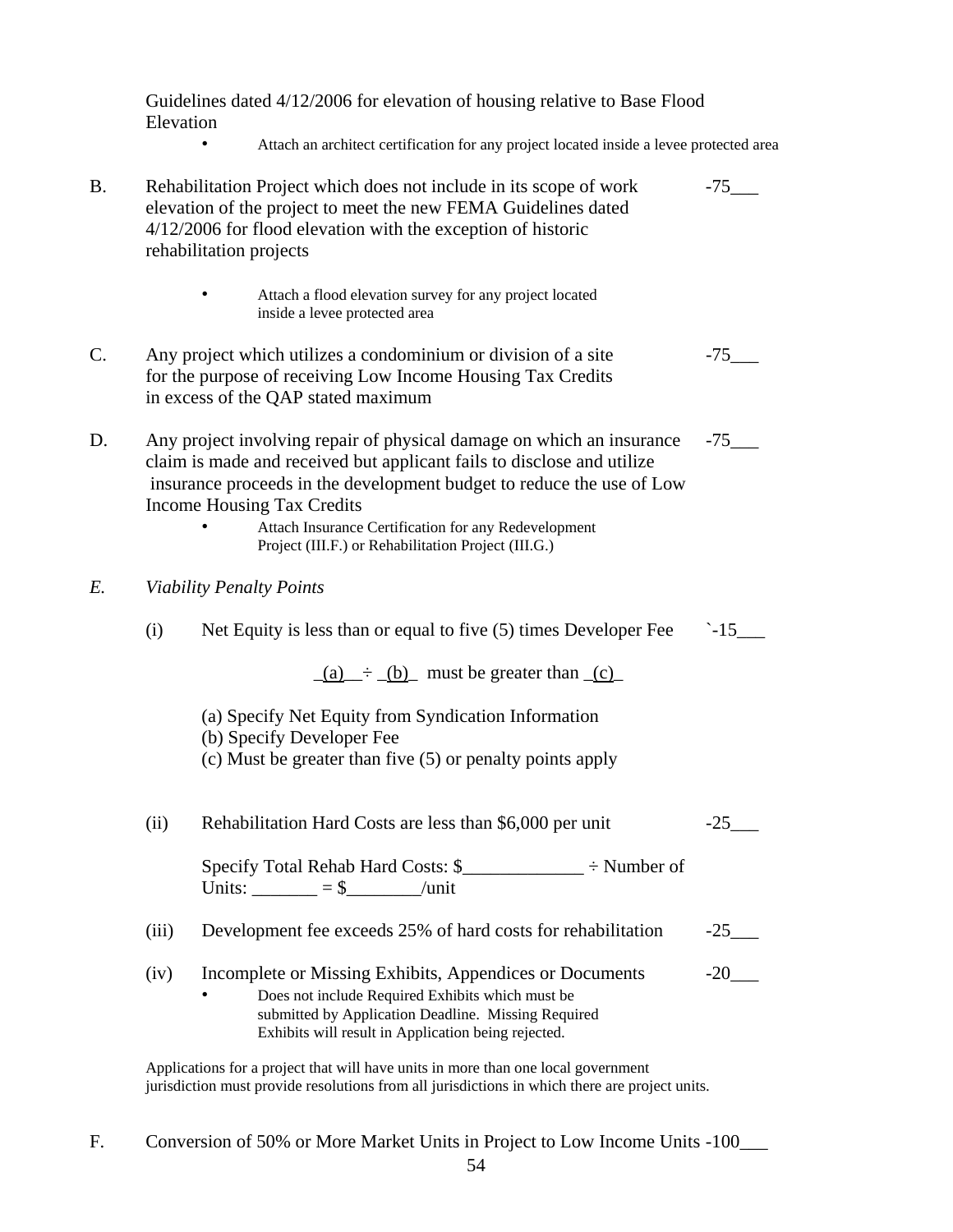Guidelines dated 4/12/2006 for elevation of housing relative to Base Flood Elevation

- Attach an architect certification for any project located inside a levee protected area

B. Rehabilitation Project which does not include in its scope of work elevation of the project to meet the new FEMA Guidelines dated 4/12/2006 for flood elevation with the exception of historic rehabilitation projects -75___

- Attach a flood elevation survey for any project located inside a levee protected area

C. Any project which utilizes a condominium or division of a site for the purpose of receiving Low Income Housing Tax Credits in excess of the QAP stated maximum -75___

D. Any project involving repair of physical damage on which an insurance claim is made and received but applicant fails to disclose and utilize insurance proceeds in the development budget to reduce the use of Low Income Housing Tax Credits -75___

- Attach Insurance Certification for any Redevelopment Project (III.F.) or Rehabilitation Project (III.G.)

*E. Viability Penalty Points*

(i) Net Equity is less than or equal to five (5) times Developer Fee `-15___

_(a)__÷ _(b)_ must be greater than _(c)_

(a) Specify Net Equity from Syndication Information
(b) Specify Developer Fee
(c) Must be greater than five (5) or penalty points apply

(ii) Rehabilitation Hard Costs are less than $6,000 per unit -25___

Specify Total Rehab Hard Costs: $_____________ ÷ Number of Units: _______ = $________/unit

(iii) Development fee exceeds 25% of hard costs for rehabilitation -25___

(iv) Incomplete or Missing Exhibits, Appendices or Documents -20___

- Does not include Required Exhibits which must be submitted by Application Deadline. Missing Required Exhibits will result in Application being rejected.

Applications for a project that will have units in more than one local government jurisdiction must provide resolutions from all jurisdictions in which there are project units.

F. Conversion of 50% or More Market Units in Project to Low Income Units -100___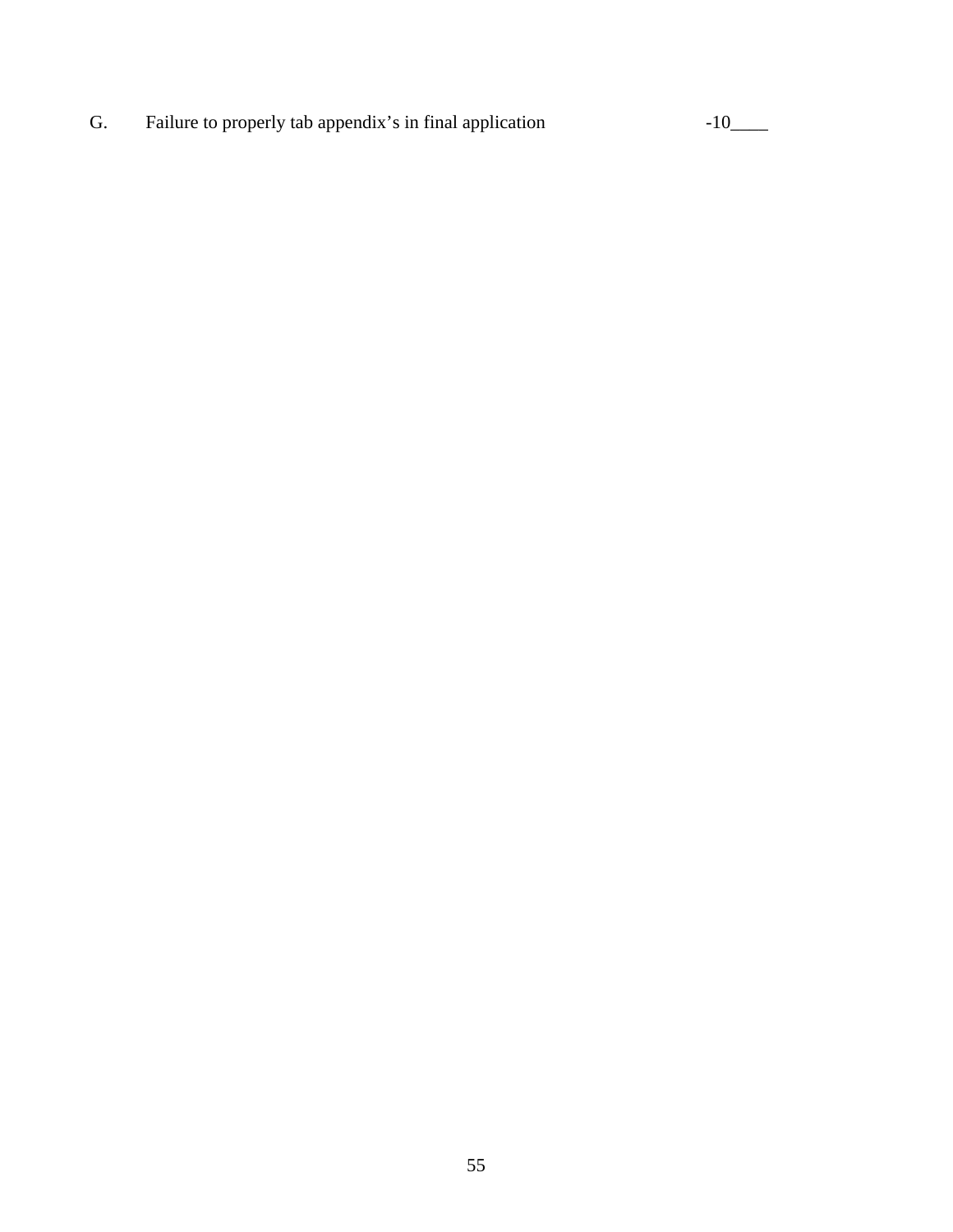G. Failure to properly tab appendix's in final application -10____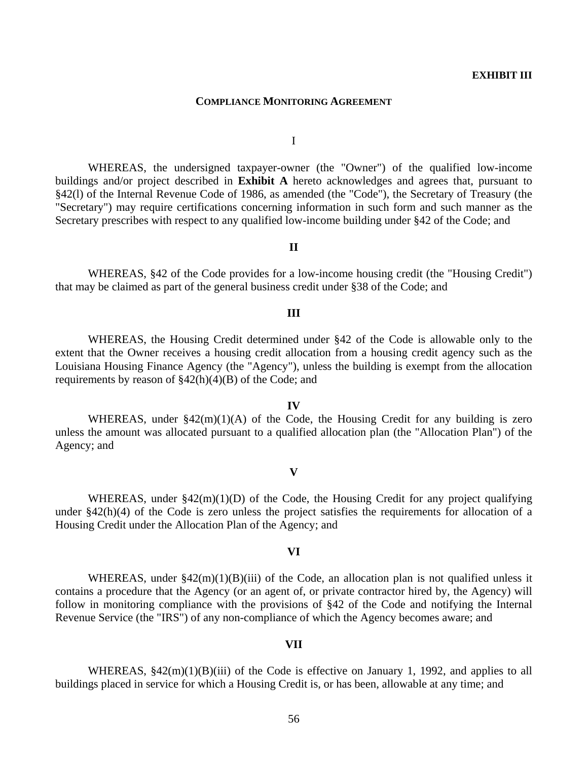**EXHIBIT III**

## COMPLIANCE MONITORING AGREEMENT

I

WHEREAS, the undersigned taxpayer-owner (the "Owner") of the qualified low-income buildings and/or project described in **Exhibit A** hereto acknowledges and agrees that, pursuant to §42(l) of the Internal Revenue Code of 1986, as amended (the "Code"), the Secretary of Treasury (the "Secretary") may require certifications concerning information in such form and such manner as the Secretary prescribes with respect to any qualified low-income building under §42 of the Code; and

**II**

WHEREAS, §42 of the Code provides for a low-income housing credit (the "Housing Credit") that may be claimed as part of the general business credit under §38 of the Code; and

**III**

WHEREAS, the Housing Credit determined under §42 of the Code is allowable only to the extent that the Owner receives a housing credit allocation from a housing credit agency such as the Louisiana Housing Finance Agency (the "Agency"), unless the building is exempt from the allocation requirements by reason of §42(h)(4)(B) of the Code; and

**IV**

WHEREAS, under §42(m)(1)(A) of the Code, the Housing Credit for any building is zero unless the amount was allocated pursuant to a qualified allocation plan (the "Allocation Plan") of the Agency; and

**V**

WHEREAS, under §42(m)(1)(D) of the Code, the Housing Credit for any project qualifying under §42(h)(4) of the Code is zero unless the project satisfies the requirements for allocation of a Housing Credit under the Allocation Plan of the Agency; and

**VI**

WHEREAS, under §42(m)(1)(B)(iii) of the Code, an allocation plan is not qualified unless it contains a procedure that the Agency (or an agent of, or private contractor hired by, the Agency) will follow in monitoring compliance with the provisions of §42 of the Code and notifying the Internal Revenue Service (the "IRS") of any non-compliance of which the Agency becomes aware; and

**VII**

WHEREAS, §42(m)(1)(B)(iii) of the Code is effective on January 1, 1992, and applies to all buildings placed in service for which a Housing Credit is, or has been, allowable at any time; and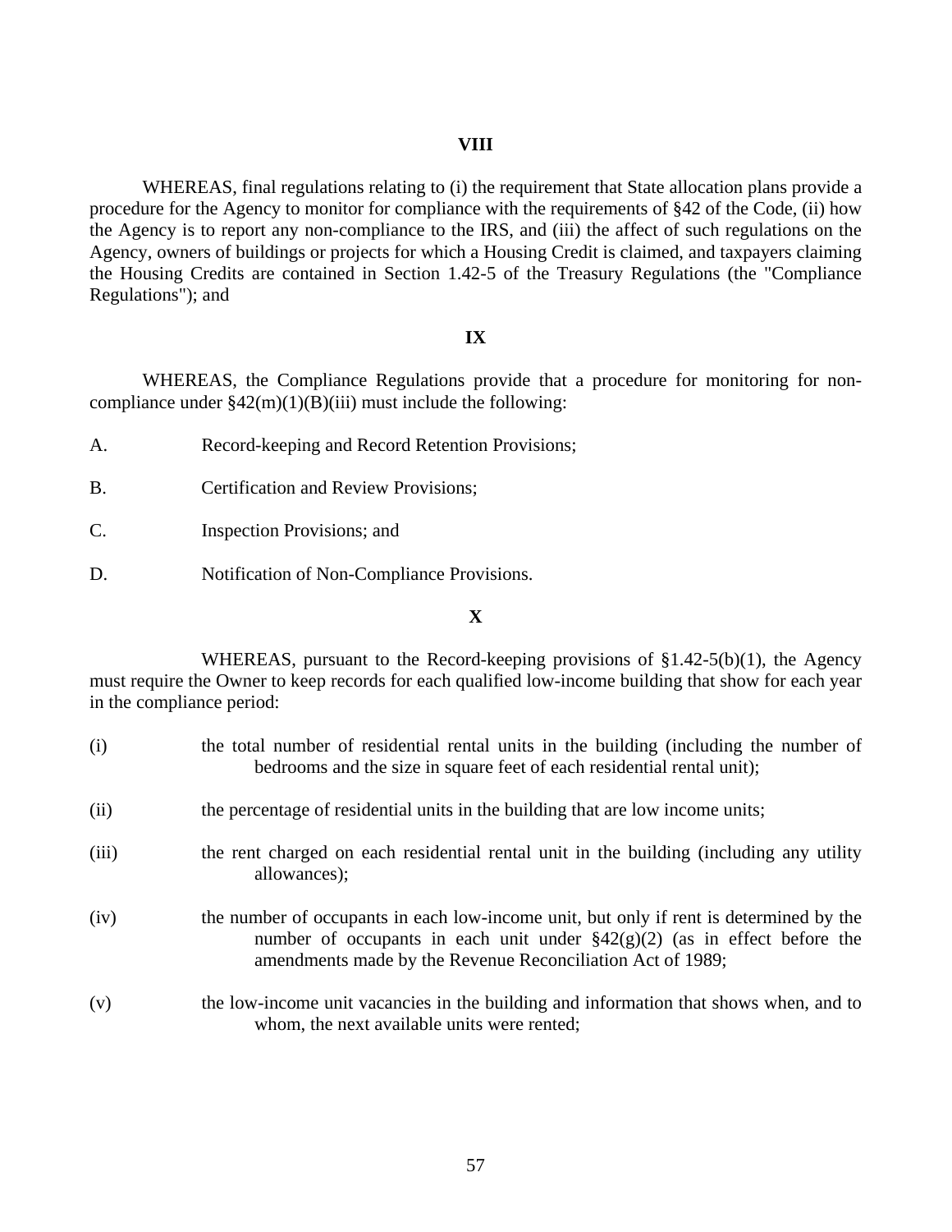**VIII**

WHEREAS, final regulations relating to (i) the requirement that State allocation plans provide a procedure for the Agency to monitor for compliance with the requirements of §42 of the Code, (ii) how the Agency is to report any non-compliance to the IRS, and (iii) the affect of such regulations on the Agency, owners of buildings or projects for which a Housing Credit is claimed, and taxpayers claiming the Housing Credits are contained in Section 1.42-5 of the Treasury Regulations (the "Compliance Regulations"); and

**IX**

WHEREAS, the Compliance Regulations provide that a procedure for monitoring for non-compliance under §42(m)(1)(B)(iii) must include the following:

A. Record-keeping and Record Retention Provisions;

B. Certification and Review Provisions;

C. Inspection Provisions; and

D. Notification of Non-Compliance Provisions.

**X**

WHEREAS, pursuant to the Record-keeping provisions of §1.42-5(b)(1), the Agency must require the Owner to keep records for each qualified low-income building that show for each year in the compliance period:

(i) the total number of residential rental units in the building (including the number of bedrooms and the size in square feet of each residential rental unit);

(ii) the percentage of residential units in the building that are low income units;

(iii) the rent charged on each residential rental unit in the building (including any utility allowances);

(iv) the number of occupants in each low-income unit, but only if rent is determined by the number of occupants in each unit under §42(g)(2) (as in effect before the amendments made by the Revenue Reconciliation Act of 1989;

(v) the low-income unit vacancies in the building and information that shows when, and to whom, the next available units were rented;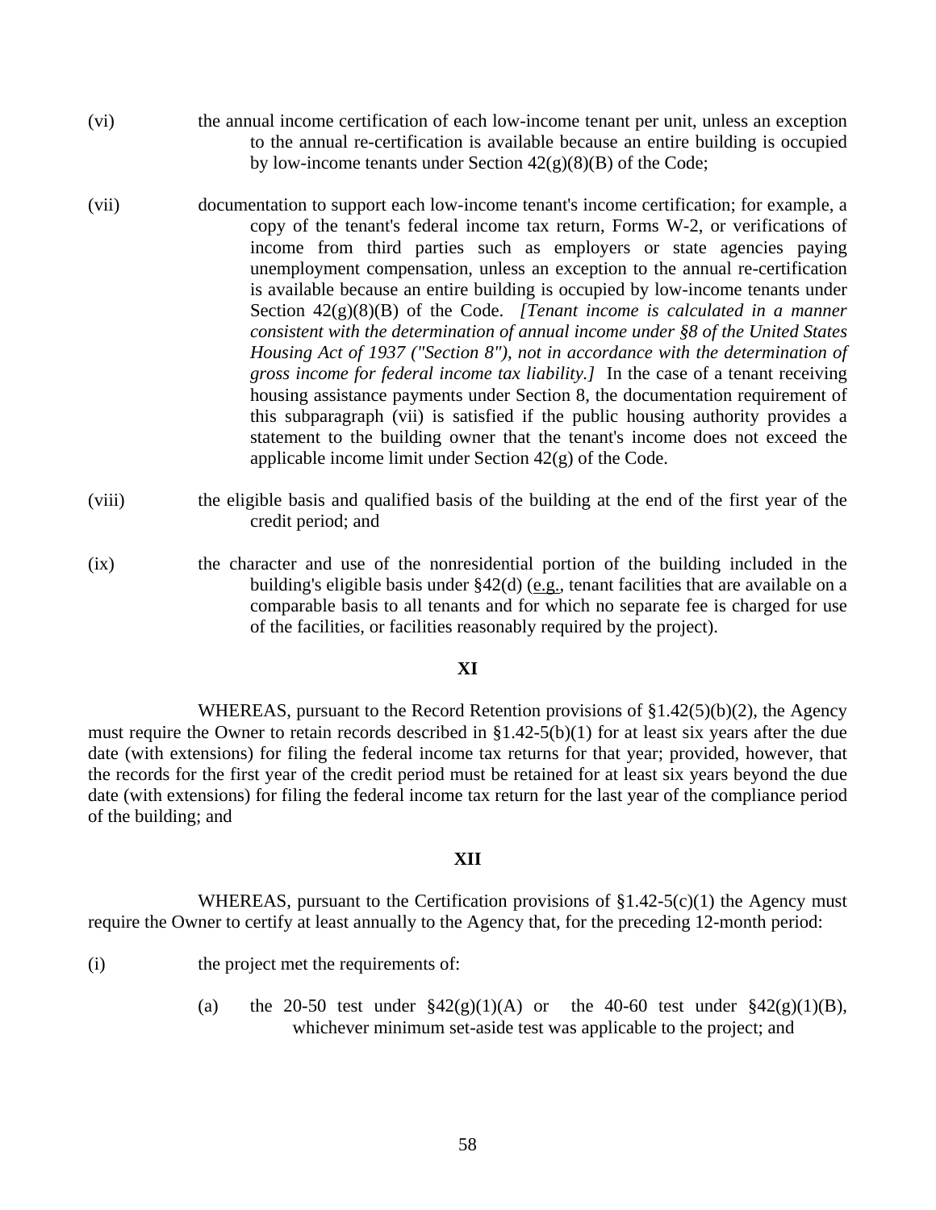(vi) the annual income certification of each low-income tenant per unit, unless an exception to the annual re-certification is available because an entire building is occupied by low-income tenants under Section 42(g)(8)(B) of the Code;

(vii) documentation to support each low-income tenant's income certification; for example, a copy of the tenant's federal income tax return, Forms W-2, or verifications of income from third parties such as employers or state agencies paying unemployment compensation, unless an exception to the annual re-certification is available because an entire building is occupied by low-income tenants under Section 42(g)(8)(B) of the Code. *[Tenant income is calculated in a manner consistent with the determination of annual income under §8 of the United States Housing Act of 1937 ("Section 8"), not in accordance with the determination of gross income for federal income tax liability.]* In the case of a tenant receiving housing assistance payments under Section 8, the documentation requirement of this subparagraph (vii) is satisfied if the public housing authority provides a statement to the building owner that the tenant's income does not exceed the applicable income limit under Section 42(g) of the Code.

(viii) the eligible basis and qualified basis of the building at the end of the first year of the credit period; and

(ix) the character and use of the nonresidential portion of the building included in the building's eligible basis under §42(d) (e.g., tenant facilities that are available on a comparable basis to all tenants and for which no separate fee is charged for use of the facilities, or facilities reasonably required by the project).

**XI**

WHEREAS, pursuant to the Record Retention provisions of §1.42(5)(b)(2), the Agency must require the Owner to retain records described in §1.42-5(b)(1) for at least six years after the due date (with extensions) for filing the federal income tax returns for that year; provided, however, that the records for the first year of the credit period must be retained for at least six years beyond the due date (with extensions) for filing the federal income tax return for the last year of the compliance period of the building; and

**XII**

WHEREAS, pursuant to the Certification provisions of §1.42-5(c)(1) the Agency must require the Owner to certify at least annually to the Agency that, for the preceding 12-month period:

(i) the project met the requirements of:

(a) the 20-50 test under §42(g)(1)(A) or the 40-60 test under §42(g)(1)(B), whichever minimum set-aside test was applicable to the project; and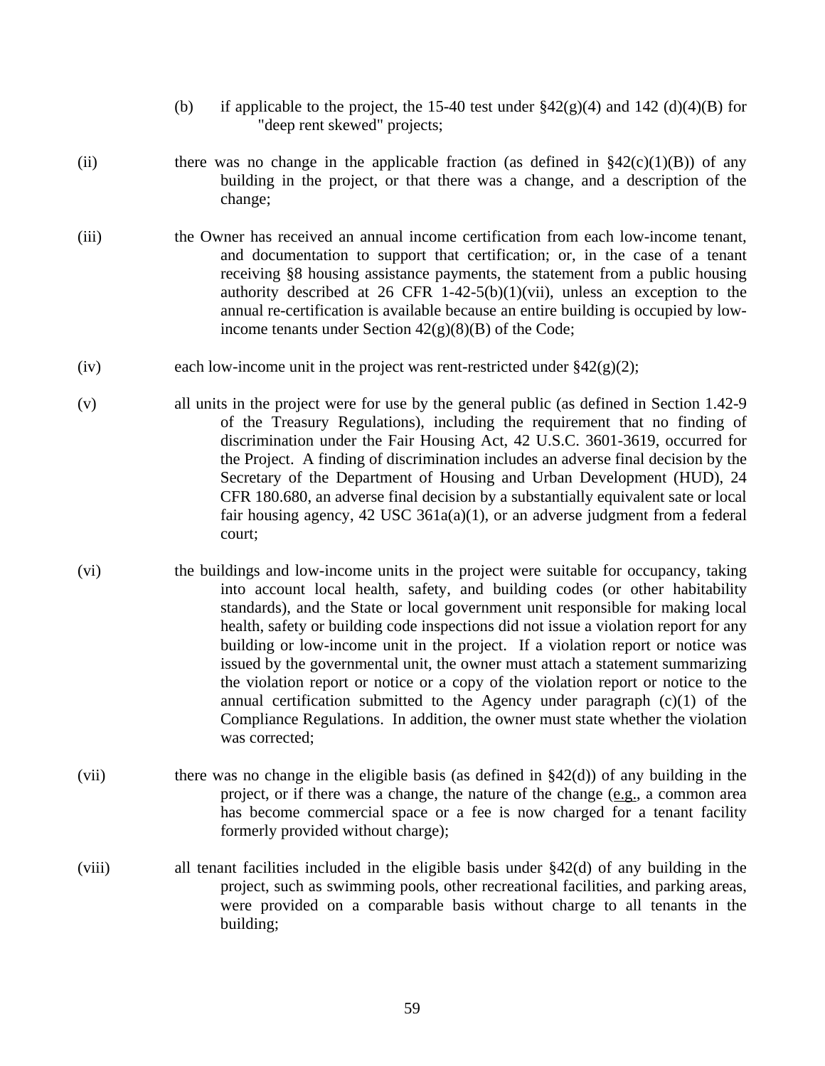(b) if applicable to the project, the 15-40 test under §42(g)(4) and 142 (d)(4)(B) for "deep rent skewed" projects;

(ii) there was no change in the applicable fraction (as defined in §42(c)(1)(B)) of any building in the project, or that there was a change, and a description of the change;

(iii) the Owner has received an annual income certification from each low-income tenant, and documentation to support that certification; or, in the case of a tenant receiving §8 housing assistance payments, the statement from a public housing authority described at 26 CFR 1-42-5(b)(1)(vii), unless an exception to the annual re-certification is available because an entire building is occupied by low-income tenants under Section 42(g)(8)(B) of the Code;

(iv) each low-income unit in the project was rent-restricted under §42(g)(2);

(v) all units in the project were for use by the general public (as defined in Section 1.42-9 of the Treasury Regulations), including the requirement that no finding of discrimination under the Fair Housing Act, 42 U.S.C. 3601-3619, occurred for the Project. A finding of discrimination includes an adverse final decision by the Secretary of the Department of Housing and Urban Development (HUD), 24 CFR 180.680, an adverse final decision by a substantially equivalent sate or local fair housing agency, 42 USC 361a(a)(1), or an adverse judgment from a federal court;

(vi) the buildings and low-income units in the project were suitable for occupancy, taking into account local health, safety, and building codes (or other habitability standards), and the State or local government unit responsible for making local health, safety or building code inspections did not issue a violation report for any building or low-income unit in the project. If a violation report or notice was issued by the governmental unit, the owner must attach a statement summarizing the violation report or notice or a copy of the violation report or notice to the annual certification submitted to the Agency under paragraph (c)(1) of the Compliance Regulations. In addition, the owner must state whether the violation was corrected;

(vii) there was no change in the eligible basis (as defined in §42(d)) of any building in the project, or if there was a change, the nature of the change (e.g., a common area has become commercial space or a fee is now charged for a tenant facility formerly provided without charge);

(viii) all tenant facilities included in the eligible basis under §42(d) of any building in the project, such as swimming pools, other recreational facilities, and parking areas, were provided on a comparable basis without charge to all tenants in the building;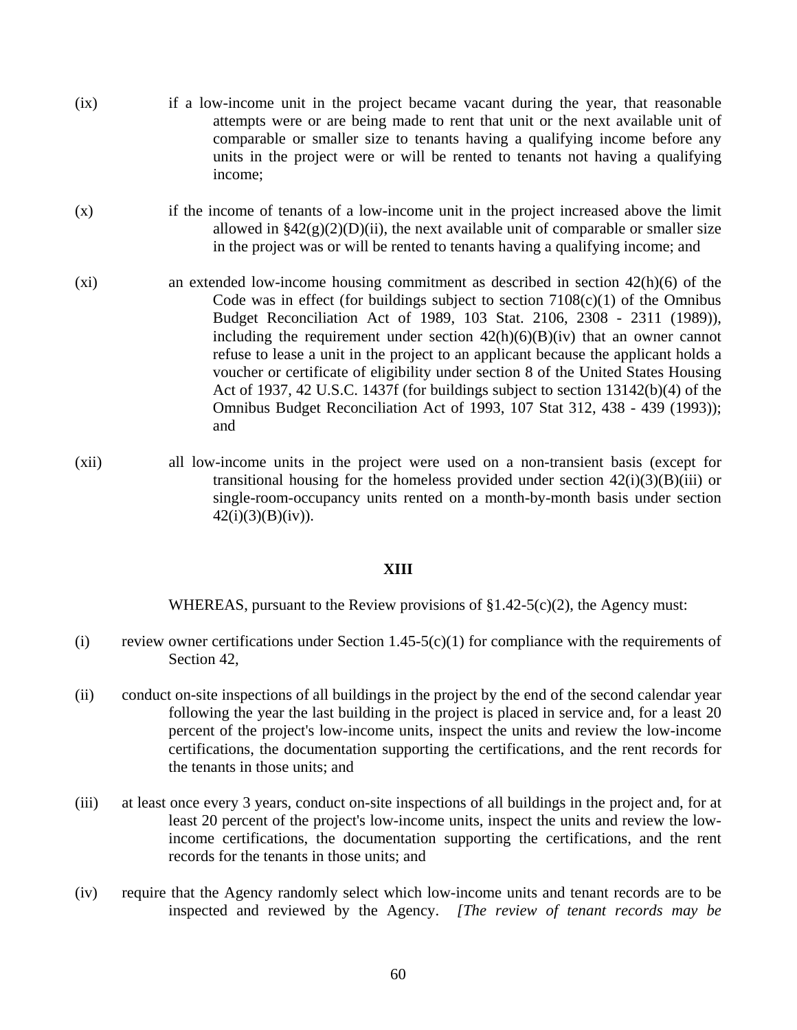(ix) if a low-income unit in the project became vacant during the year, that reasonable attempts were or are being made to rent that unit or the next available unit of comparable or smaller size to tenants having a qualifying income before any units in the project were or will be rented to tenants not having a qualifying income;

(x) if the income of tenants of a low-income unit in the project increased above the limit allowed in §42(g)(2)(D)(ii), the next available unit of comparable or smaller size in the project was or will be rented to tenants having a qualifying income; and

(xi) an extended low-income housing commitment as described in section 42(h)(6) of the Code was in effect (for buildings subject to section 7108(c)(1) of the Omnibus Budget Reconciliation Act of 1989, 103 Stat. 2106, 2308 - 2311 (1989)), including the requirement under section 42(h)(6)(B)(iv) that an owner cannot refuse to lease a unit in the project to an applicant because the applicant holds a voucher or certificate of eligibility under section 8 of the United States Housing Act of 1937, 42 U.S.C. 1437f (for buildings subject to section 13142(b)(4) of the Omnibus Budget Reconciliation Act of 1993, 107 Stat 312, 438 - 439 (1993)); and

(xii) all low-income units in the project were used on a non-transient basis (except for transitional housing for the homeless provided under section 42(i)(3)(B)(iii) or single-room-occupancy units rented on a month-by-month basis under section 42(i)(3)(B)(iv)).

**XIII**

WHEREAS, pursuant to the Review provisions of §1.42-5(c)(2), the Agency must:

(i) review owner certifications under Section 1.45-5(c)(1) for compliance with the requirements of Section 42,

(ii) conduct on-site inspections of all buildings in the project by the end of the second calendar year following the year the last building in the project is placed in service and, for a least 20 percent of the project's low-income units, inspect the units and review the low-income certifications, the documentation supporting the certifications, and the rent records for the tenants in those units; and

(iii) at least once every 3 years, conduct on-site inspections of all buildings in the project and, for at least 20 percent of the project's low-income units, inspect the units and review the low-income certifications, the documentation supporting the certifications, and the rent records for the tenants in those units; and

(iv) require that the Agency randomly select which low-income units and tenant records are to be inspected and reviewed by the Agency. *[The review of tenant records may be*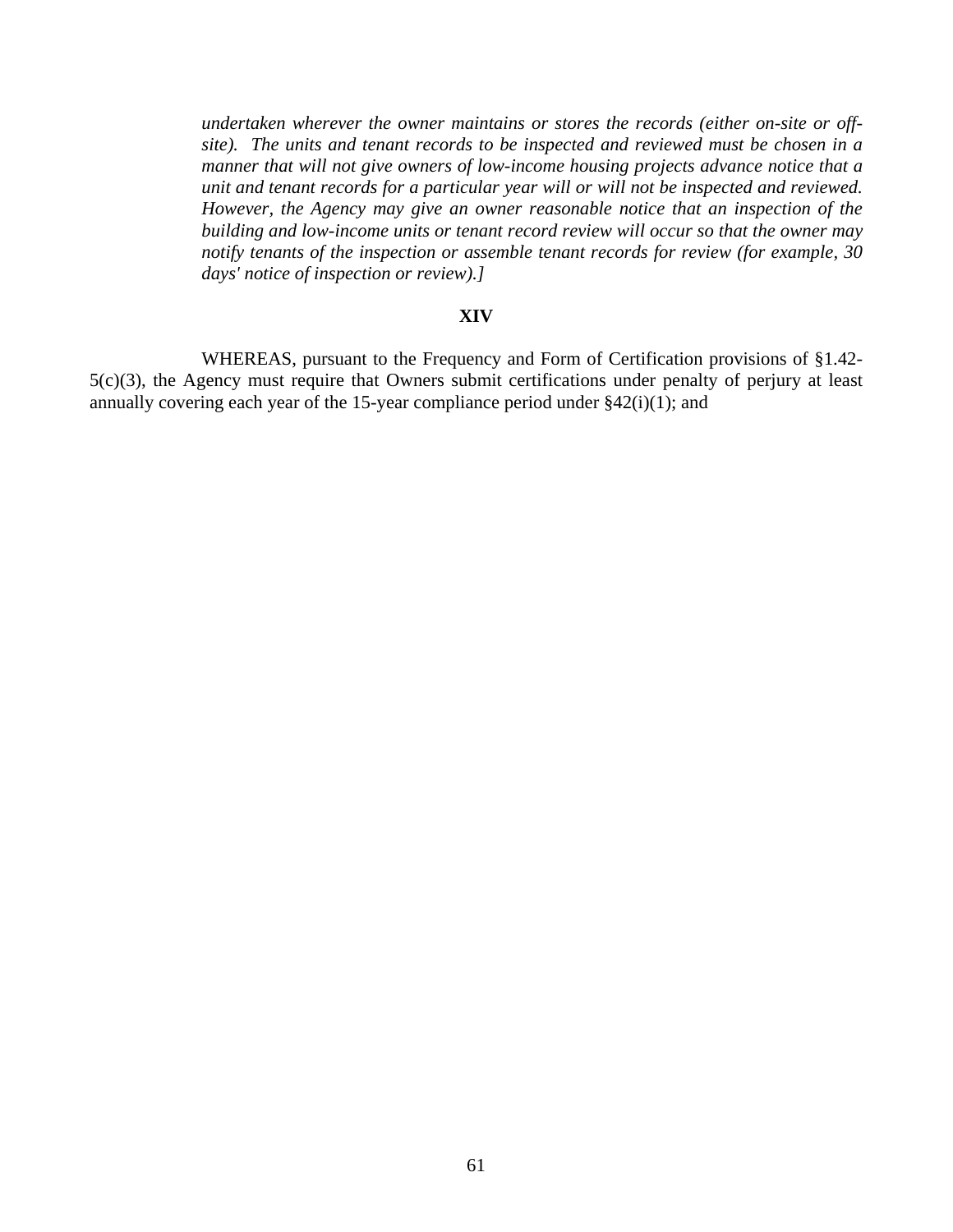*undertaken wherever the owner maintains or stores the records (either on-site or off-site). The units and tenant records to be inspected and reviewed must be chosen in a manner that will not give owners of low-income housing projects advance notice that a unit and tenant records for a particular year will or will not be inspected and reviewed. However, the Agency may give an owner reasonable notice that an inspection of the building and low-income units or tenant record review will occur so that the owner may notify tenants of the inspection or assemble tenant records for review (for example, 30 days' notice of inspection or review).]*

**XIV**

WHEREAS, pursuant to the Frequency and Form of Certification provisions of §1.42-5(c)(3), the Agency must require that Owners submit certifications under penalty of perjury at least annually covering each year of the 15-year compliance period under §42(i)(1); and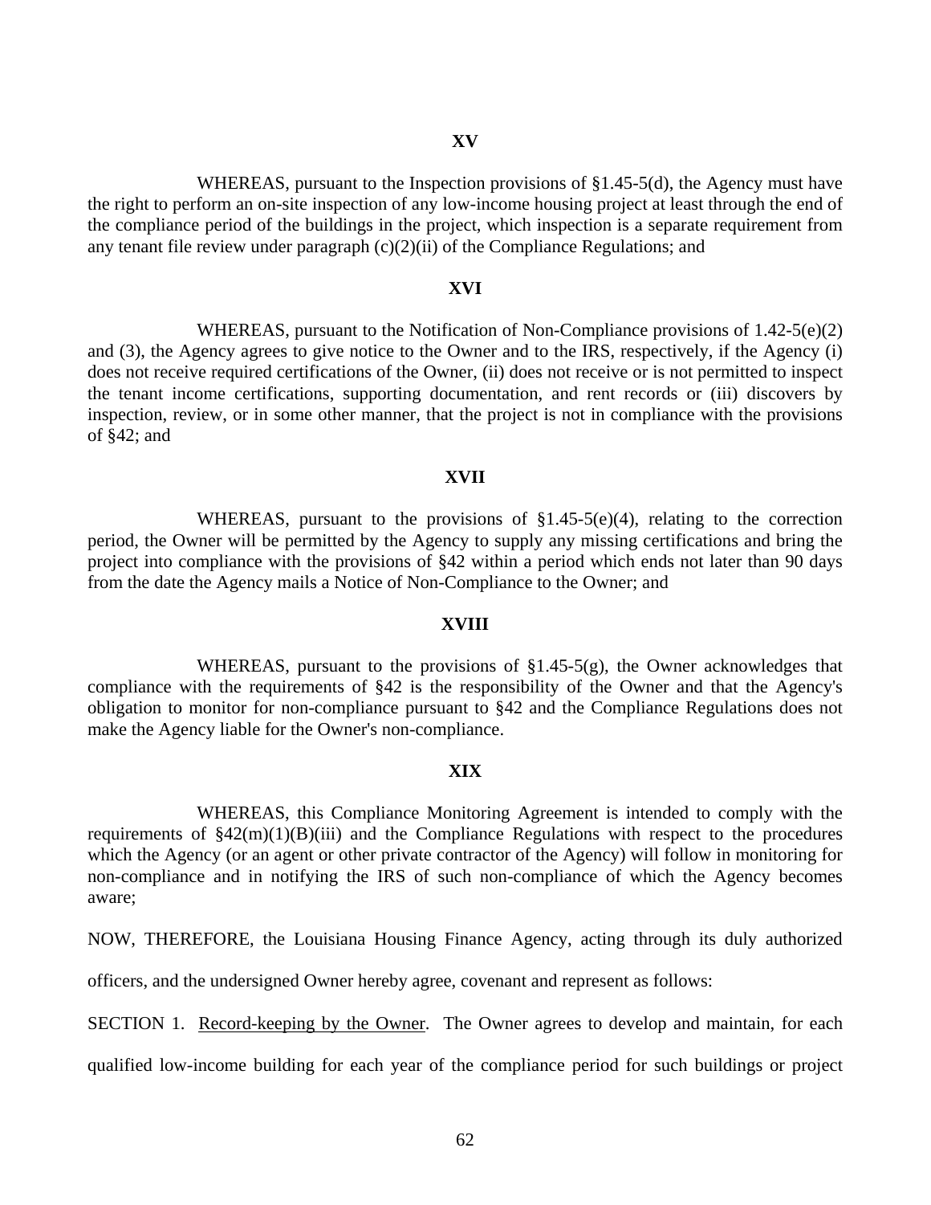**XV**

WHEREAS, pursuant to the Inspection provisions of §1.45-5(d), the Agency must have the right to perform an on-site inspection of any low-income housing project at least through the end of the compliance period of the buildings in the project, which inspection is a separate requirement from any tenant file review under paragraph (c)(2)(ii) of the Compliance Regulations; and

**XVI**

WHEREAS, pursuant to the Notification of Non-Compliance provisions of 1.42-5(e)(2) and (3), the Agency agrees to give notice to the Owner and to the IRS, respectively, if the Agency (i) does not receive required certifications of the Owner, (ii) does not receive or is not permitted to inspect the tenant income certifications, supporting documentation, and rent records or (iii) discovers by inspection, review, or in some other manner, that the project is not in compliance with the provisions of §42; and

**XVII**

WHEREAS, pursuant to the provisions of §1.45-5(e)(4), relating to the correction period, the Owner will be permitted by the Agency to supply any missing certifications and bring the project into compliance with the provisions of §42 within a period which ends not later than 90 days from the date the Agency mails a Notice of Non-Compliance to the Owner; and

**XVIII**

WHEREAS, pursuant to the provisions of §1.45-5(g), the Owner acknowledges that compliance with the requirements of §42 is the responsibility of the Owner and that the Agency's obligation to monitor for non-compliance pursuant to §42 and the Compliance Regulations does not make the Agency liable for the Owner's non-compliance.

**XIX**

WHEREAS, this Compliance Monitoring Agreement is intended to comply with the requirements of §42(m)(1)(B)(iii) and the Compliance Regulations with respect to the procedures which the Agency (or an agent or other private contractor of the Agency) will follow in monitoring for non-compliance and in notifying the IRS of such non-compliance of which the Agency becomes aware;

NOW, THEREFORE, the Louisiana Housing Finance Agency, acting through its duly authorized officers, and the undersigned Owner hereby agree, covenant and represent as follows:

SECTION 1. Record-keeping by the Owner. The Owner agrees to develop and maintain, for each qualified low-income building for each year of the compliance period for such buildings or project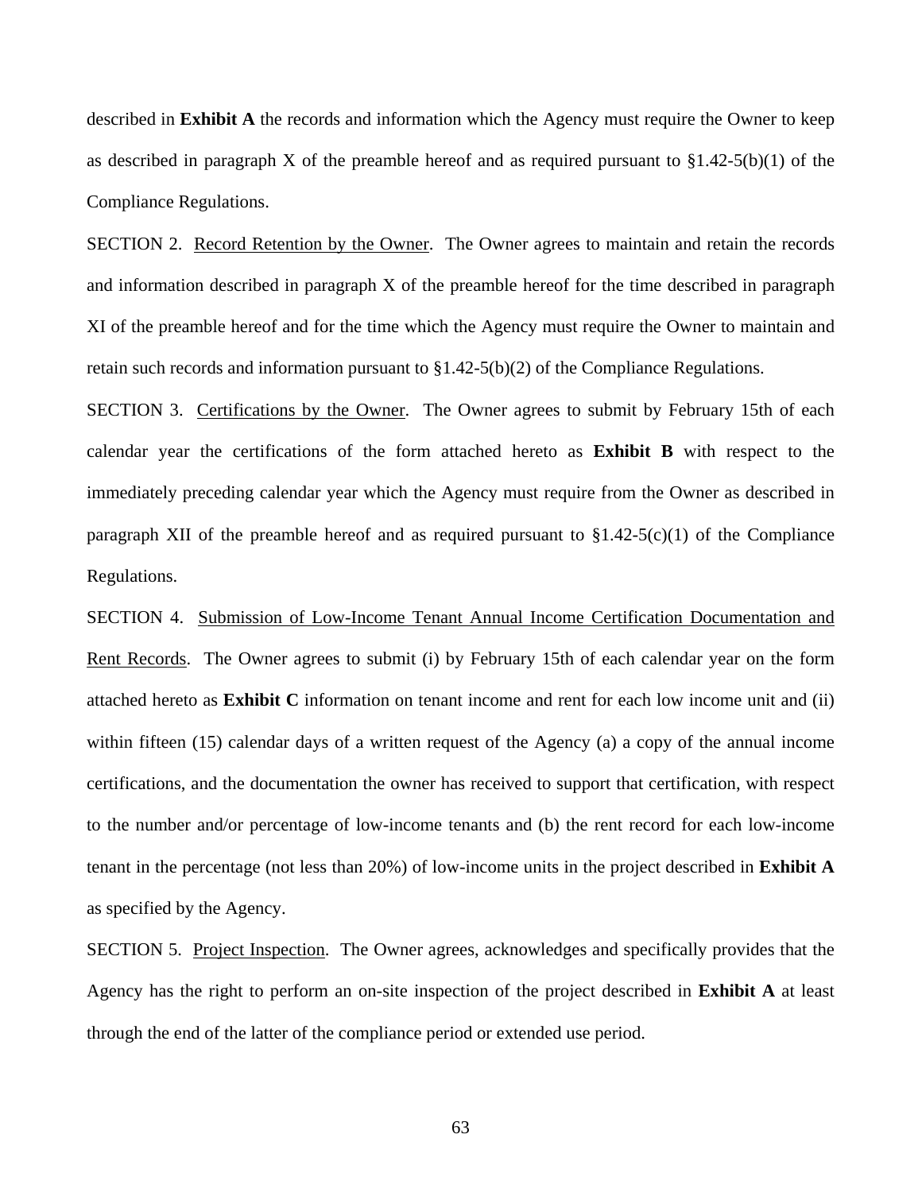described in **Exhibit A** the records and information which the Agency must require the Owner to keep as described in paragraph X of the preamble hereof and as required pursuant to §1.42-5(b)(1) of the Compliance Regulations.

SECTION 2. Record Retention by the Owner. The Owner agrees to maintain and retain the records and information described in paragraph X of the preamble hereof for the time described in paragraph XI of the preamble hereof and for the time which the Agency must require the Owner to maintain and retain such records and information pursuant to §1.42-5(b)(2) of the Compliance Regulations.

SECTION 3. Certifications by the Owner. The Owner agrees to submit by February 15th of each calendar year the certifications of the form attached hereto as **Exhibit B** with respect to the immediately preceding calendar year which the Agency must require from the Owner as described in paragraph XII of the preamble hereof and as required pursuant to §1.42-5(c)(1) of the Compliance Regulations.

SECTION 4. Submission of Low-Income Tenant Annual Income Certification Documentation and Rent Records. The Owner agrees to submit (i) by February 15th of each calendar year on the form attached hereto as **Exhibit C** information on tenant income and rent for each low income unit and (ii) within fifteen (15) calendar days of a written request of the Agency (a) a copy of the annual income certifications, and the documentation the owner has received to support that certification, with respect to the number and/or percentage of low-income tenants and (b) the rent record for each low-income tenant in the percentage (not less than 20%) of low-income units in the project described in **Exhibit A** as specified by the Agency.

SECTION 5. Project Inspection. The Owner agrees, acknowledges and specifically provides that the Agency has the right to perform an on-site inspection of the project described in **Exhibit A** at least through the end of the latter of the compliance period or extended use period.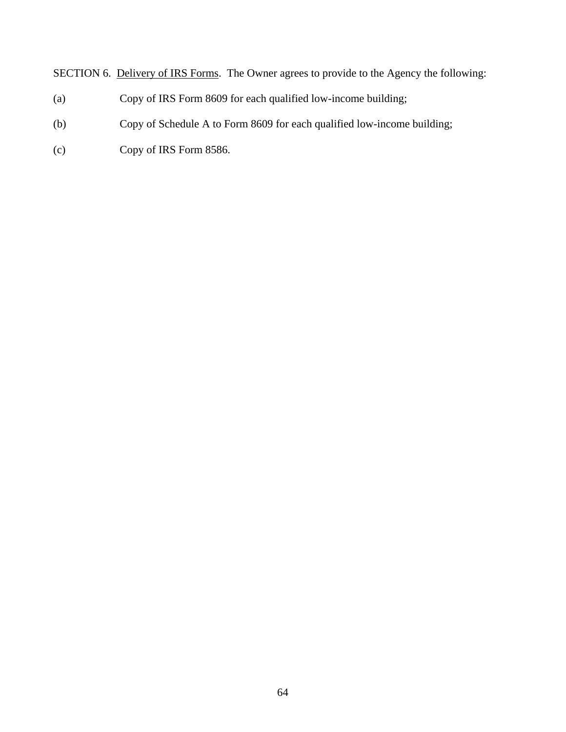SECTION 6. <u>Delivery of IRS Forms</u>. The Owner agrees to provide to the Agency the following:

(a) Copy of IRS Form 8609 for each qualified low-income building;

(b) Copy of Schedule A to Form 8609 for each qualified low-income building;

(c) Copy of IRS Form 8586.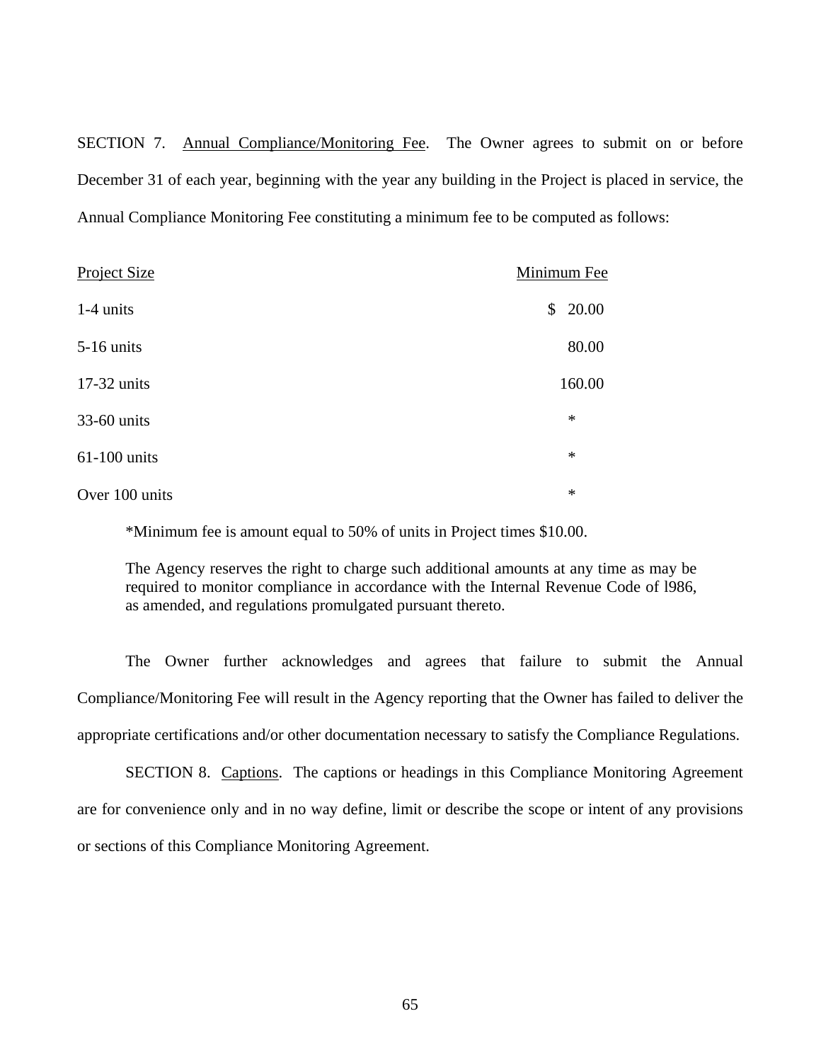SECTION 7. Annual Compliance/Monitoring Fee. The Owner agrees to submit on or before December 31 of each year, beginning with the year any building in the Project is placed in service, the Annual Compliance Monitoring Fee constituting a minimum fee to be computed as follows:

| Project Size | Minimum Fee |
|---|---|
| 1-4 units | $ 20.00 |
| 5-16 units | 80.00 |
| 17-32 units | 160.00 |
| 33-60 units | * |
| 61-100 units | * |
| Over 100 units | * |

*Minimum fee is amount equal to 50% of units in Project times $10.00.

The Agency reserves the right to charge such additional amounts at any time as may be required to monitor compliance in accordance with the Internal Revenue Code of l986, as amended, and regulations promulgated pursuant thereto.

The Owner further acknowledges and agrees that failure to submit the Annual Compliance/Monitoring Fee will result in the Agency reporting that the Owner has failed to deliver the appropriate certifications and/or other documentation necessary to satisfy the Compliance Regulations.

SECTION 8. Captions. The captions or headings in this Compliance Monitoring Agreement are for convenience only and in no way define, limit or describe the scope or intent of any provisions or sections of this Compliance Monitoring Agreement.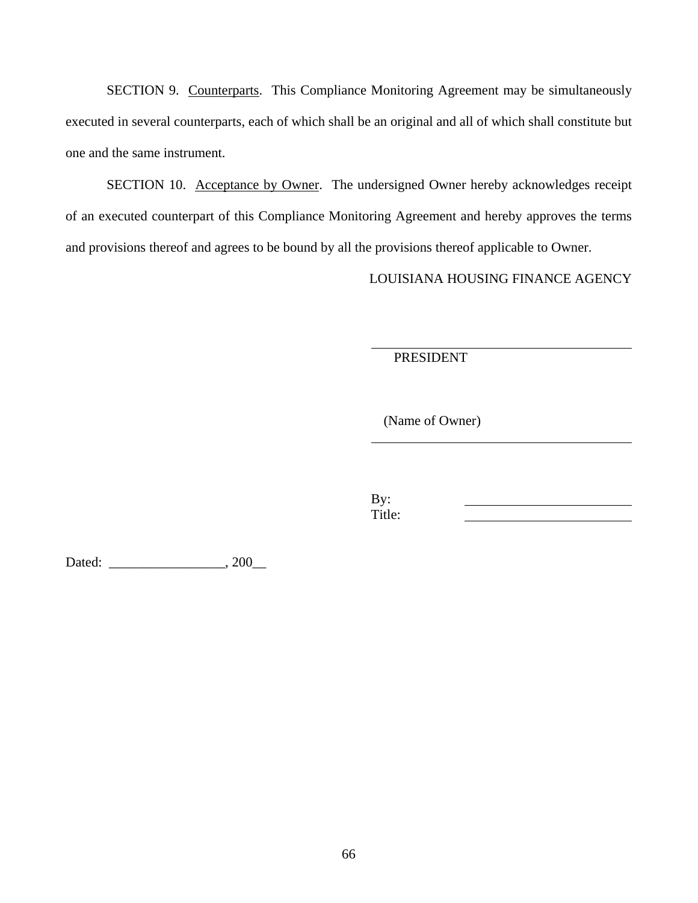SECTION 9. Counterparts. This Compliance Monitoring Agreement may be simultaneously executed in several counterparts, each of which shall be an original and all of which shall constitute but one and the same instrument.

SECTION 10. Acceptance by Owner. The undersigned Owner hereby acknowledges receipt of an executed counterpart of this Compliance Monitoring Agreement and hereby approves the terms and provisions thereof and agrees to be bound by all the provisions thereof applicable to Owner.

LOUISIANA HOUSING FINANCE AGENCY

\_\_\_\_\_\_\_\_\_\_\_\_\_\_\_\_\_\_\_\_\_\_\_\_\_\_\_\_\_\_\_\_\_\_\_\_
PRESIDENT

(Name of Owner)

\_\_\_\_\_\_\_\_\_\_\_\_\_\_\_\_\_\_\_\_\_\_\_\_\_\_\_\_\_\_\_\_\_\_\_\_

By: \_\_\_\_\_\_\_\_\_\_\_\_\_\_\_\_\_\_\_\_\_\_\_\_\_
Title: \_\_\_\_\_\_\_\_\_\_\_\_\_\_\_\_\_\_\_\_\_\_\_\_\_

Dated: \_\_\_\_\_\_\_\_\_\_\_\_\_\_\_\_\_, 200\_\_